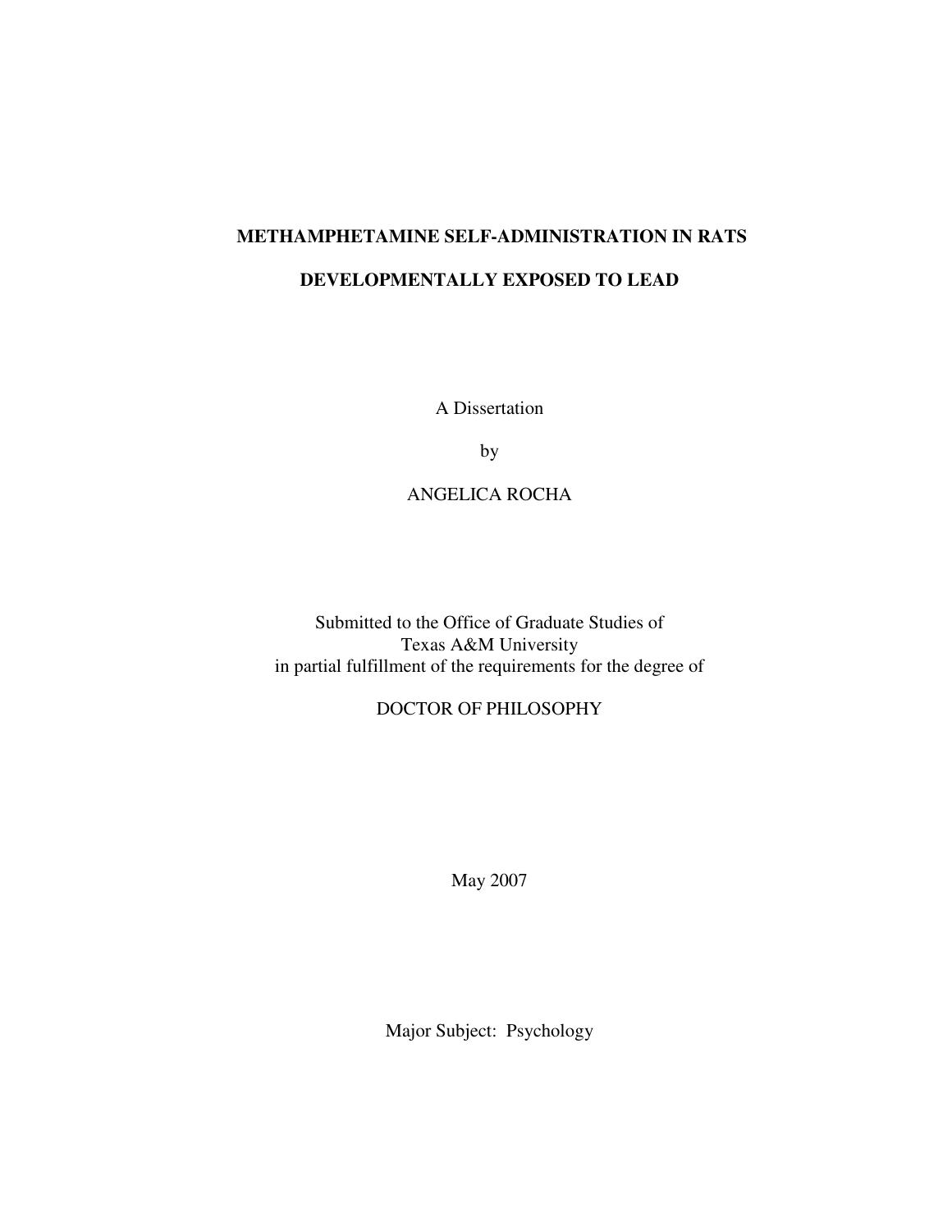# METHAMPHETAMINE SELF-ADMINISTRATION IN RATS DEVELOPMENTALLY EXPOSED TO LEAD

A Dissertation

by

ANGELICA ROCHA

Submitted to the Office of Graduate Studies of
Texas A&M University
in partial fulfillment of the requirements for the degree of

DOCTOR OF PHILOSOPHY

May 2007

Major Subject: Psychology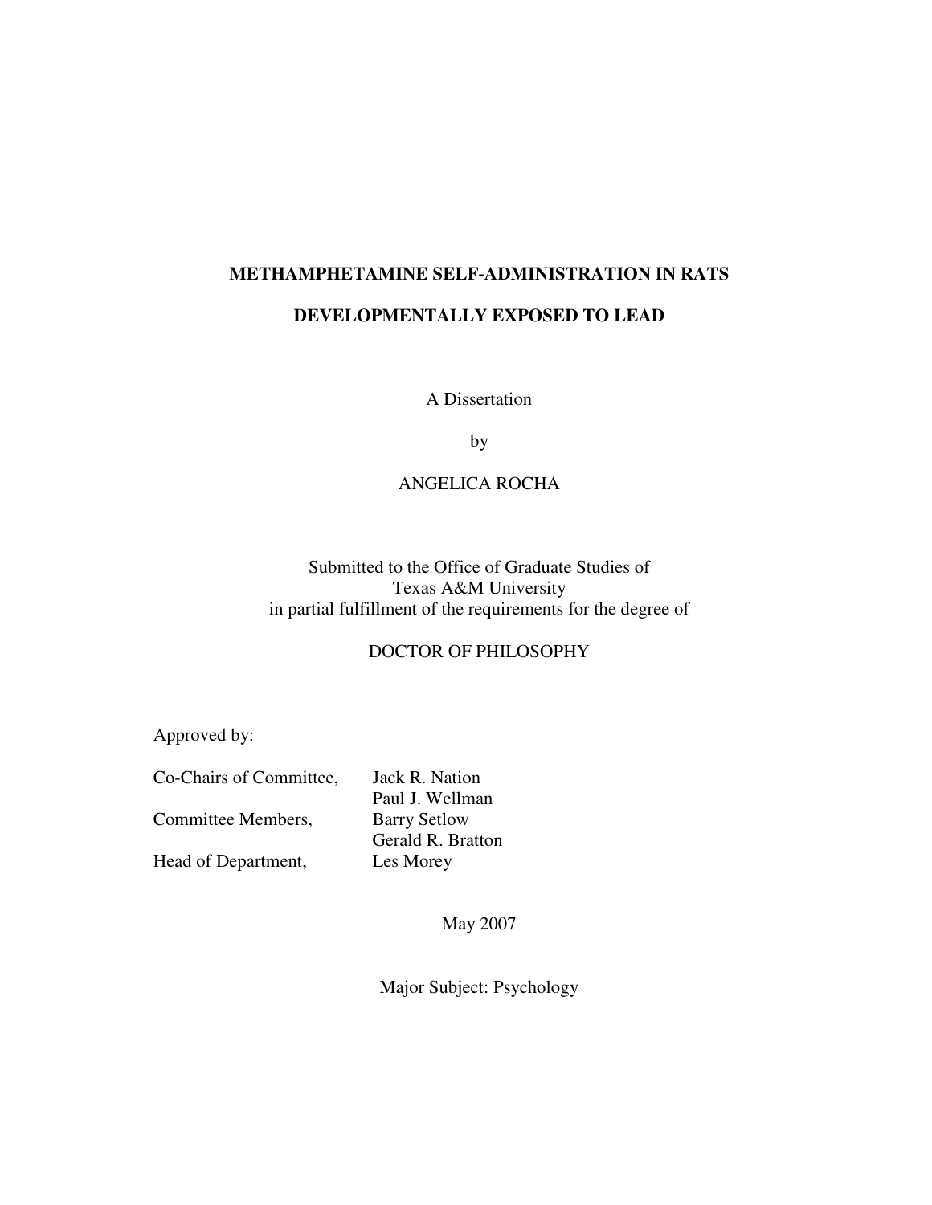**METHAMPHETAMINE SELF-ADMINISTRATION IN RATS**

**DEVELOPMENTALLY EXPOSED TO LEAD**

A Dissertation

by

ANGELICA ROCHA

Submitted to the Office of Graduate Studies of
Texas A&M University
in partial fulfillment of the requirements for the degree of

DOCTOR OF PHILOSOPHY

Approved by:

| | |
|---|---|
| Co-Chairs of Committee, | Jack R. Nation |
| | Paul J. Wellman |
| Committee Members, | Barry Setlow |
| | Gerald R. Bratton |
| Head of Department, | Les Morey |

May 2007

Major Subject: Psychology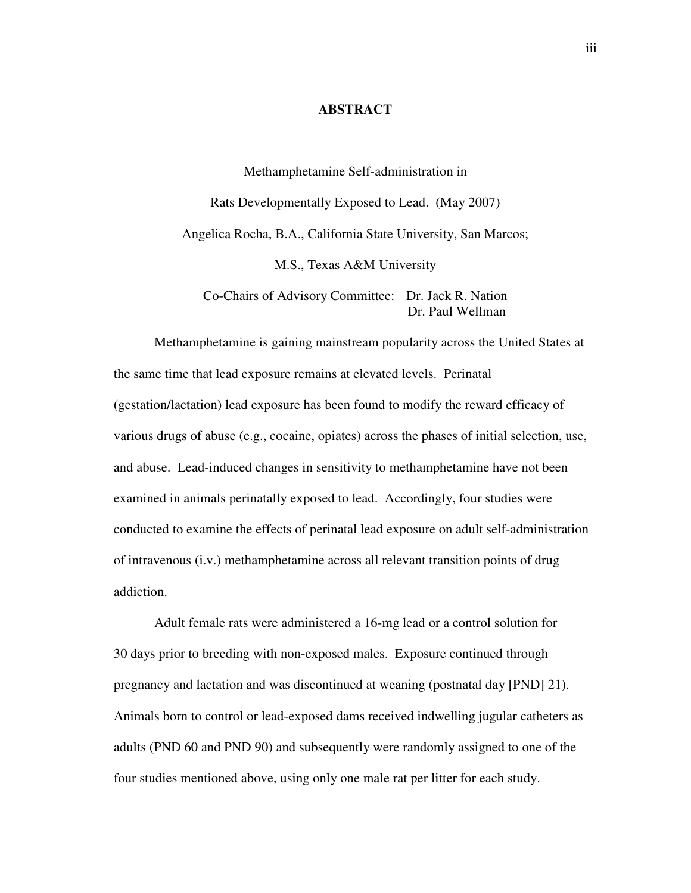# ABSTRACT

Methamphetamine Self-administration in

Rats Developmentally Exposed to Lead. (May 2007)

Angelica Rocha, B.A., California State University, San Marcos;

M.S., Texas A&M University

Co-Chairs of Advisory Committee: Dr. Jack R. Nation
Dr. Paul Wellman

Methamphetamine is gaining mainstream popularity across the United States at the same time that lead exposure remains at elevated levels. Perinatal (gestation/lactation) lead exposure has been found to modify the reward efficacy of various drugs of abuse (e.g., cocaine, opiates) across the phases of initial selection, use, and abuse. Lead-induced changes in sensitivity to methamphetamine have not been examined in animals perinatally exposed to lead. Accordingly, four studies were conducted to examine the effects of perinatal lead exposure on adult self-administration of intravenous (i.v.) methamphetamine across all relevant transition points of drug addiction.

Adult female rats were administered a 16-mg lead or a control solution for 30 days prior to breeding with non-exposed males. Exposure continued through pregnancy and lactation and was discontinued at weaning (postnatal day [PND] 21). Animals born to control or lead-exposed dams received indwelling jugular catheters as adults (PND 60 and PND 90) and subsequently were randomly assigned to one of the four studies mentioned above, using only one male rat per litter for each study.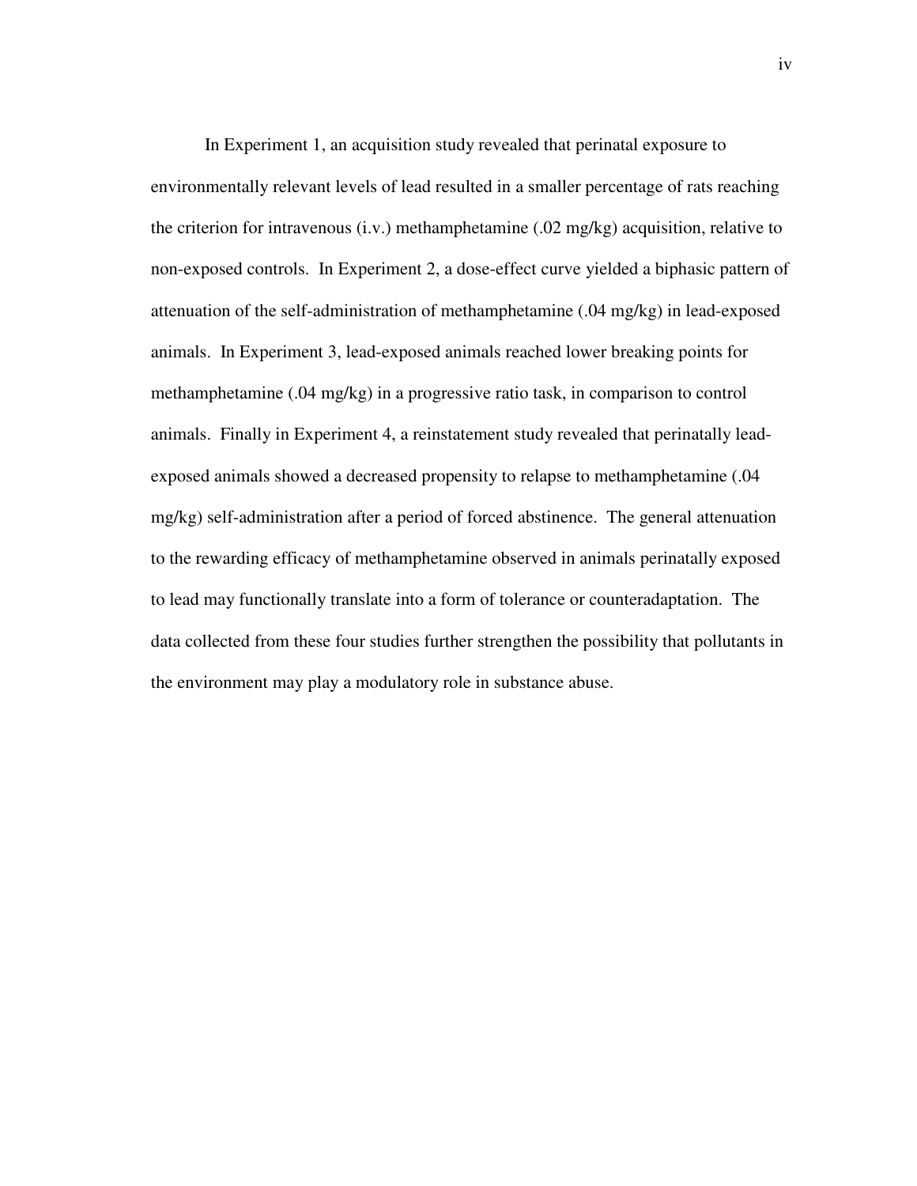In Experiment 1, an acquisition study revealed that perinatal exposure to environmentally relevant levels of lead resulted in a smaller percentage of rats reaching the criterion for intravenous (i.v.) methamphetamine (.02 mg/kg) acquisition, relative to non-exposed controls. In Experiment 2, a dose-effect curve yielded a biphasic pattern of attenuation of the self-administration of methamphetamine (.04 mg/kg) in lead-exposed animals. In Experiment 3, lead-exposed animals reached lower breaking points for methamphetamine (.04 mg/kg) in a progressive ratio task, in comparison to control animals. Finally in Experiment 4, a reinstatement study revealed that perinatally lead-exposed animals showed a decreased propensity to relapse to methamphetamine (.04 mg/kg) self-administration after a period of forced abstinence. The general attenuation to the rewarding efficacy of methamphetamine observed in animals perinatally exposed to lead may functionally translate into a form of tolerance or counteradaptation. The data collected from these four studies further strengthen the possibility that pollutants in the environment may play a modulatory role in substance abuse.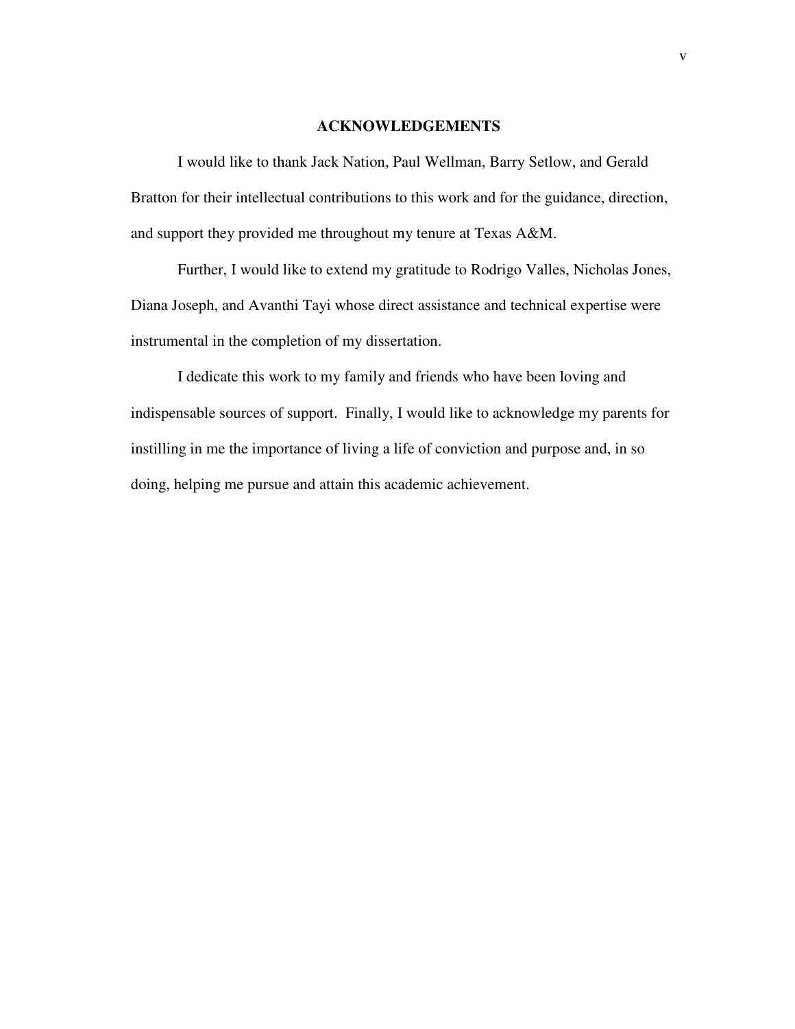# ACKNOWLEDGEMENTS

I would like to thank Jack Nation, Paul Wellman, Barry Setlow, and Gerald Bratton for their intellectual contributions to this work and for the guidance, direction, and support they provided me throughout my tenure at Texas A&M.

Further, I would like to extend my gratitude to Rodrigo Valles, Nicholas Jones, Diana Joseph, and Avanthi Tayi whose direct assistance and technical expertise were instrumental in the completion of my dissertation.

I dedicate this work to my family and friends who have been loving and indispensable sources of support. Finally, I would like to acknowledge my parents for instilling in me the importance of living a life of conviction and purpose and, in so doing, helping me pursue and attain this academic achievement.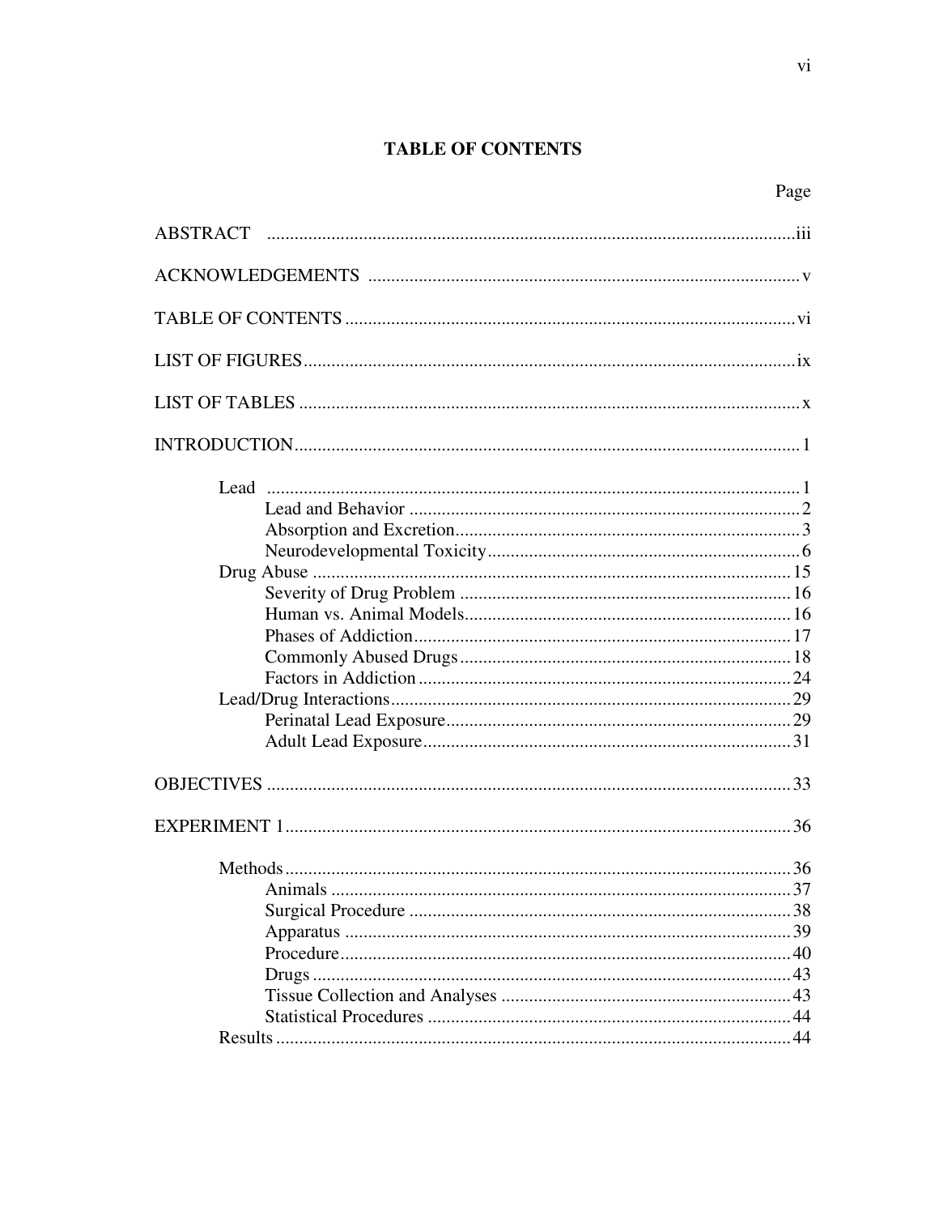# TABLE OF CONTENTS

| | Page |
|---|---|
| ABSTRACT | iii |
| ACKNOWLEDGEMENTS | v |
| TABLE OF CONTENTS | vi |
| LIST OF FIGURES | ix |
| LIST OF TABLES | x |
| INTRODUCTION | 1 |
| Lead | 1 |
| Lead and Behavior | 2 |
| Absorption and Excretion | 3 |
| Neurodevelopmental Toxicity | 6 |
| Drug Abuse | 15 |
| Severity of Drug Problem | 16 |
| Human vs. Animal Models | 16 |
| Phases of Addiction | 17 |
| Commonly Abused Drugs | 18 |
| Factors in Addiction | 24 |
| Lead/Drug Interactions | 29 |
| Perinatal Lead Exposure | 29 |
| Adult Lead Exposure | 31 |
| OBJECTIVES | 33 |
| EXPERIMENT 1 | 36 |
| Methods | 36 |
| Animals | 37 |
| Surgical Procedure | 38 |
| Apparatus | 39 |
| Procedure | 40 |
| Drugs | 43 |
| Tissue Collection and Analyses | 43 |
| Statistical Procedures | 44 |
| Results | 44 |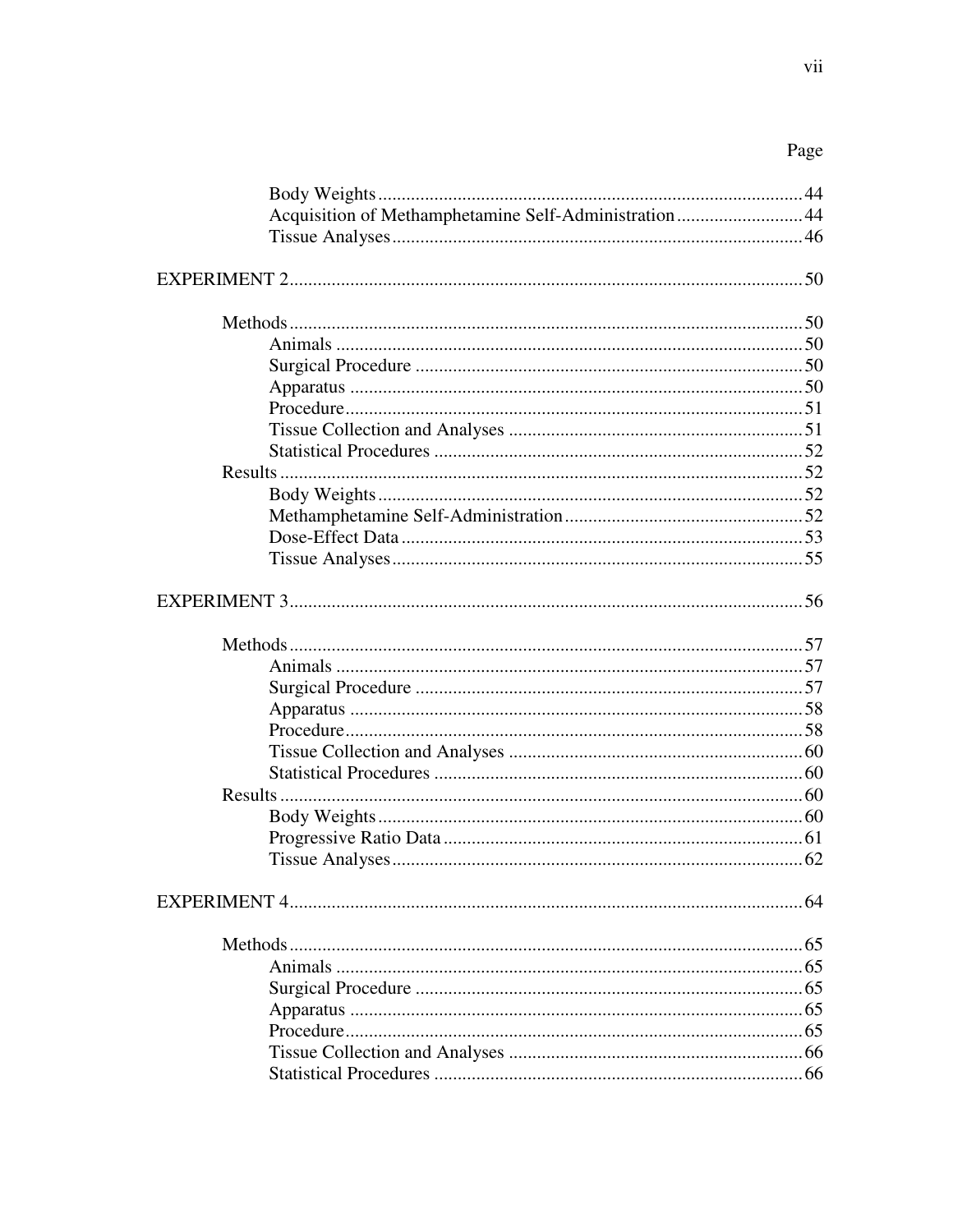Page

Body Weights .......... 44
Acquisition of Methamphetamine Self-Administration .......... 44
Tissue Analyses .......... 46

EXPERIMENT 2 .......... 50

Methods .......... 50
Animals .......... 50
Surgical Procedure .......... 50
Apparatus .......... 50
Procedure .......... 51
Tissue Collection and Analyses .......... 51
Statistical Procedures .......... 52
Results .......... 52
Body Weights .......... 52
Methamphetamine Self-Administration .......... 52
Dose-Effect Data .......... 53
Tissue Analyses .......... 55

EXPERIMENT 3 .......... 56

Methods .......... 57
Animals .......... 57
Surgical Procedure .......... 57
Apparatus .......... 58
Procedure .......... 58
Tissue Collection and Analyses .......... 60
Statistical Procedures .......... 60
Results .......... 60
Body Weights .......... 60
Progressive Ratio Data .......... 61
Tissue Analyses .......... 62

EXPERIMENT 4 .......... 64

Methods .......... 65
Animals .......... 65
Surgical Procedure .......... 65
Apparatus .......... 65
Procedure .......... 65
Tissue Collection and Analyses .......... 66
Statistical Procedures .......... 66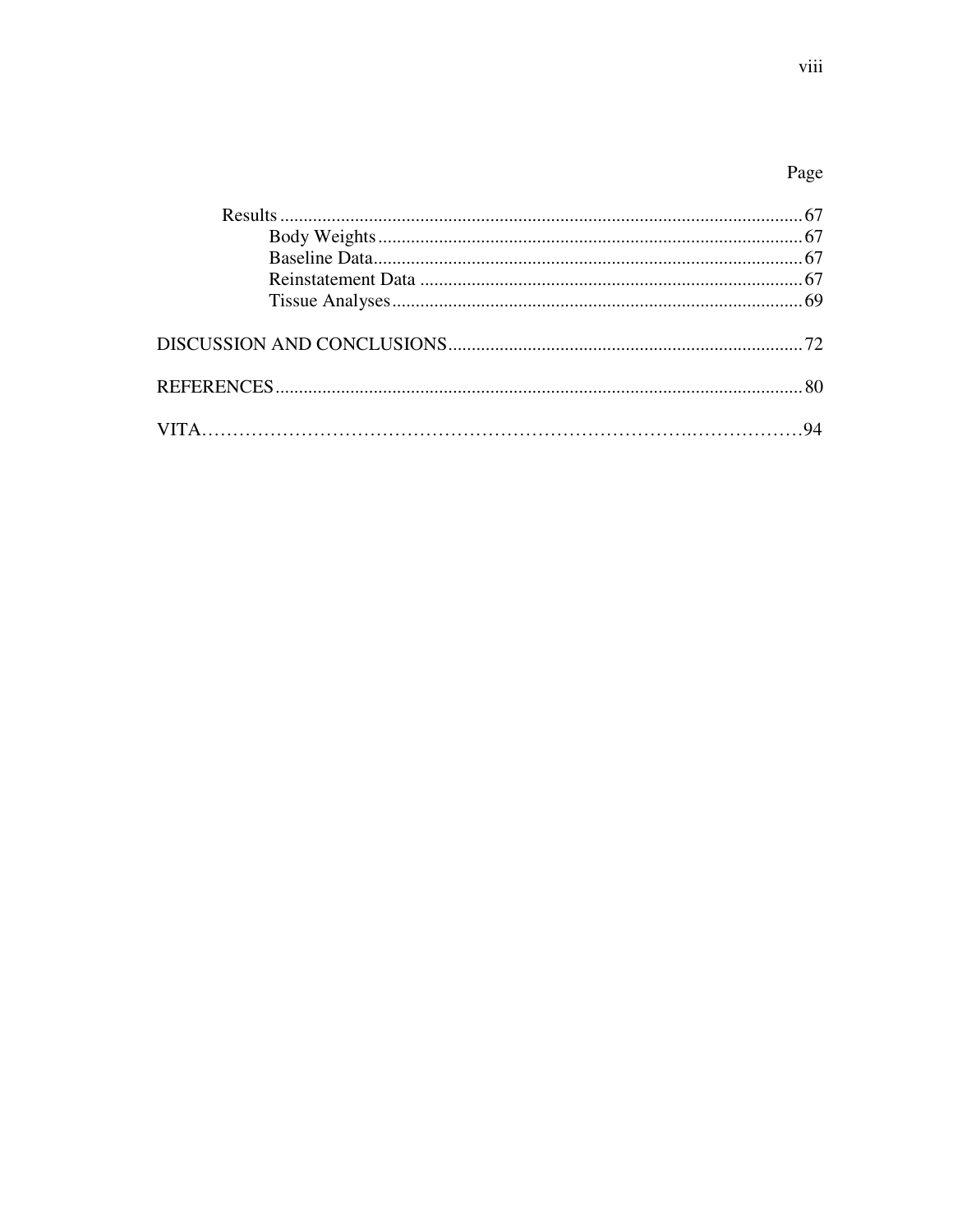Page

Results ........................................................................................................ 67
    Body Weights .......................................................................................... 67
    Baseline Data ........................................................................................... 67
    Reinstatement Data ................................................................................. 67
    Tissue Analyses ....................................................................................... 69

DISCUSSION AND CONCLUSIONS ........................................................................... 72

REFERENCES ................................................................................................................ 80

VITA ............................................................................................................................... 94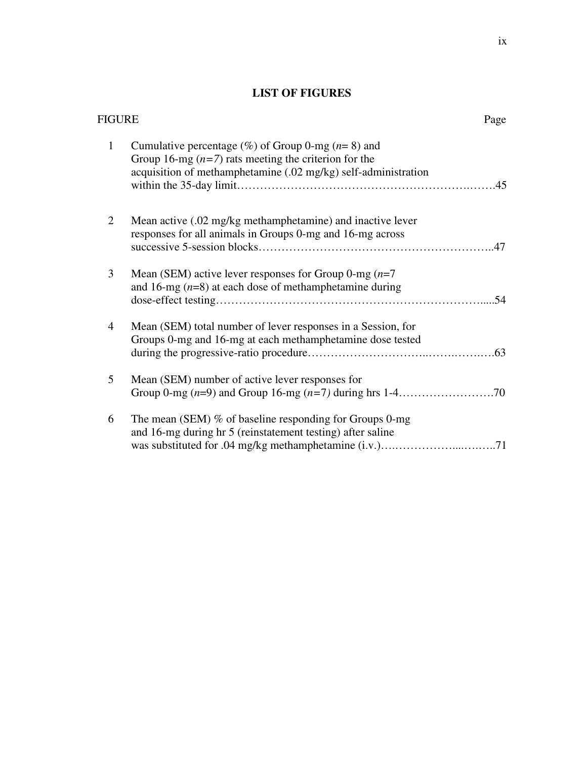## LIST OF FIGURES

| FIGURE | | Page |
|---|---|---|
| 1 | Cumulative percentage (%) of Group 0-mg (*n*= 8) and Group 16-mg (*n=7*) rats meeting the criterion for the acquisition of methamphetamine (.02 mg/kg) self-administration within the 35-day limit | 45 |
| 2 | Mean active (.02 mg/kg methamphetamine) and inactive lever responses for all animals in Groups 0-mg and 16-mg across successive 5-session blocks | 47 |
| 3 | Mean (SEM) active lever responses for Group 0-mg (*n*=7 and 16-mg (*n*=8) at each dose of methamphetamine during dose-effect testing | 54 |
| 4 | Mean (SEM) total number of lever responses in a Session, for Groups 0-mg and 16-mg at each methamphetamine dose tested during the progressive-ratio procedure | 63 |
| 5 | Mean (SEM) number of active lever responses for Group 0-mg (*n*=9) and Group 16-mg (*n*=7*)* during hrs 1-4 | 70 |
| 6 | The mean (SEM) % of baseline responding for Groups 0-mg and 16-mg during hr 5 (reinstatement testing) after saline was substituted for .04 mg/kg methamphetamine (i.v.) | 71 |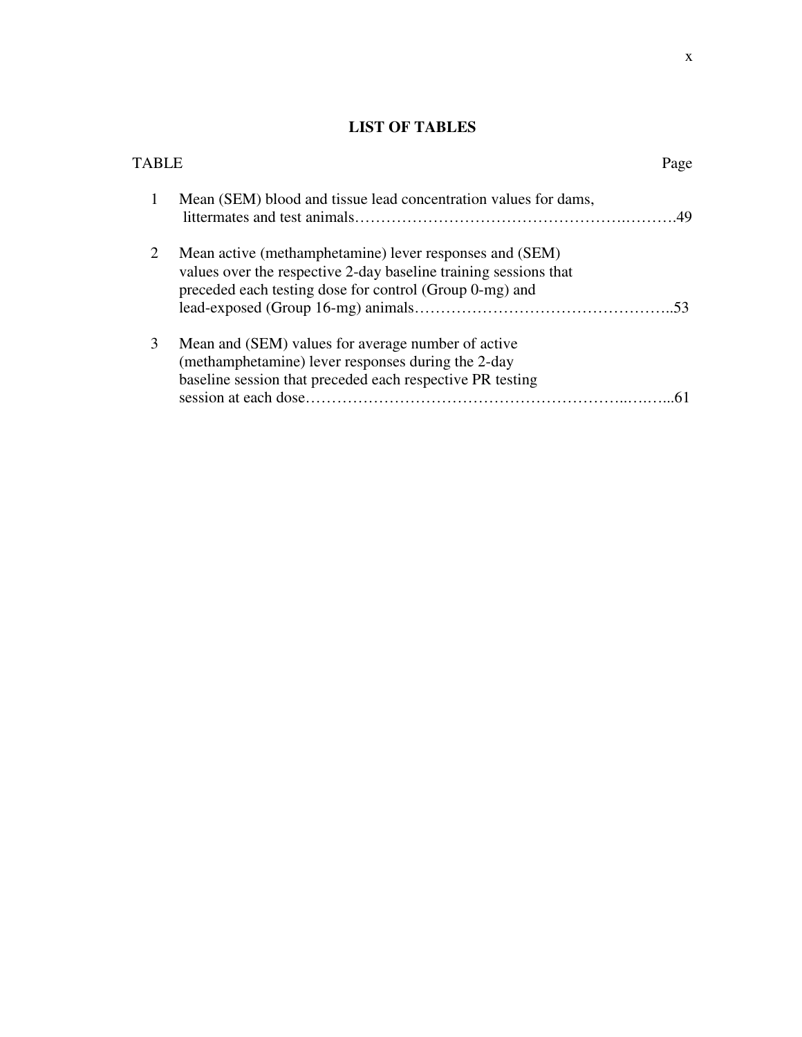# LIST OF TABLES

| TABLE | | Page |
|---|---|---|
| 1 | Mean (SEM) blood and tissue lead concentration values for dams, littermates and test animals | 49 |
| 2 | Mean active (methamphetamine) lever responses and (SEM) values over the respective 2-day baseline training sessions that preceded each testing dose for control (Group 0-mg) and lead-exposed (Group 16-mg) animals | 53 |
| 3 | Mean and (SEM) values for average number of active (methamphetamine) lever responses during the 2-day baseline session that preceded each respective PR testing session at each dose | 61 |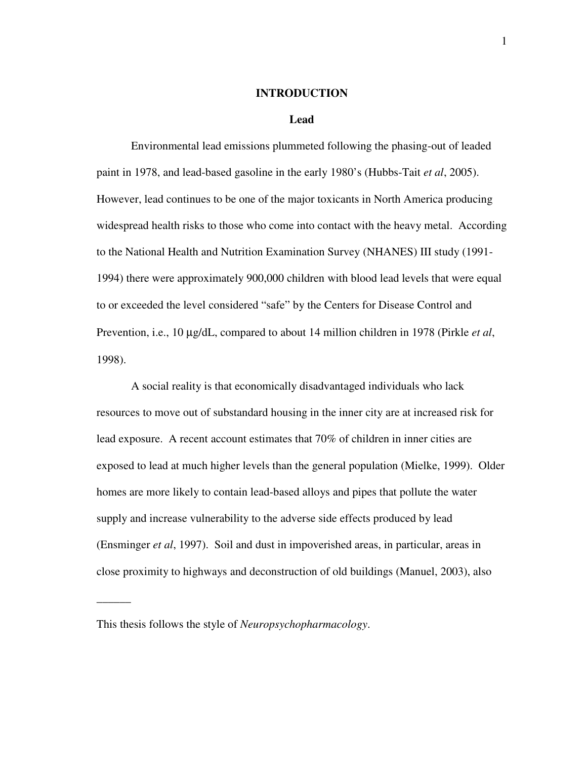# INTRODUCTION

## Lead

Environmental lead emissions plummeted following the phasing-out of leaded paint in 1978, and lead-based gasoline in the early 1980's (Hubbs-Tait *et al*, 2005). However, lead continues to be one of the major toxicants in North America producing widespread health risks to those who come into contact with the heavy metal. According to the National Health and Nutrition Examination Survey (NHANES) III study (1991-1994) there were approximately 900,000 children with blood lead levels that were equal to or exceeded the level considered "safe" by the Centers for Disease Control and Prevention, i.e., 10 µg/dL, compared to about 14 million children in 1978 (Pirkle *et al*, 1998).

A social reality is that economically disadvantaged individuals who lack resources to move out of substandard housing in the inner city are at increased risk for lead exposure. A recent account estimates that 70% of children in inner cities are exposed to lead at much higher levels than the general population (Mielke, 1999). Older homes are more likely to contain lead-based alloys and pipes that pollute the water supply and increase vulnerability to the adverse side effects produced by lead (Ensminger *et al*, 1997). Soil and dust in impoverished areas, in particular, areas in close proximity to highways and deconstruction of old buildings (Manuel, 2003), also

______

This thesis follows the style of *Neuropsychopharmacology*.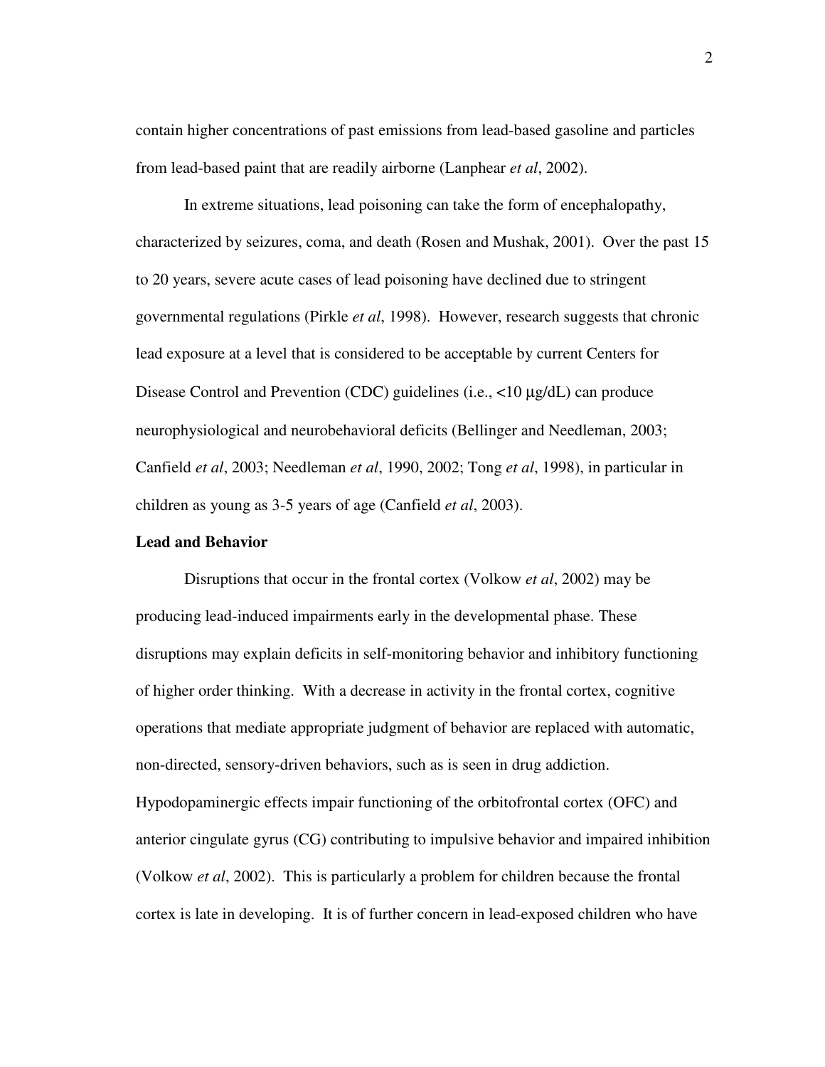contain higher concentrations of past emissions from lead-based gasoline and particles from lead-based paint that are readily airborne (Lanphear *et al*, 2002).

In extreme situations, lead poisoning can take the form of encephalopathy, characterized by seizures, coma, and death (Rosen and Mushak, 2001). Over the past 15 to 20 years, severe acute cases of lead poisoning have declined due to stringent governmental regulations (Pirkle *et al*, 1998). However, research suggests that chronic lead exposure at a level that is considered to be acceptable by current Centers for Disease Control and Prevention (CDC) guidelines (i.e., <10 µg/dL) can produce neurophysiological and neurobehavioral deficits (Bellinger and Needleman, 2003; Canfield *et al*, 2003; Needleman *et al*, 1990, 2002; Tong *et al*, 1998), in particular in children as young as 3-5 years of age (Canfield *et al*, 2003).

**Lead and Behavior**

Disruptions that occur in the frontal cortex (Volkow *et al*, 2002) may be producing lead-induced impairments early in the developmental phase. These disruptions may explain deficits in self-monitoring behavior and inhibitory functioning of higher order thinking. With a decrease in activity in the frontal cortex, cognitive operations that mediate appropriate judgment of behavior are replaced with automatic, non-directed, sensory-driven behaviors, such as is seen in drug addiction. Hypodopaminergic effects impair functioning of the orbitofrontal cortex (OFC) and anterior cingulate gyrus (CG) contributing to impulsive behavior and impaired inhibition (Volkow *et al*, 2002). This is particularly a problem for children because the frontal cortex is late in developing. It is of further concern in lead-exposed children who have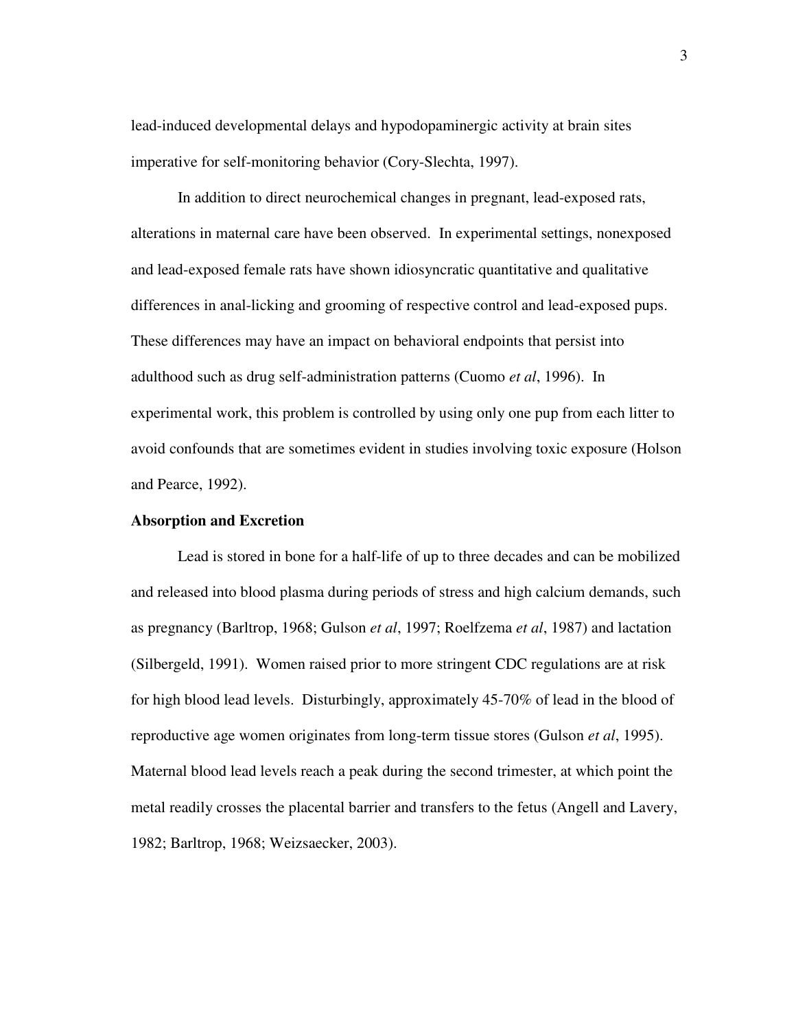lead-induced developmental delays and hypodopaminergic activity at brain sites imperative for self-monitoring behavior (Cory-Slechta, 1997).

In addition to direct neurochemical changes in pregnant, lead-exposed rats, alterations in maternal care have been observed. In experimental settings, nonexposed and lead-exposed female rats have shown idiosyncratic quantitative and qualitative differences in anal-licking and grooming of respective control and lead-exposed pups. These differences may have an impact on behavioral endpoints that persist into adulthood such as drug self-administration patterns (Cuomo *et al*, 1996). In experimental work, this problem is controlled by using only one pup from each litter to avoid confounds that are sometimes evident in studies involving toxic exposure (Holson and Pearce, 1992).

**Absorption and Excretion**

Lead is stored in bone for a half-life of up to three decades and can be mobilized and released into blood plasma during periods of stress and high calcium demands, such as pregnancy (Barltrop, 1968; Gulson *et al*, 1997; Roelfzema *et al*, 1987) and lactation (Silbergeld, 1991). Women raised prior to more stringent CDC regulations are at risk for high blood lead levels. Disturbingly, approximately 45-70% of lead in the blood of reproductive age women originates from long-term tissue stores (Gulson *et al*, 1995). Maternal blood lead levels reach a peak during the second trimester, at which point the metal readily crosses the placental barrier and transfers to the fetus (Angell and Lavery, 1982; Barltrop, 1968; Weizsaecker, 2003).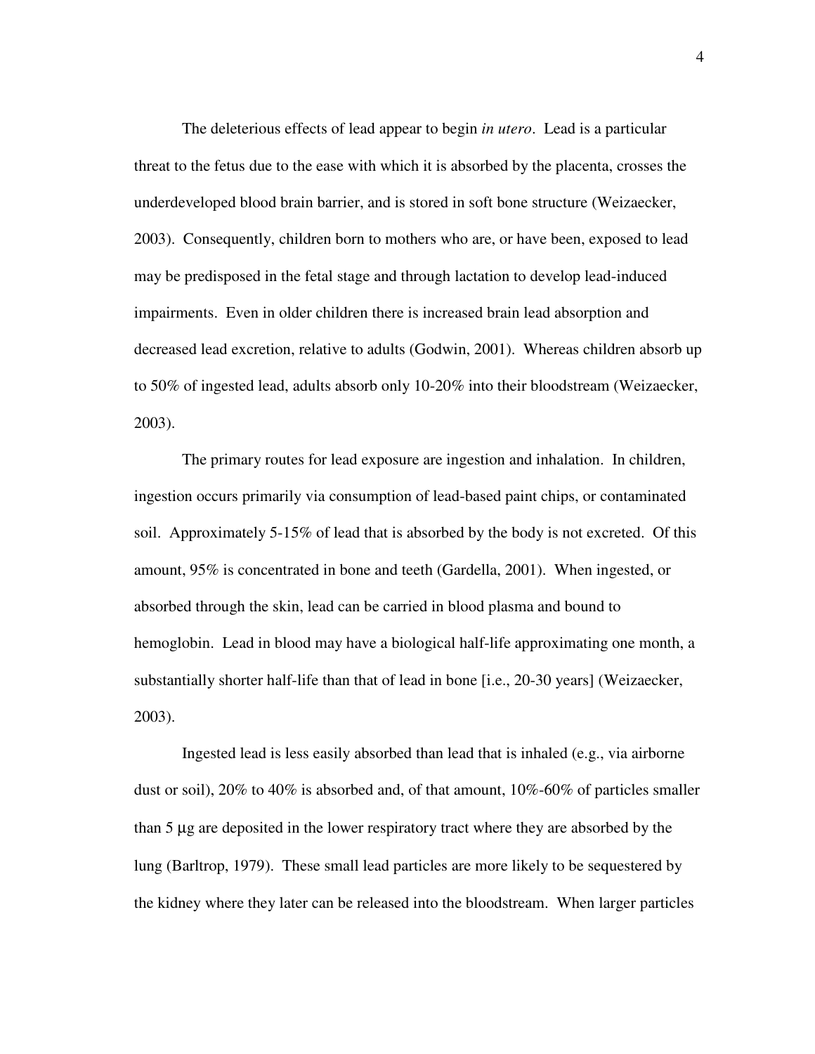The deleterious effects of lead appear to begin *in utero*. Lead is a particular threat to the fetus due to the ease with which it is absorbed by the placenta, crosses the underdeveloped blood brain barrier, and is stored in soft bone structure (Weizaecker, 2003). Consequently, children born to mothers who are, or have been, exposed to lead may be predisposed in the fetal stage and through lactation to develop lead-induced impairments. Even in older children there is increased brain lead absorption and decreased lead excretion, relative to adults (Godwin, 2001). Whereas children absorb up to 50% of ingested lead, adults absorb only 10-20% into their bloodstream (Weizaecker, 2003).

The primary routes for lead exposure are ingestion and inhalation. In children, ingestion occurs primarily via consumption of lead-based paint chips, or contaminated soil. Approximately 5-15% of lead that is absorbed by the body is not excreted. Of this amount, 95% is concentrated in bone and teeth (Gardella, 2001). When ingested, or absorbed through the skin, lead can be carried in blood plasma and bound to hemoglobin. Lead in blood may have a biological half-life approximating one month, a substantially shorter half-life than that of lead in bone [i.e., 20-30 years] (Weizaecker, 2003).

Ingested lead is less easily absorbed than lead that is inhaled (e.g., via airborne dust or soil), 20% to 40% is absorbed and, of that amount, 10%-60% of particles smaller than 5 µg are deposited in the lower respiratory tract where they are absorbed by the lung (Barltrop, 1979). These small lead particles are more likely to be sequestered by the kidney where they later can be released into the bloodstream. When larger particles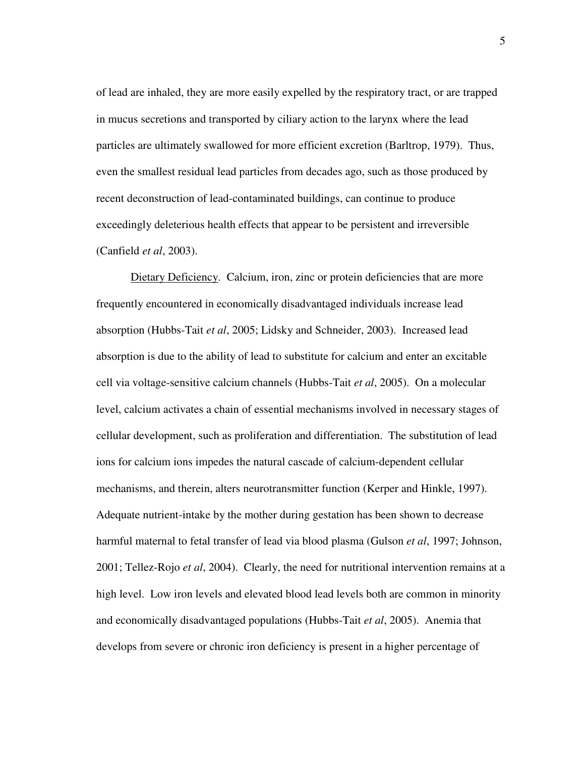of lead are inhaled, they are more easily expelled by the respiratory tract, or are trapped in mucus secretions and transported by ciliary action to the larynx where the lead particles are ultimately swallowed for more efficient excretion (Barltrop, 1979). Thus, even the smallest residual lead particles from decades ago, such as those produced by recent deconstruction of lead-contaminated buildings, can continue to produce exceedingly deleterious health effects that appear to be persistent and irreversible (Canfield *et al*, 2003).

Dietary Deficiency. Calcium, iron, zinc or protein deficiencies that are more frequently encountered in economically disadvantaged individuals increase lead absorption (Hubbs-Tait *et al*, 2005; Lidsky and Schneider, 2003). Increased lead absorption is due to the ability of lead to substitute for calcium and enter an excitable cell via voltage-sensitive calcium channels (Hubbs-Tait *et al*, 2005). On a molecular level, calcium activates a chain of essential mechanisms involved in necessary stages of cellular development, such as proliferation and differentiation. The substitution of lead ions for calcium ions impedes the natural cascade of calcium-dependent cellular mechanisms, and therein, alters neurotransmitter function (Kerper and Hinkle, 1997). Adequate nutrient-intake by the mother during gestation has been shown to decrease harmful maternal to fetal transfer of lead via blood plasma (Gulson *et al*, 1997; Johnson, 2001; Tellez-Rojo *et al*, 2004). Clearly, the need for nutritional intervention remains at a high level. Low iron levels and elevated blood lead levels both are common in minority and economically disadvantaged populations (Hubbs-Tait *et al*, 2005). Anemia that develops from severe or chronic iron deficiency is present in a higher percentage of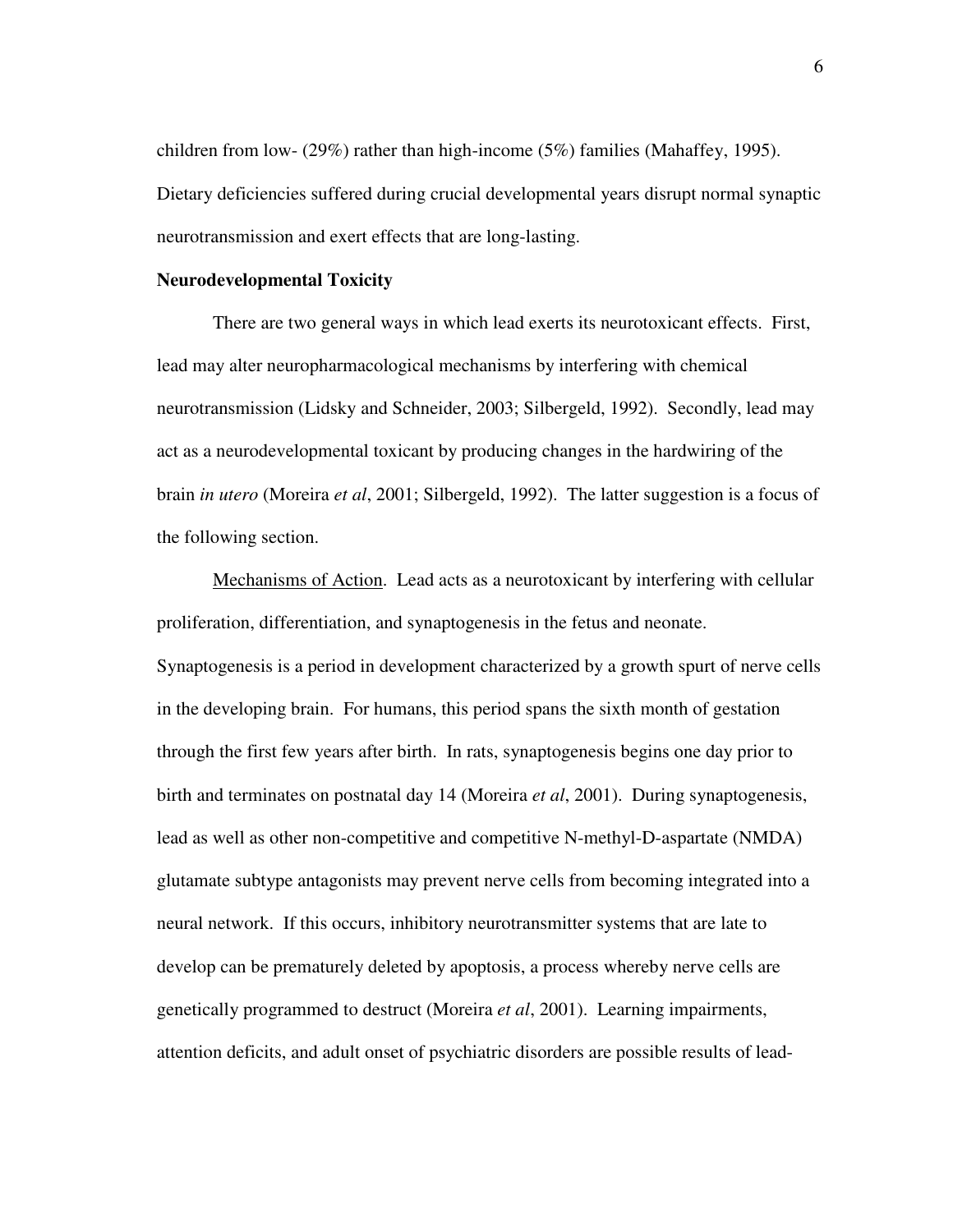children from low- (29%) rather than high-income (5%) families (Mahaffey, 1995). Dietary deficiencies suffered during crucial developmental years disrupt normal synaptic neurotransmission and exert effects that are long-lasting.

**Neurodevelopmental Toxicity**

There are two general ways in which lead exerts its neurotoxicant effects. First, lead may alter neuropharmacological mechanisms by interfering with chemical neurotransmission (Lidsky and Schneider, 2003; Silbergeld, 1992). Secondly, lead may act as a neurodevelopmental toxicant by producing changes in the hardwiring of the brain *in utero* (Moreira *et al*, 2001; Silbergeld, 1992). The latter suggestion is a focus of the following section.

Mechanisms of Action. Lead acts as a neurotoxicant by interfering with cellular proliferation, differentiation, and synaptogenesis in the fetus and neonate. Synaptogenesis is a period in development characterized by a growth spurt of nerve cells in the developing brain. For humans, this period spans the sixth month of gestation through the first few years after birth. In rats, synaptogenesis begins one day prior to birth and terminates on postnatal day 14 (Moreira *et al*, 2001). During synaptogenesis, lead as well as other non-competitive and competitive N-methyl-D-aspartate (NMDA) glutamate subtype antagonists may prevent nerve cells from becoming integrated into a neural network. If this occurs, inhibitory neurotransmitter systems that are late to develop can be prematurely deleted by apoptosis, a process whereby nerve cells are genetically programmed to destruct (Moreira *et al*, 2001). Learning impairments, attention deficits, and adult onset of psychiatric disorders are possible results of lead-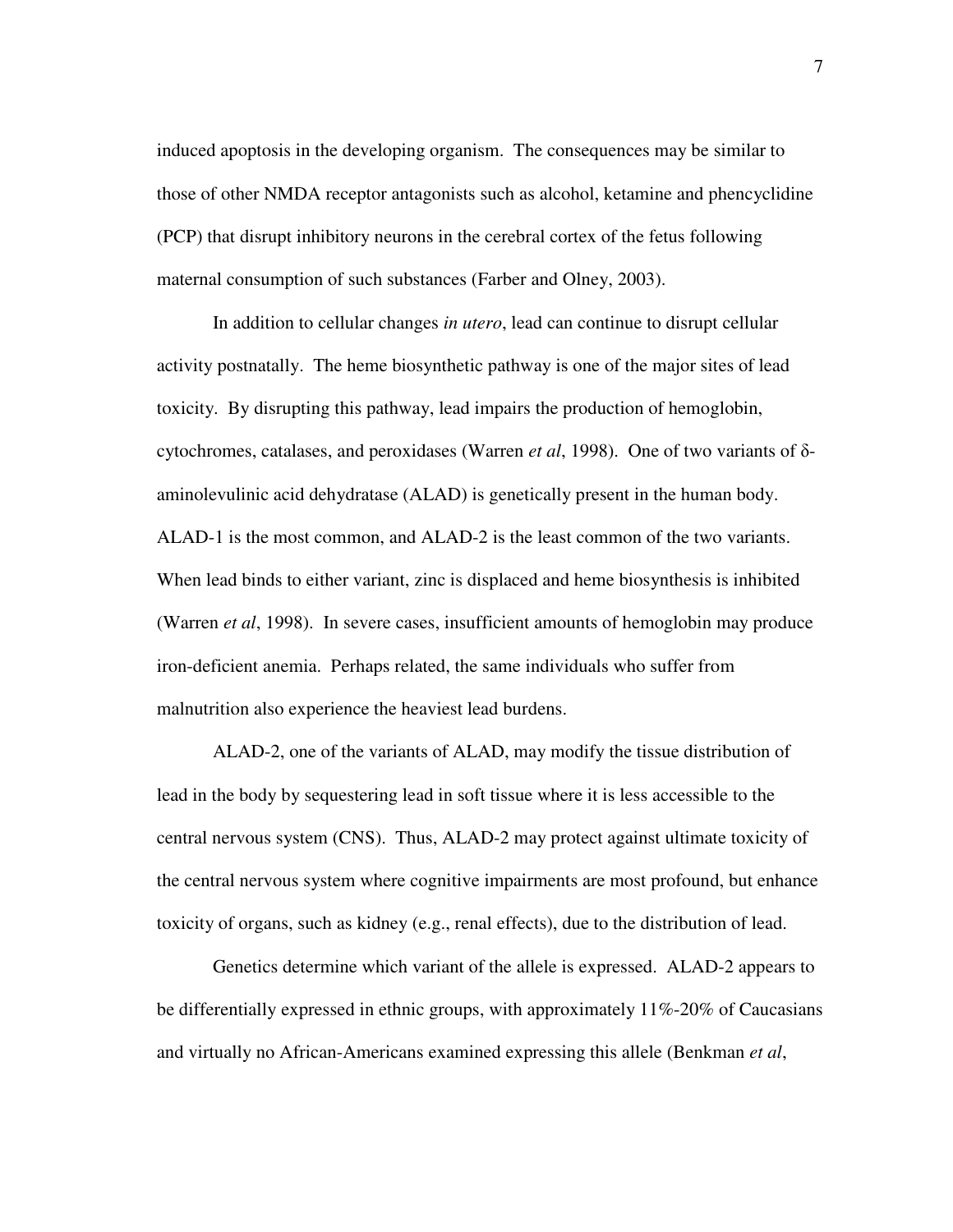induced apoptosis in the developing organism. The consequences may be similar to those of other NMDA receptor antagonists such as alcohol, ketamine and phencyclidine (PCP) that disrupt inhibitory neurons in the cerebral cortex of the fetus following maternal consumption of such substances (Farber and Olney, 2003).

In addition to cellular changes *in utero*, lead can continue to disrupt cellular activity postnatally. The heme biosynthetic pathway is one of the major sites of lead toxicity. By disrupting this pathway, lead impairs the production of hemoglobin, cytochromes, catalases, and peroxidases (Warren *et al*, 1998). One of two variants of δ-aminolevulinic acid dehydratase (ALAD) is genetically present in the human body. ALAD-1 is the most common, and ALAD-2 is the least common of the two variants. When lead binds to either variant, zinc is displaced and heme biosynthesis is inhibited (Warren *et al*, 1998). In severe cases, insufficient amounts of hemoglobin may produce iron-deficient anemia. Perhaps related, the same individuals who suffer from malnutrition also experience the heaviest lead burdens.

ALAD-2, one of the variants of ALAD, may modify the tissue distribution of lead in the body by sequestering lead in soft tissue where it is less accessible to the central nervous system (CNS). Thus, ALAD-2 may protect against ultimate toxicity of the central nervous system where cognitive impairments are most profound, but enhance toxicity of organs, such as kidney (e.g., renal effects), due to the distribution of lead.

Genetics determine which variant of the allele is expressed. ALAD-2 appears to be differentially expressed in ethnic groups, with approximately 11%-20% of Caucasians and virtually no African-Americans examined expressing this allele (Benkman *et al*,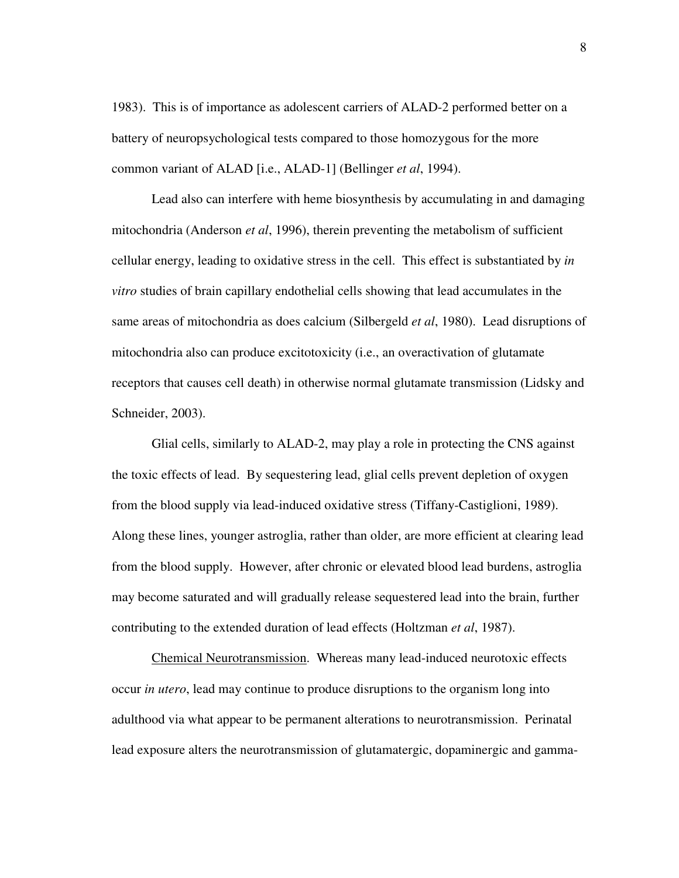1983). This is of importance as adolescent carriers of ALAD-2 performed better on a battery of neuropsychological tests compared to those homozygous for the more common variant of ALAD [i.e., ALAD-1] (Bellinger *et al*, 1994).

Lead also can interfere with heme biosynthesis by accumulating in and damaging mitochondria (Anderson *et al*, 1996), therein preventing the metabolism of sufficient cellular energy, leading to oxidative stress in the cell. This effect is substantiated by *in vitro* studies of brain capillary endothelial cells showing that lead accumulates in the same areas of mitochondria as does calcium (Silbergeld *et al*, 1980). Lead disruptions of mitochondria also can produce excitotoxicity (i.e., an overactivation of glutamate receptors that causes cell death) in otherwise normal glutamate transmission (Lidsky and Schneider, 2003).

Glial cells, similarly to ALAD-2, may play a role in protecting the CNS against the toxic effects of lead. By sequestering lead, glial cells prevent depletion of oxygen from the blood supply via lead-induced oxidative stress (Tiffany-Castiglioni, 1989). Along these lines, younger astroglia, rather than older, are more efficient at clearing lead from the blood supply. However, after chronic or elevated blood lead burdens, astroglia may become saturated and will gradually release sequestered lead into the brain, further contributing to the extended duration of lead effects (Holtzman *et al*, 1987).

<u>Chemical Neurotransmission</u>. Whereas many lead-induced neurotoxic effects occur *in utero*, lead may continue to produce disruptions to the organism long into adulthood via what appear to be permanent alterations to neurotransmission. Perinatal lead exposure alters the neurotransmission of glutamatergic, dopaminergic and gamma-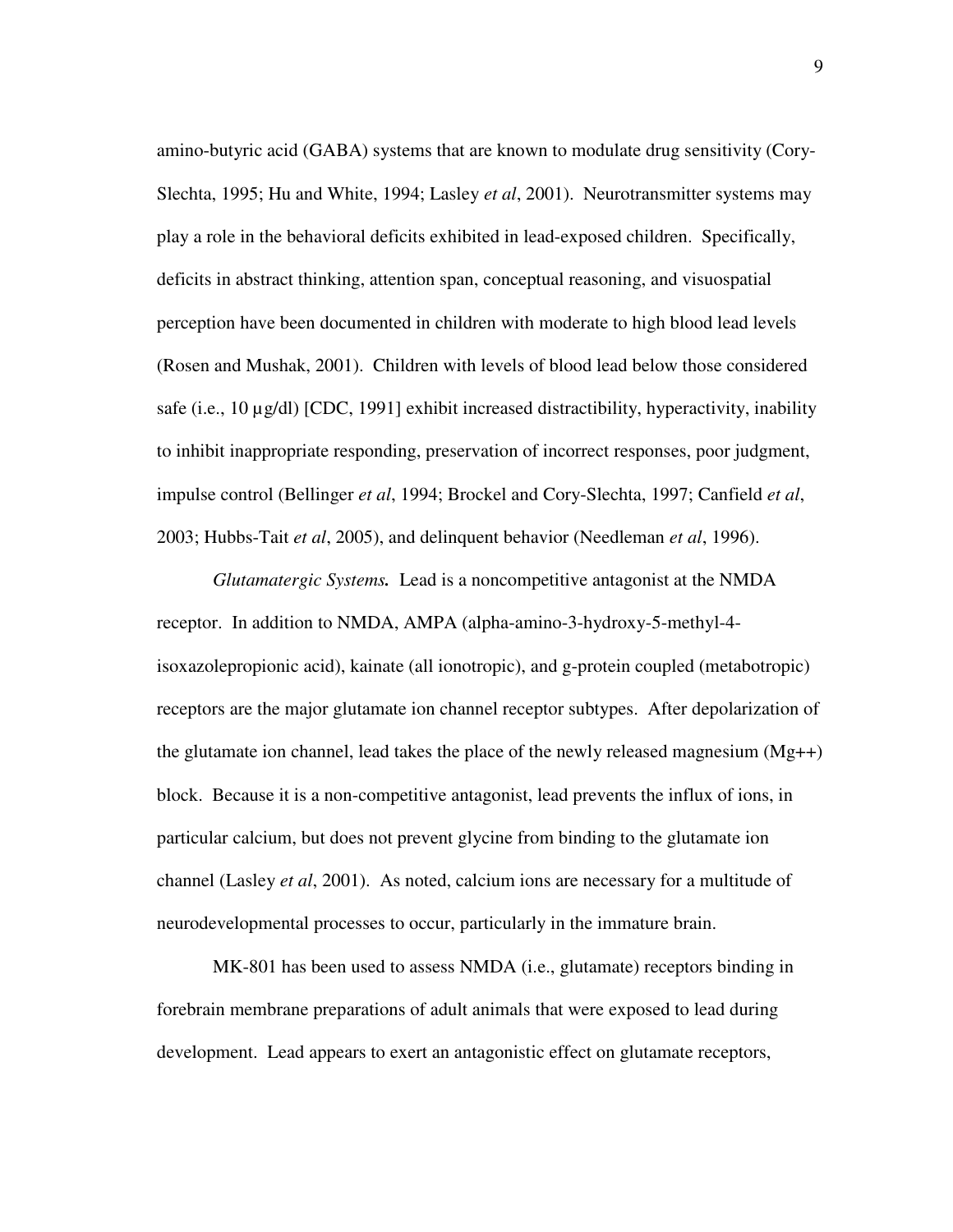amino-butyric acid (GABA) systems that are known to modulate drug sensitivity (Cory-Slechta, 1995; Hu and White, 1994; Lasley *et al*, 2001). Neurotransmitter systems may play a role in the behavioral deficits exhibited in lead-exposed children. Specifically, deficits in abstract thinking, attention span, conceptual reasoning, and visuospatial perception have been documented in children with moderate to high blood lead levels (Rosen and Mushak, 2001). Children with levels of blood lead below those considered safe (i.e., 10 µg/dl) [CDC, 1991] exhibit increased distractibility, hyperactivity, inability to inhibit inappropriate responding, preservation of incorrect responses, poor judgment, impulse control (Bellinger *et al*, 1994; Brockel and Cory-Slechta, 1997; Canfield *et al*, 2003; Hubbs-Tait *et al*, 2005), and delinquent behavior (Needleman *et al*, 1996).

***Glutamatergic Systems.*** Lead is a noncompetitive antagonist at the NMDA receptor. In addition to NMDA, AMPA (alpha-amino-3-hydroxy-5-methyl-4-isoxazolepropionic acid), kainate (all ionotropic), and g-protein coupled (metabotropic) receptors are the major glutamate ion channel receptor subtypes. After depolarization of the glutamate ion channel, lead takes the place of the newly released magnesium ($Mg^{++}$) block. Because it is a non-competitive antagonist, lead prevents the influx of ions, in particular calcium, but does not prevent glycine from binding to the glutamate ion channel (Lasley *et al*, 2001). As noted, calcium ions are necessary for a multitude of neurodevelopmental processes to occur, particularly in the immature brain.

MK-801 has been used to assess NMDA (i.e., glutamate) receptors binding in forebrain membrane preparations of adult animals that were exposed to lead during development. Lead appears to exert an antagonistic effect on glutamate receptors,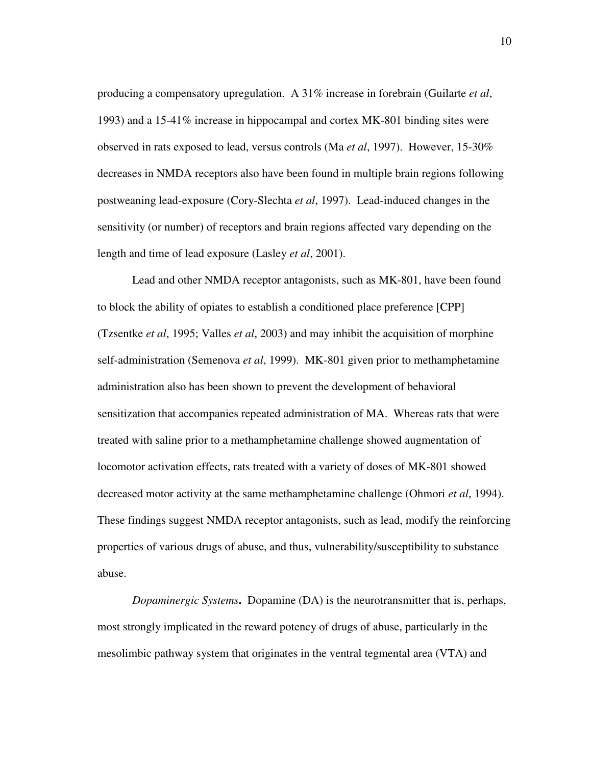producing a compensatory upregulation. A 31% increase in forebrain (Guilarte *et al*, 1993) and a 15-41% increase in hippocampal and cortex MK-801 binding sites were observed in rats exposed to lead, versus controls (Ma *et al*, 1997). However, 15-30% decreases in NMDA receptors also have been found in multiple brain regions following postweaning lead-exposure (Cory-Slechta *et al*, 1997). Lead-induced changes in the sensitivity (or number) of receptors and brain regions affected vary depending on the length and time of lead exposure (Lasley *et al*, 2001).

Lead and other NMDA receptor antagonists, such as MK-801, have been found to block the ability of opiates to establish a conditioned place preference [CPP] (Tzsentke *et al*, 1995; Valles *et al*, 2003) and may inhibit the acquisition of morphine self-administration (Semenova *et al*, 1999). MK-801 given prior to methamphetamine administration also has been shown to prevent the development of behavioral sensitization that accompanies repeated administration of MA. Whereas rats that were treated with saline prior to a methamphetamine challenge showed augmentation of locomotor activation effects, rats treated with a variety of doses of MK-801 showed decreased motor activity at the same methamphetamine challenge (Ohmori *et al*, 1994). These findings suggest NMDA receptor antagonists, such as lead, modify the reinforcing properties of various drugs of abuse, and thus, vulnerability/susceptibility to substance abuse.

***Dopaminergic Systems*.** Dopamine (DA) is the neurotransmitter that is, perhaps, most strongly implicated in the reward potency of drugs of abuse, particularly in the mesolimbic pathway system that originates in the ventral tegmental area (VTA) and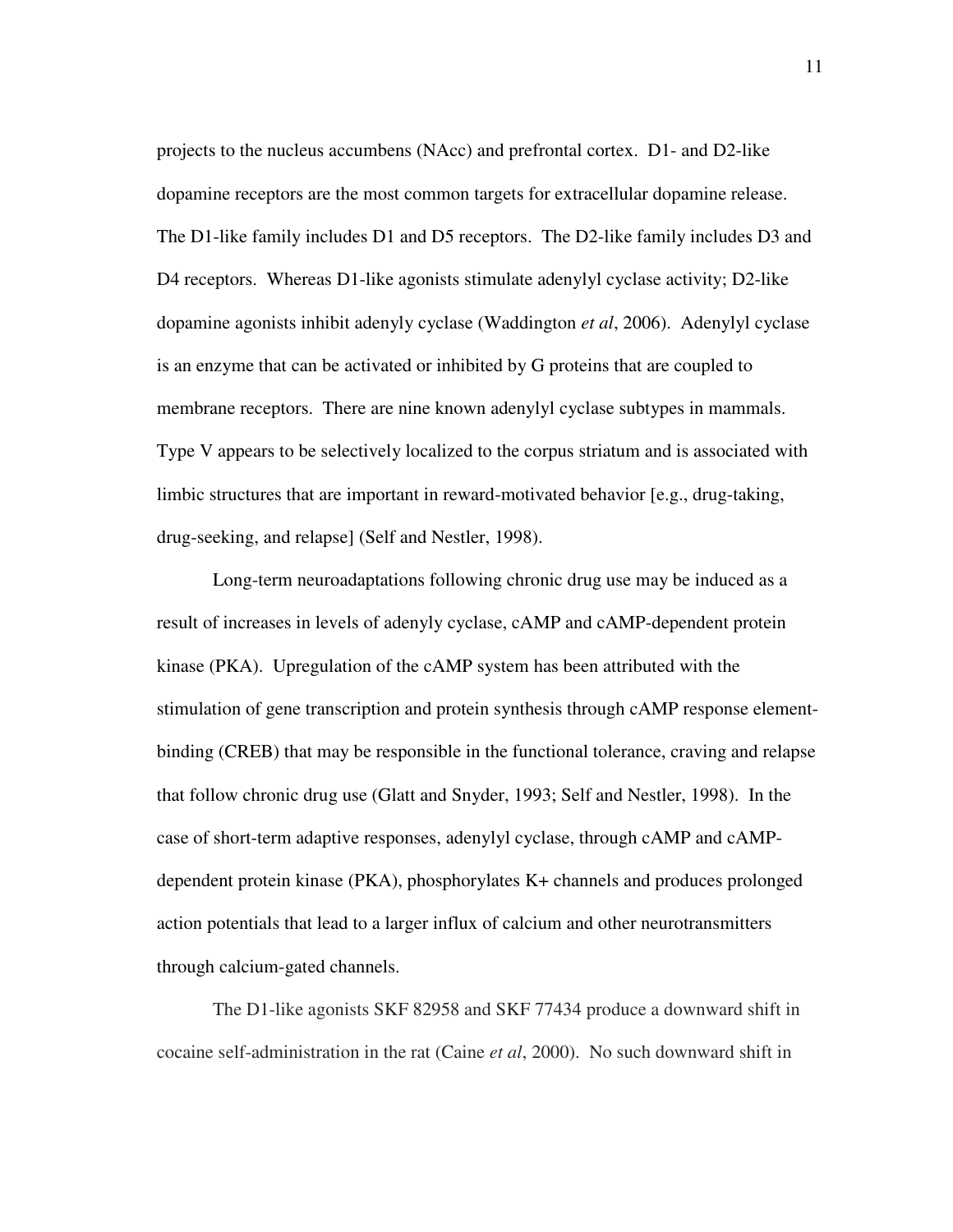projects to the nucleus accumbens (NAcc) and prefrontal cortex. D1- and D2-like dopamine receptors are the most common targets for extracellular dopamine release. The D1-like family includes D1 and D5 receptors. The D2-like family includes D3 and D4 receptors. Whereas D1-like agonists stimulate adenylyl cyclase activity; D2-like dopamine agonists inhibit adenyly cyclase (Waddington *et al*, 2006). Adenylyl cyclase is an enzyme that can be activated or inhibited by G proteins that are coupled to membrane receptors. There are nine known adenylyl cyclase subtypes in mammals. Type V appears to be selectively localized to the corpus striatum and is associated with limbic structures that are important in reward-motivated behavior [e.g., drug-taking, drug-seeking, and relapse] (Self and Nestler, 1998).

Long-term neuroadaptations following chronic drug use may be induced as a result of increases in levels of adenyly cyclase, cAMP and cAMP-dependent protein kinase (PKA). Upregulation of the cAMP system has been attributed with the stimulation of gene transcription and protein synthesis through cAMP response element-binding (CREB) that may be responsible in the functional tolerance, craving and relapse that follow chronic drug use (Glatt and Snyder, 1993; Self and Nestler, 1998). In the case of short-term adaptive responses, adenylyl cyclase, through cAMP and cAMP-dependent protein kinase (PKA), phosphorylates K+ channels and produces prolonged action potentials that lead to a larger influx of calcium and other neurotransmitters through calcium-gated channels.

The D1-like agonists SKF 82958 and SKF 77434 produce a downward shift in cocaine self-administration in the rat (Caine *et al*, 2000). No such downward shift in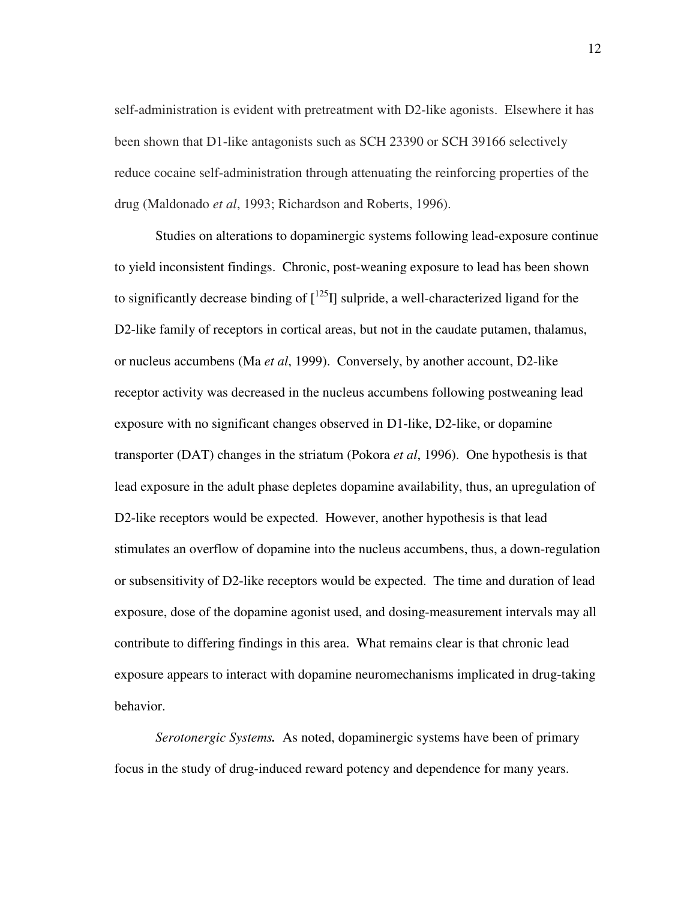self-administration is evident with pretreatment with D2-like agonists. Elsewhere it has been shown that D1-like antagonists such as SCH 23390 or SCH 39166 selectively reduce cocaine self-administration through attenuating the reinforcing properties of the drug (Maldonado *et al*, 1993; Richardson and Roberts, 1996).

Studies on alterations to dopaminergic systems following lead-exposure continue to yield inconsistent findings. Chronic, post-weaning exposure to lead has been shown to significantly decrease binding of [$^{125}$I] sulpride, a well-characterized ligand for the D2-like family of receptors in cortical areas, but not in the caudate putamen, thalamus, or nucleus accumbens (Ma *et al*, 1999). Conversely, by another account, D2-like receptor activity was decreased in the nucleus accumbens following postweaning lead exposure with no significant changes observed in D1-like, D2-like, or dopamine transporter (DAT) changes in the striatum (Pokora *et al*, 1996). One hypothesis is that lead exposure in the adult phase depletes dopamine availability, thus, an upregulation of D2-like receptors would be expected. However, another hypothesis is that lead stimulates an overflow of dopamine into the nucleus accumbens, thus, a down-regulation or subsensitivity of D2-like receptors would be expected. The time and duration of lead exposure, dose of the dopamine agonist used, and dosing-measurement intervals may all contribute to differing findings in this area. What remains clear is that chronic lead exposure appears to interact with dopamine neuromechanisms implicated in drug-taking behavior.

***Serotonergic Systems.*** As noted, dopaminergic systems have been of primary focus in the study of drug-induced reward potency and dependence for many years.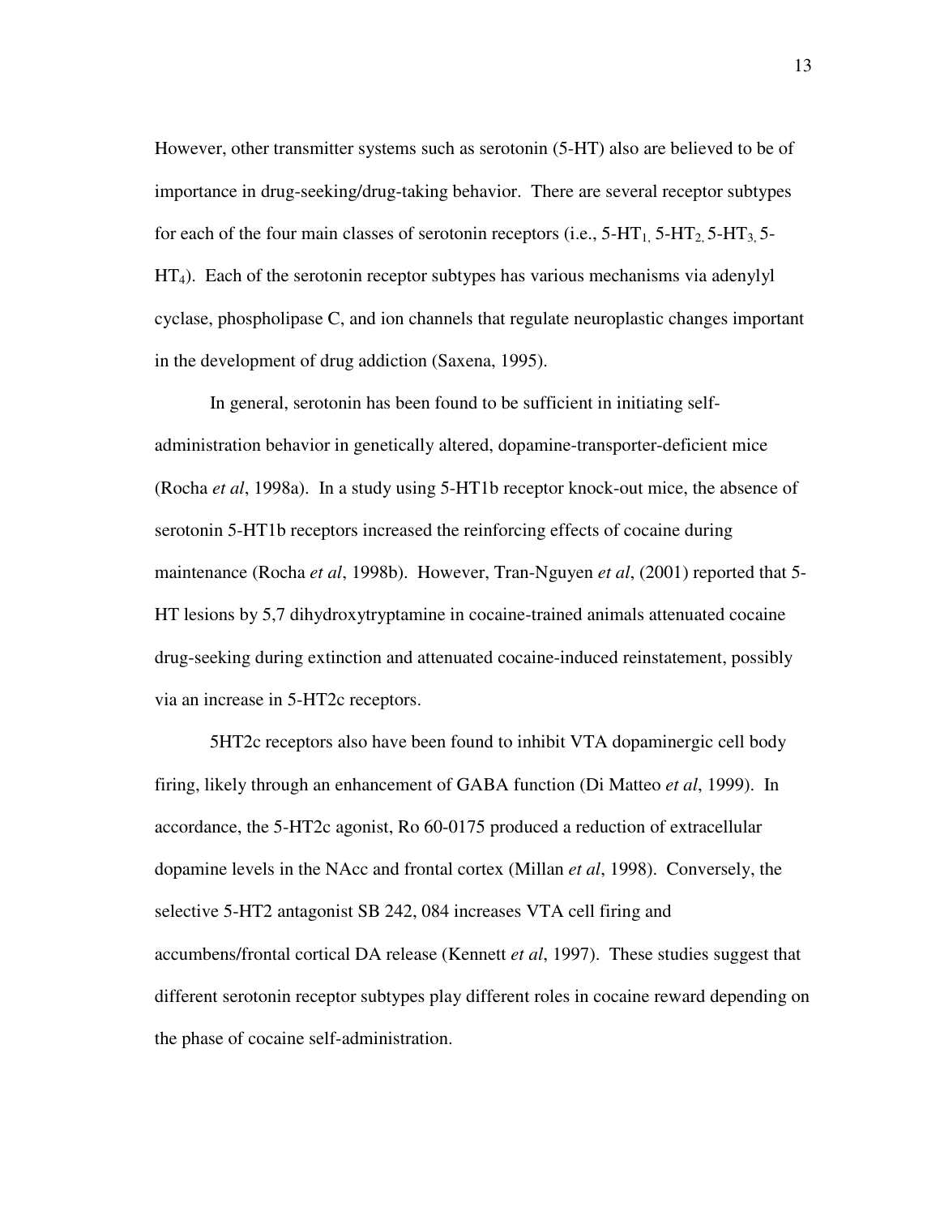However, other transmitter systems such as serotonin (5-HT) also are believed to be of importance in drug-seeking/drug-taking behavior. There are several receptor subtypes for each of the four main classes of serotonin receptors (i.e., 5-$HT_1$, 5-$HT_2$, 5-$HT_3$, 5-$HT_4$). Each of the serotonin receptor subtypes has various mechanisms via adenylyl cyclase, phospholipase C, and ion channels that regulate neuroplastic changes important in the development of drug addiction (Saxena, 1995).

In general, serotonin has been found to be sufficient in initiating self-administration behavior in genetically altered, dopamine-transporter-deficient mice (Rocha *et al*, 1998a). In a study using 5-HT1b receptor knock-out mice, the absence of serotonin 5-HT1b receptors increased the reinforcing effects of cocaine during maintenance (Rocha *et al*, 1998b). However, Tran-Nguyen *et al*, (2001) reported that 5-HT lesions by 5,7 dihydroxytryptamine in cocaine-trained animals attenuated cocaine drug-seeking during extinction and attenuated cocaine-induced reinstatement, possibly via an increase in 5-HT2c receptors.

5HT2c receptors also have been found to inhibit VTA dopaminergic cell body firing, likely through an enhancement of GABA function (Di Matteo *et al*, 1999). In accordance, the 5-HT2c agonist, Ro 60-0175 produced a reduction of extracellular dopamine levels in the NAcc and frontal cortex (Millan *et al*, 1998). Conversely, the selective 5-HT2 antagonist SB 242, 084 increases VTA cell firing and accumbens/frontal cortical DA release (Kennett *et al*, 1997). These studies suggest that different serotonin receptor subtypes play different roles in cocaine reward depending on the phase of cocaine self-administration.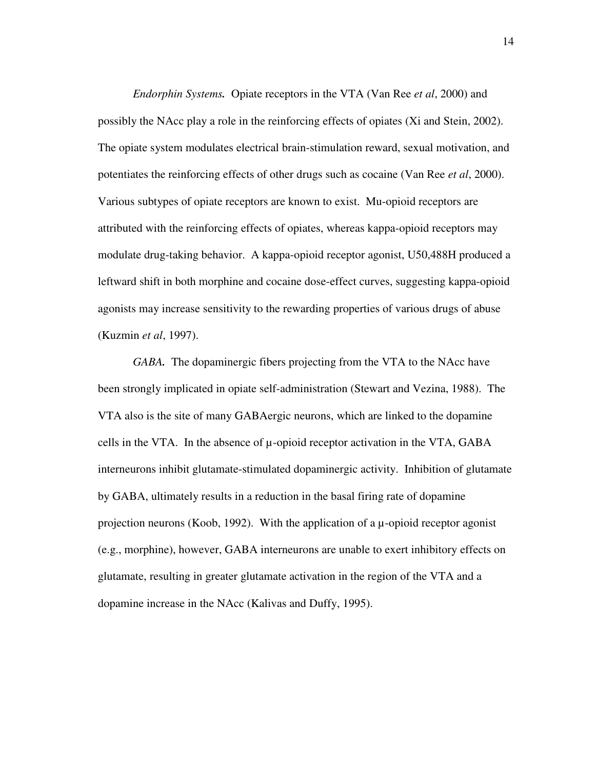*Endorphin Systems.* Opiate receptors in the VTA (Van Ree *et al*, 2000) and possibly the NAcc play a role in the reinforcing effects of opiates (Xi and Stein, 2002). The opiate system modulates electrical brain-stimulation reward, sexual motivation, and potentiates the reinforcing effects of other drugs such as cocaine (Van Ree *et al*, 2000). Various subtypes of opiate receptors are known to exist. Mu-opioid receptors are attributed with the reinforcing effects of opiates, whereas kappa-opioid receptors may modulate drug-taking behavior. A kappa-opioid receptor agonist, U50,488H produced a leftward shift in both morphine and cocaine dose-effect curves, suggesting kappa-opioid agonists may increase sensitivity to the rewarding properties of various drugs of abuse (Kuzmin *et al*, 1997).

*GABA.* The dopaminergic fibers projecting from the VTA to the NAcc have been strongly implicated in opiate self-administration (Stewart and Vezina, 1988). The VTA also is the site of many GABAergic neurons, which are linked to the dopamine cells in the VTA. In the absence of μ-opioid receptor activation in the VTA, GABA interneurons inhibit glutamate-stimulated dopaminergic activity. Inhibition of glutamate by GABA, ultimately results in a reduction in the basal firing rate of dopamine projection neurons (Koob, 1992). With the application of a μ-opioid receptor agonist (e.g., morphine), however, GABA interneurons are unable to exert inhibitory effects on glutamate, resulting in greater glutamate activation in the region of the VTA and a dopamine increase in the NAcc (Kalivas and Duffy, 1995).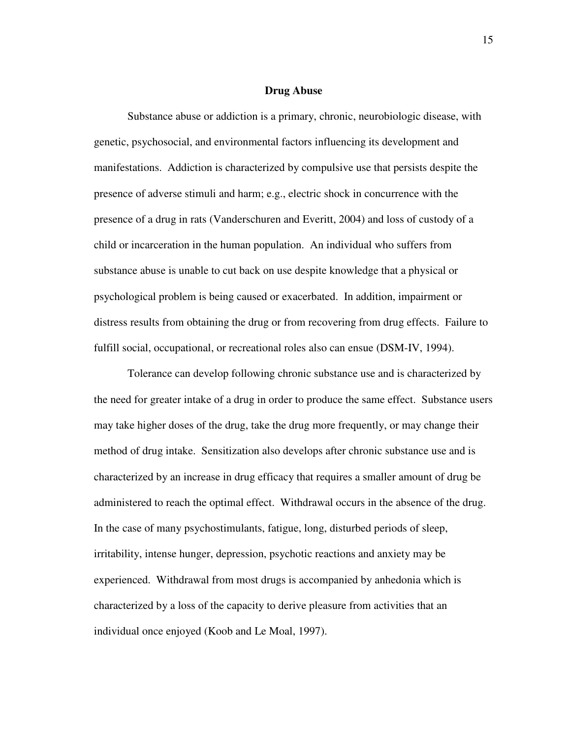## Drug Abuse

Substance abuse or addiction is a primary, chronic, neurobiologic disease, with genetic, psychosocial, and environmental factors influencing its development and manifestations. Addiction is characterized by compulsive use that persists despite the presence of adverse stimuli and harm; e.g., electric shock in concurrence with the presence of a drug in rats (Vanderschuren and Everitt, 2004) and loss of custody of a child or incarceration in the human population. An individual who suffers from substance abuse is unable to cut back on use despite knowledge that a physical or psychological problem is being caused or exacerbated. In addition, impairment or distress results from obtaining the drug or from recovering from drug effects. Failure to fulfill social, occupational, or recreational roles also can ensue (DSM-IV, 1994).

Tolerance can develop following chronic substance use and is characterized by the need for greater intake of a drug in order to produce the same effect. Substance users may take higher doses of the drug, take the drug more frequently, or may change their method of drug intake. Sensitization also develops after chronic substance use and is characterized by an increase in drug efficacy that requires a smaller amount of drug be administered to reach the optimal effect. Withdrawal occurs in the absence of the drug. In the case of many psychostimulants, fatigue, long, disturbed periods of sleep, irritability, intense hunger, depression, psychotic reactions and anxiety may be experienced. Withdrawal from most drugs is accompanied by anhedonia which is characterized by a loss of the capacity to derive pleasure from activities that an individual once enjoyed (Koob and Le Moal, 1997).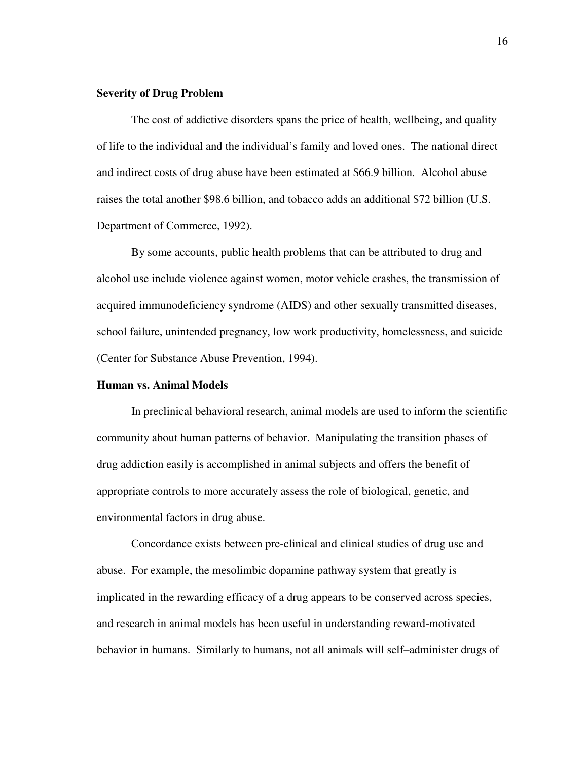## Severity of Drug Problem

The cost of addictive disorders spans the price of health, wellbeing, and quality of life to the individual and the individual's family and loved ones. The national direct and indirect costs of drug abuse have been estimated at $66.9 billion. Alcohol abuse raises the total another $98.6 billion, and tobacco adds an additional $72 billion (U.S. Department of Commerce, 1992).

By some accounts, public health problems that can be attributed to drug and alcohol use include violence against women, motor vehicle crashes, the transmission of acquired immunodeficiency syndrome (AIDS) and other sexually transmitted diseases, school failure, unintended pregnancy, low work productivity, homelessness, and suicide (Center for Substance Abuse Prevention, 1994).

## Human vs. Animal Models

In preclinical behavioral research, animal models are used to inform the scientific community about human patterns of behavior. Manipulating the transition phases of drug addiction easily is accomplished in animal subjects and offers the benefit of appropriate controls to more accurately assess the role of biological, genetic, and environmental factors in drug abuse.

Concordance exists between pre-clinical and clinical studies of drug use and abuse. For example, the mesolimbic dopamine pathway system that greatly is implicated in the rewarding efficacy of a drug appears to be conserved across species, and research in animal models has been useful in understanding reward-motivated behavior in humans. Similarly to humans, not all animals will self–administer drugs of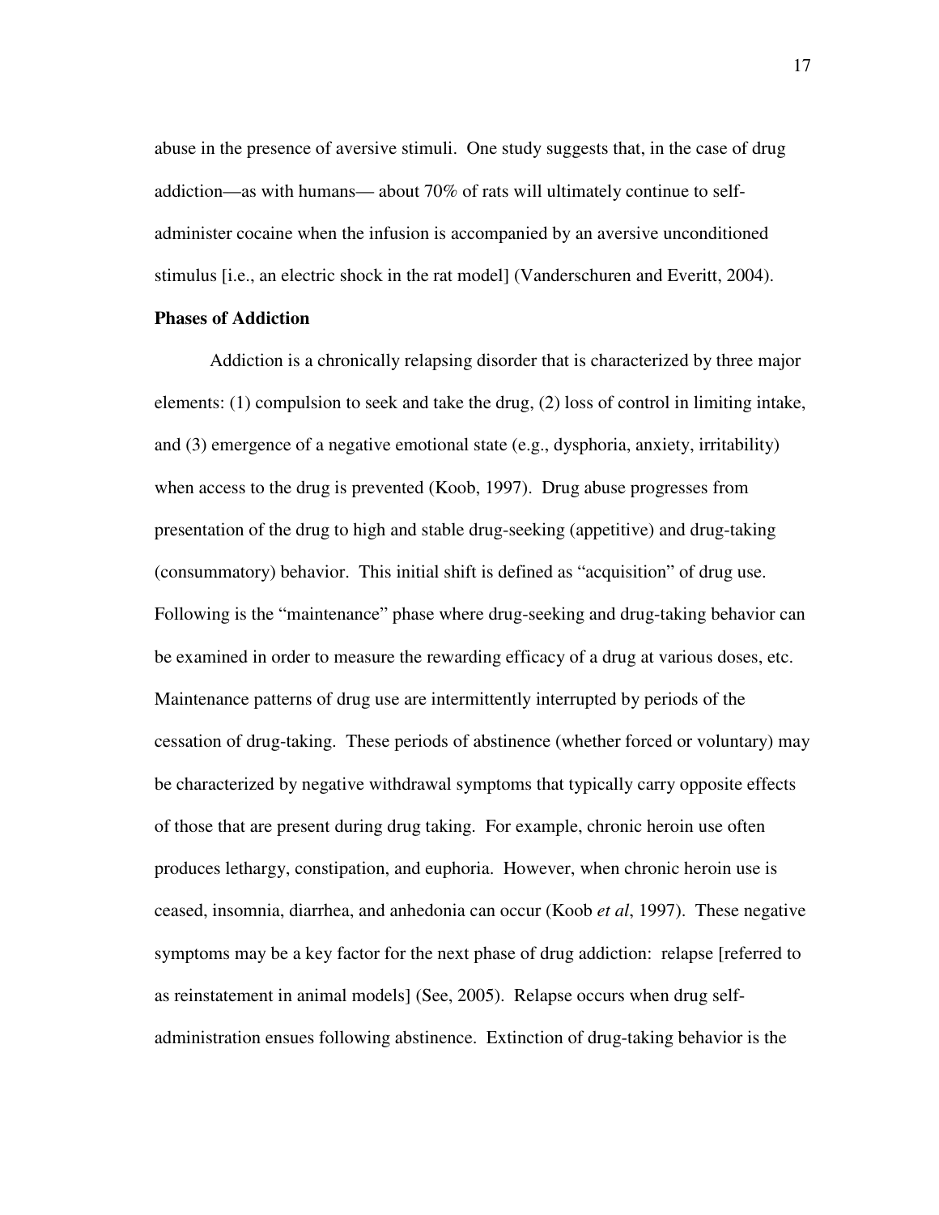abuse in the presence of aversive stimuli. One study suggests that, in the case of drug addiction—as with humans— about 70% of rats will ultimately continue to self-administer cocaine when the infusion is accompanied by an aversive unconditioned stimulus [i.e., an electric shock in the rat model] (Vanderschuren and Everitt, 2004).

**Phases of Addiction**

Addiction is a chronically relapsing disorder that is characterized by three major elements: (1) compulsion to seek and take the drug, (2) loss of control in limiting intake, and (3) emergence of a negative emotional state (e.g., dysphoria, anxiety, irritability) when access to the drug is prevented (Koob, 1997). Drug abuse progresses from presentation of the drug to high and stable drug-seeking (appetitive) and drug-taking (consummatory) behavior. This initial shift is defined as "acquisition" of drug use. Following is the "maintenance" phase where drug-seeking and drug-taking behavior can be examined in order to measure the rewarding efficacy of a drug at various doses, etc. Maintenance patterns of drug use are intermittently interrupted by periods of the cessation of drug-taking. These periods of abstinence (whether forced or voluntary) may be characterized by negative withdrawal symptoms that typically carry opposite effects of those that are present during drug taking. For example, chronic heroin use often produces lethargy, constipation, and euphoria. However, when chronic heroin use is ceased, insomnia, diarrhea, and anhedonia can occur (Koob *et al*, 1997). These negative symptoms may be a key factor for the next phase of drug addiction: relapse [referred to as reinstatement in animal models] (See, 2005). Relapse occurs when drug self-administration ensues following abstinence. Extinction of drug-taking behavior is the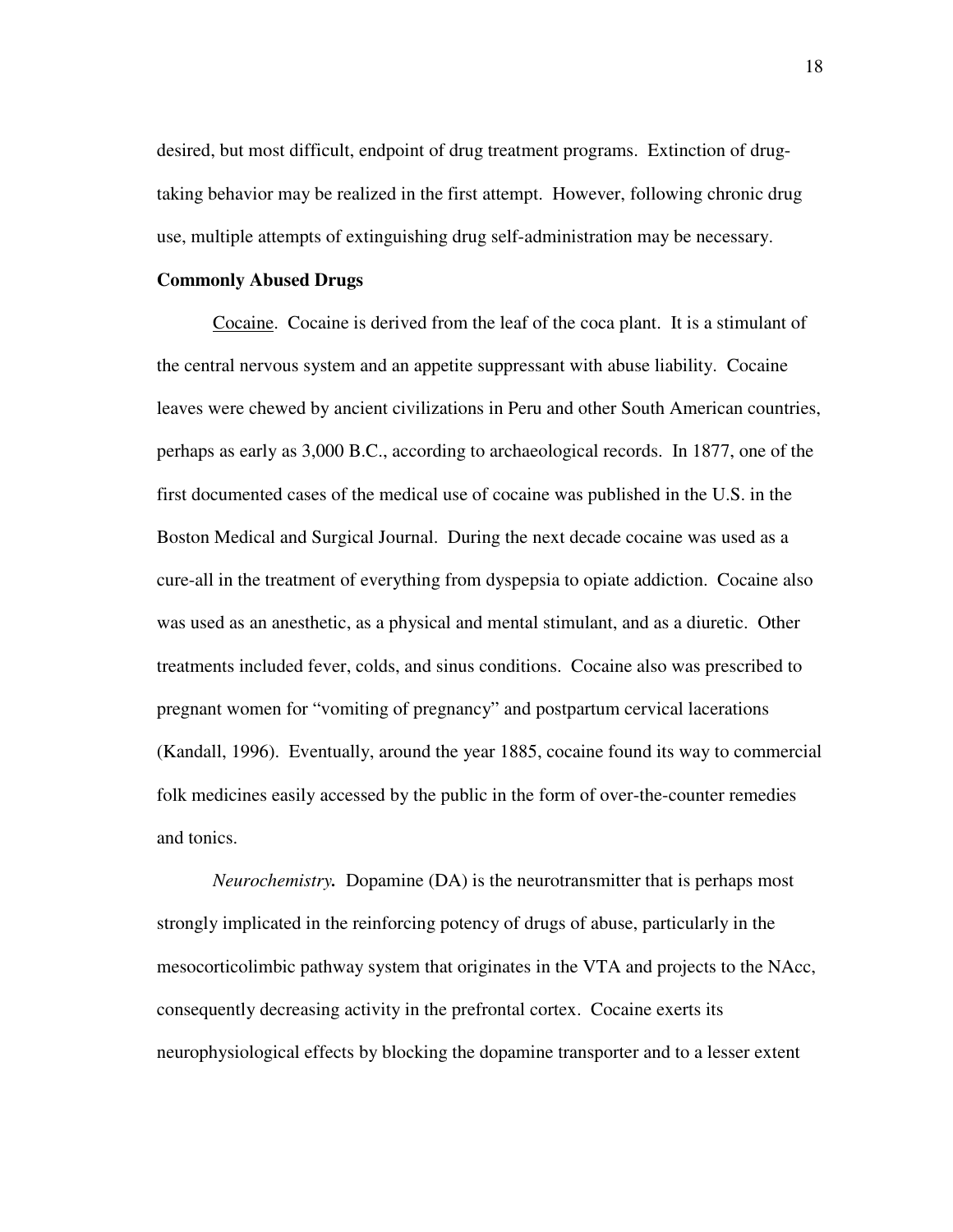desired, but most difficult, endpoint of drug treatment programs. Extinction of drug-taking behavior may be realized in the first attempt. However, following chronic drug use, multiple attempts of extinguishing drug self-administration may be necessary.

**Commonly Abused Drugs**

Cocaine. Cocaine is derived from the leaf of the coca plant. It is a stimulant of the central nervous system and an appetite suppressant with abuse liability. Cocaine leaves were chewed by ancient civilizations in Peru and other South American countries, perhaps as early as 3,000 B.C., according to archaeological records. In 1877, one of the first documented cases of the medical use of cocaine was published in the U.S. in the Boston Medical and Surgical Journal. During the next decade cocaine was used as a cure-all in the treatment of everything from dyspepsia to opiate addiction. Cocaine also was used as an anesthetic, as a physical and mental stimulant, and as a diuretic. Other treatments included fever, colds, and sinus conditions. Cocaine also was prescribed to pregnant women for "vomiting of pregnancy" and postpartum cervical lacerations (Kandall, 1996). Eventually, around the year 1885, cocaine found its way to commercial folk medicines easily accessed by the public in the form of over-the-counter remedies and tonics.

***Neurochemistry.*** Dopamine (DA) is the neurotransmitter that is perhaps most strongly implicated in the reinforcing potency of drugs of abuse, particularly in the mesocorticolimbic pathway system that originates in the VTA and projects to the NAcc, consequently decreasing activity in the prefrontal cortex. Cocaine exerts its neurophysiological effects by blocking the dopamine transporter and to a lesser extent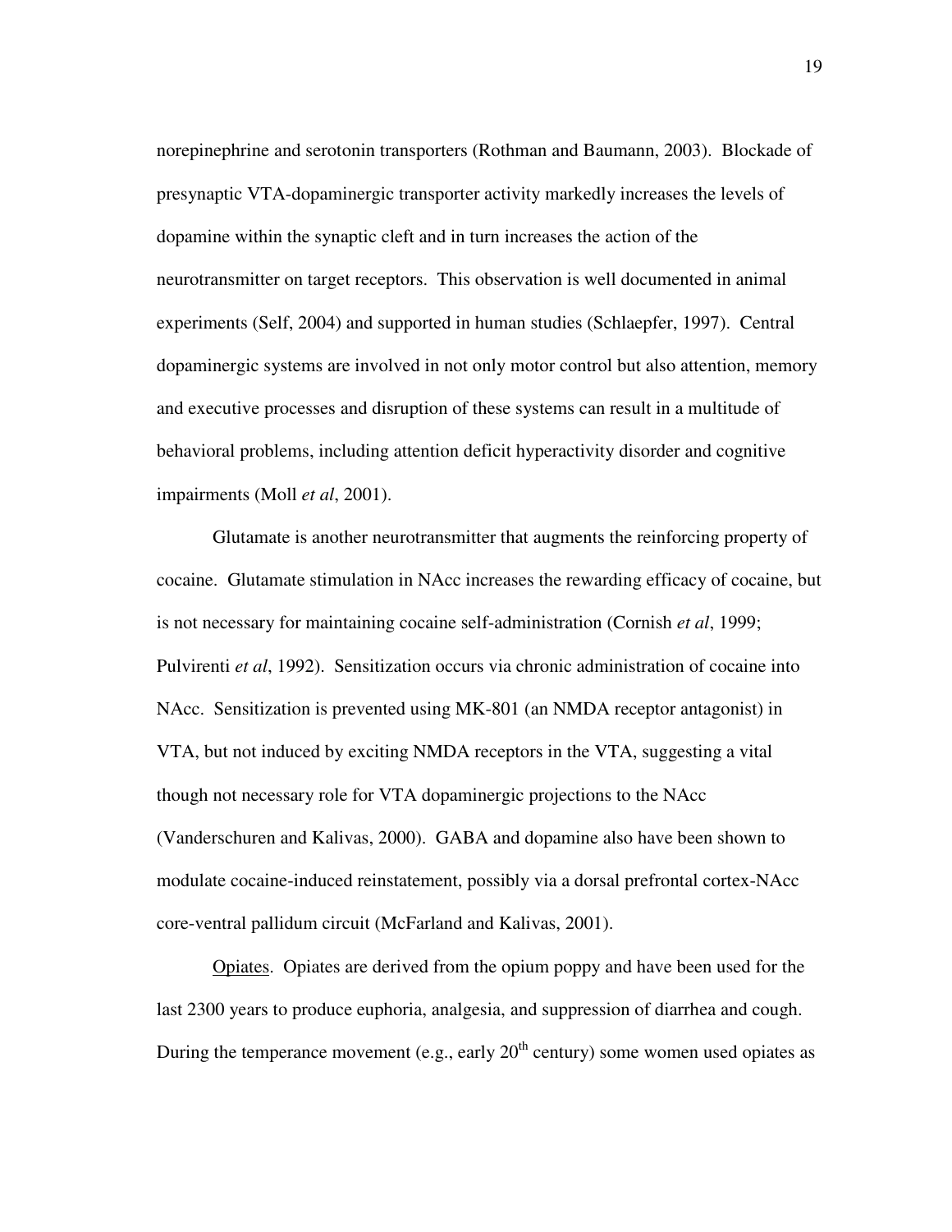norepinephrine and serotonin transporters (Rothman and Baumann, 2003). Blockade of presynaptic VTA-dopaminergic transporter activity markedly increases the levels of dopamine within the synaptic cleft and in turn increases the action of the neurotransmitter on target receptors. This observation is well documented in animal experiments (Self, 2004) and supported in human studies (Schlaepfer, 1997). Central dopaminergic systems are involved in not only motor control but also attention, memory and executive processes and disruption of these systems can result in a multitude of behavioral problems, including attention deficit hyperactivity disorder and cognitive impairments (Moll *et al*, 2001).

Glutamate is another neurotransmitter that augments the reinforcing property of cocaine. Glutamate stimulation in NAcc increases the rewarding efficacy of cocaine, but is not necessary for maintaining cocaine self-administration (Cornish *et al*, 1999; Pulvirenti *et al*, 1992). Sensitization occurs via chronic administration of cocaine into NAcc. Sensitization is prevented using MK-801 (an NMDA receptor antagonist) in VTA, but not induced by exciting NMDA receptors in the VTA, suggesting a vital though not necessary role for VTA dopaminergic projections to the NAcc (Vanderschuren and Kalivas, 2000). GABA and dopamine also have been shown to modulate cocaine-induced reinstatement, possibly via a dorsal prefrontal cortex-NAcc core-ventral pallidum circuit (McFarland and Kalivas, 2001).

Opiates. Opiates are derived from the opium poppy and have been used for the last 2300 years to produce euphoria, analgesia, and suppression of diarrhea and cough. During the temperance movement (e.g., early 20th century) some women used opiates as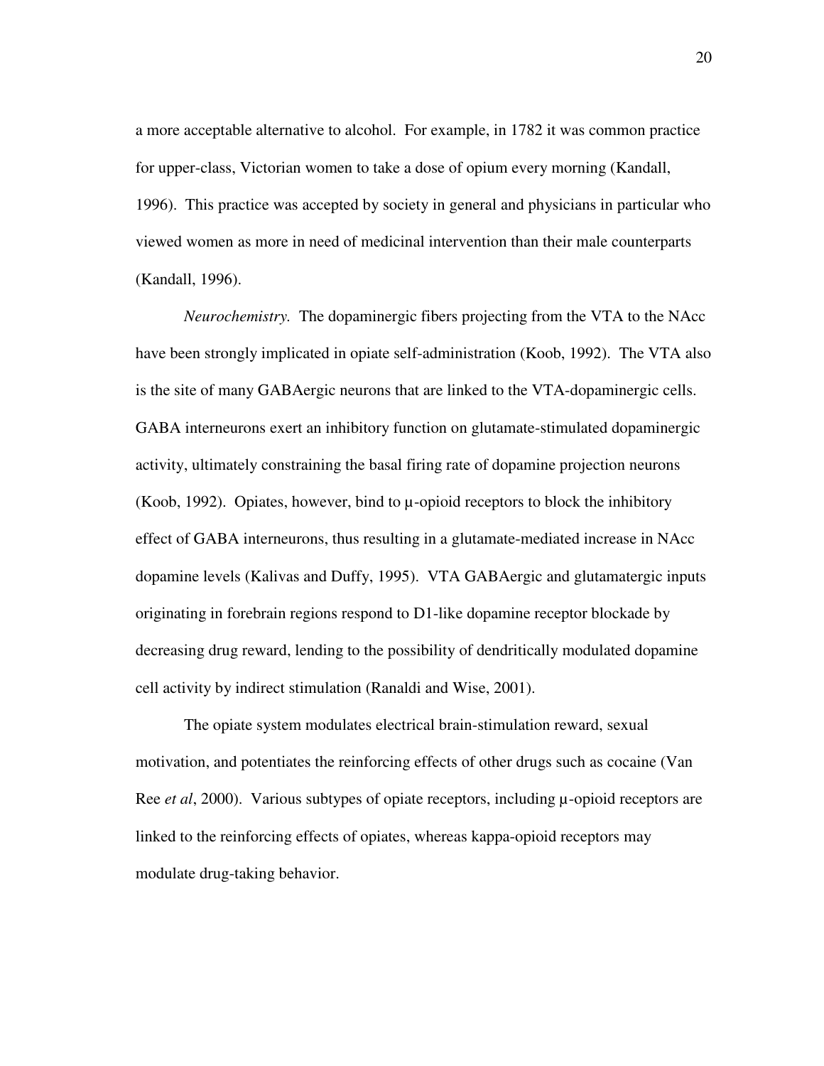a more acceptable alternative to alcohol. For example, in 1782 it was common practice for upper-class, Victorian women to take a dose of opium every morning (Kandall, 1996). This practice was accepted by society in general and physicians in particular who viewed women as more in need of medicinal intervention than their male counterparts (Kandall, 1996).

*Neurochemistry.* The dopaminergic fibers projecting from the VTA to the NAcc have been strongly implicated in opiate self-administration (Koob, 1992). The VTA also is the site of many GABAergic neurons that are linked to the VTA-dopaminergic cells. GABA interneurons exert an inhibitory function on glutamate-stimulated dopaminergic activity, ultimately constraining the basal firing rate of dopamine projection neurons (Koob, 1992). Opiates, however, bind to μ-opioid receptors to block the inhibitory effect of GABA interneurons, thus resulting in a glutamate-mediated increase in NAcc dopamine levels (Kalivas and Duffy, 1995). VTA GABAergic and glutamatergic inputs originating in forebrain regions respond to D1-like dopamine receptor blockade by decreasing drug reward, lending to the possibility of dendritically modulated dopamine cell activity by indirect stimulation (Ranaldi and Wise, 2001).

The opiate system modulates electrical brain-stimulation reward, sexual motivation, and potentiates the reinforcing effects of other drugs such as cocaine (Van Ree *et al*, 2000). Various subtypes of opiate receptors, including μ-opioid receptors are linked to the reinforcing effects of opiates, whereas kappa-opioid receptors may modulate drug-taking behavior.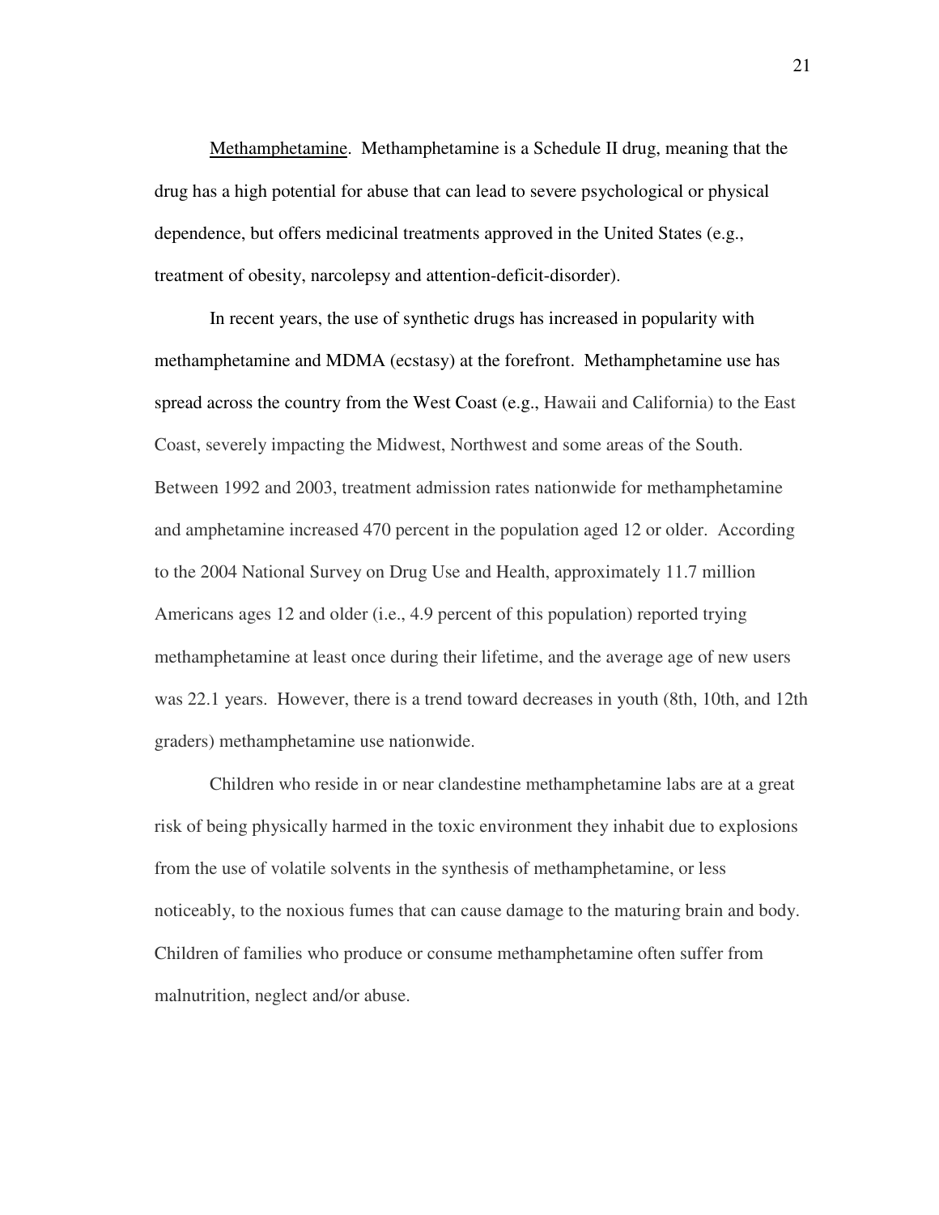<u>Methamphetamine</u>. Methamphetamine is a Schedule II drug, meaning that the drug has a high potential for abuse that can lead to severe psychological or physical dependence, but offers medicinal treatments approved in the United States (e.g., treatment of obesity, narcolepsy and attention-deficit-disorder).

In recent years, the use of synthetic drugs has increased in popularity with methamphetamine and MDMA (ecstasy) at the forefront. Methamphetamine use has spread across the country from the West Coast (e.g., Hawaii and California) to the East Coast, severely impacting the Midwest, Northwest and some areas of the South. Between 1992 and 2003, treatment admission rates nationwide for methamphetamine and amphetamine increased 470 percent in the population aged 12 or older. According to the 2004 National Survey on Drug Use and Health, approximately 11.7 million Americans ages 12 and older (i.e., 4.9 percent of this population) reported trying methamphetamine at least once during their lifetime, and the average age of new users was 22.1 years. However, there is a trend toward decreases in youth (8th, 10th, and 12th graders) methamphetamine use nationwide.

Children who reside in or near clandestine methamphetamine labs are at a great risk of being physically harmed in the toxic environment they inhabit due to explosions from the use of volatile solvents in the synthesis of methamphetamine, or less noticeably, to the noxious fumes that can cause damage to the maturing brain and body. Children of families who produce or consume methamphetamine often suffer from malnutrition, neglect and/or abuse.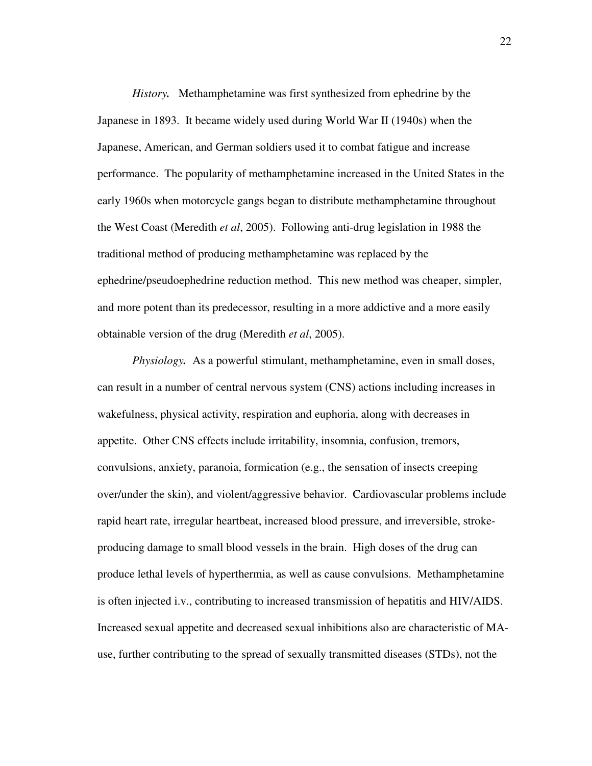*History.* Methamphetamine was first synthesized from ephedrine by the Japanese in 1893. It became widely used during World War II (1940s) when the Japanese, American, and German soldiers used it to combat fatigue and increase performance. The popularity of methamphetamine increased in the United States in the early 1960s when motorcycle gangs began to distribute methamphetamine throughout the West Coast (Meredith *et al*, 2005). Following anti-drug legislation in 1988 the traditional method of producing methamphetamine was replaced by the ephedrine/pseudoephedrine reduction method. This new method was cheaper, simpler, and more potent than its predecessor, resulting in a more addictive and a more easily obtainable version of the drug (Meredith *et al*, 2005).

*Physiology.* As a powerful stimulant, methamphetamine, even in small doses, can result in a number of central nervous system (CNS) actions including increases in wakefulness, physical activity, respiration and euphoria, along with decreases in appetite. Other CNS effects include irritability, insomnia, confusion, tremors, convulsions, anxiety, paranoia, formication (e.g., the sensation of insects creeping over/under the skin), and violent/aggressive behavior. Cardiovascular problems include rapid heart rate, irregular heartbeat, increased blood pressure, and irreversible, stroke-producing damage to small blood vessels in the brain. High doses of the drug can produce lethal levels of hyperthermia, as well as cause convulsions. Methamphetamine is often injected i.v., contributing to increased transmission of hepatitis and HIV/AIDS. Increased sexual appetite and decreased sexual inhibitions also are characteristic of MA-use, further contributing to the spread of sexually transmitted diseases (STDs), not the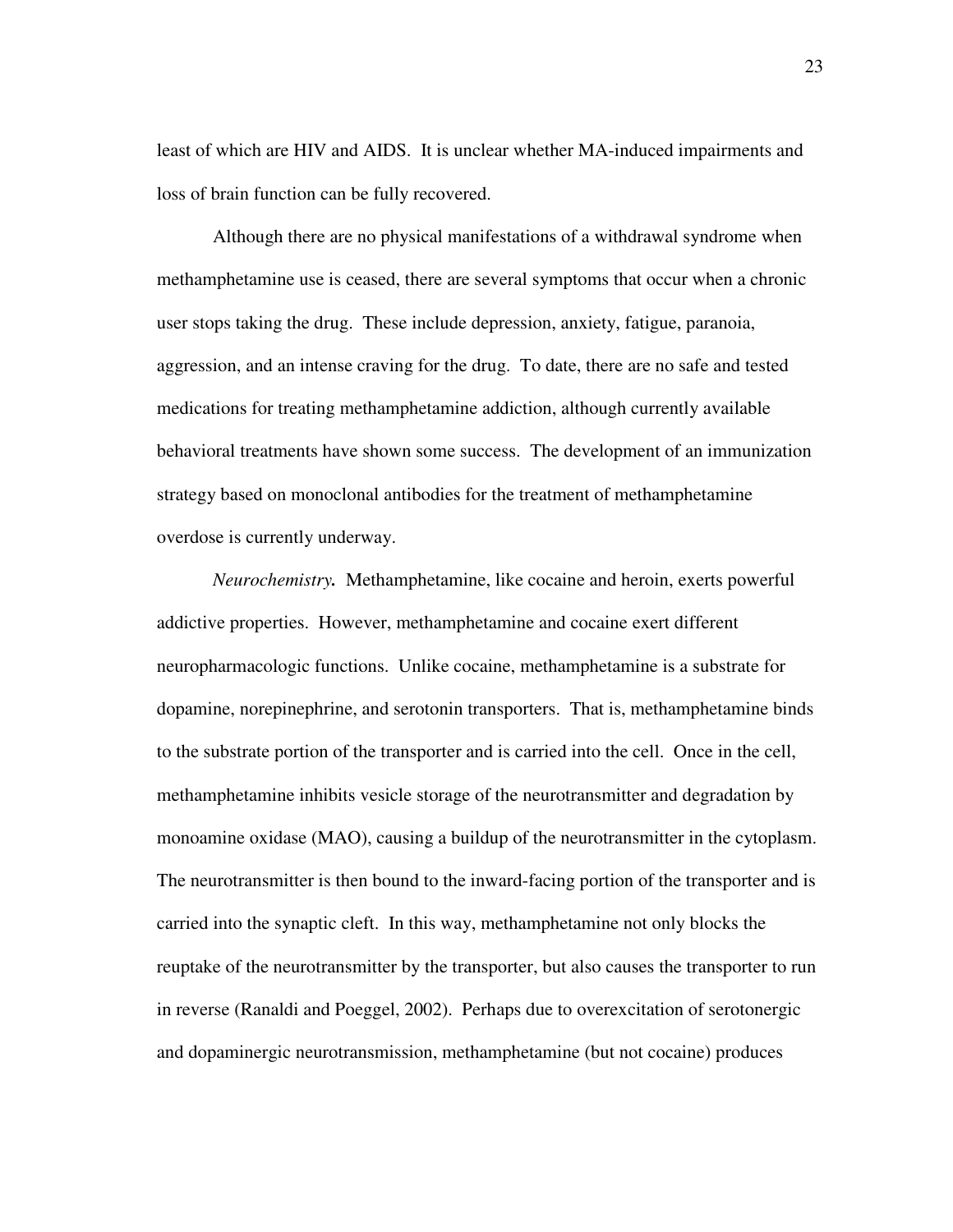least of which are HIV and AIDS. It is unclear whether MA-induced impairments and loss of brain function can be fully recovered.

Although there are no physical manifestations of a withdrawal syndrome when methamphetamine use is ceased, there are several symptoms that occur when a chronic user stops taking the drug. These include depression, anxiety, fatigue, paranoia, aggression, and an intense craving for the drug. To date, there are no safe and tested medications for treating methamphetamine addiction, although currently available behavioral treatments have shown some success. The development of an immunization strategy based on monoclonal antibodies for the treatment of methamphetamine overdose is currently underway.

***Neurochemistry.*** Methamphetamine, like cocaine and heroin, exerts powerful addictive properties. However, methamphetamine and cocaine exert different neuropharmacologic functions. Unlike cocaine, methamphetamine is a substrate for dopamine, norepinephrine, and serotonin transporters. That is, methamphetamine binds to the substrate portion of the transporter and is carried into the cell. Once in the cell, methamphetamine inhibits vesicle storage of the neurotransmitter and degradation by monoamine oxidase (MAO), causing a buildup of the neurotransmitter in the cytoplasm. The neurotransmitter is then bound to the inward-facing portion of the transporter and is carried into the synaptic cleft. In this way, methamphetamine not only blocks the reuptake of the neurotransmitter by the transporter, but also causes the transporter to run in reverse (Ranaldi and Poeggel, 2002). Perhaps due to overexcitation of serotonergic and dopaminergic neurotransmission, methamphetamine (but not cocaine) produces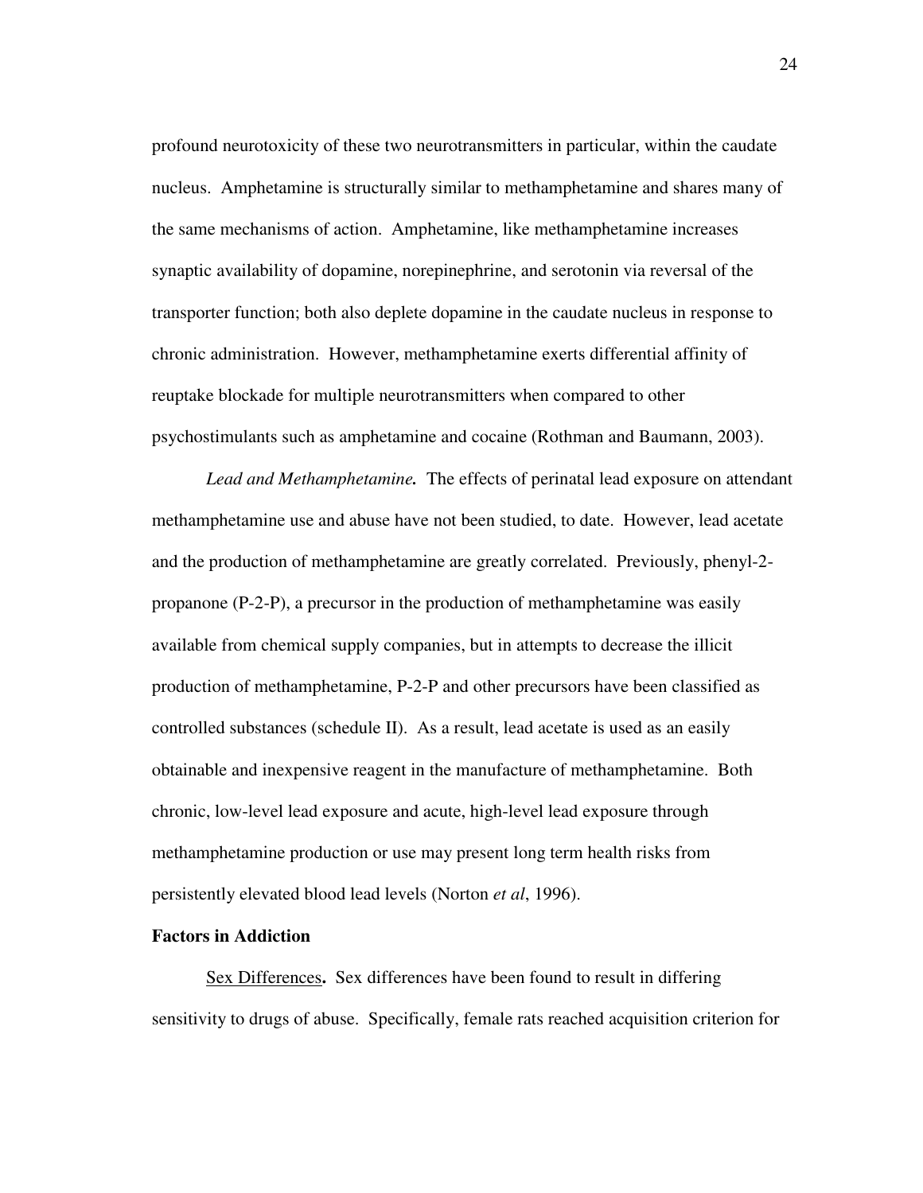profound neurotoxicity of these two neurotransmitters in particular, within the caudate nucleus. Amphetamine is structurally similar to methamphetamine and shares many of the same mechanisms of action. Amphetamine, like methamphetamine increases synaptic availability of dopamine, norepinephrine, and serotonin via reversal of the transporter function; both also deplete dopamine in the caudate nucleus in response to chronic administration. However, methamphetamine exerts differential affinity of reuptake blockade for multiple neurotransmitters when compared to other psychostimulants such as amphetamine and cocaine (Rothman and Baumann, 2003).

***Lead and Methamphetamine.*** The effects of perinatal lead exposure on attendant methamphetamine use and abuse have not been studied, to date. However, lead acetate and the production of methamphetamine are greatly correlated. Previously, phenyl-2-propanone (P-2-P), a precursor in the production of methamphetamine was easily available from chemical supply companies, but in attempts to decrease the illicit production of methamphetamine, P-2-P and other precursors have been classified as controlled substances (schedule II). As a result, lead acetate is used as an easily obtainable and inexpensive reagent in the manufacture of methamphetamine. Both chronic, low-level lead exposure and acute, high-level lead exposure through methamphetamine production or use may present long term health risks from persistently elevated blood lead levels (Norton *et al*, 1996).

**Factors in Addiction**

Sex Differences**.** Sex differences have been found to result in differing sensitivity to drugs of abuse. Specifically, female rats reached acquisition criterion for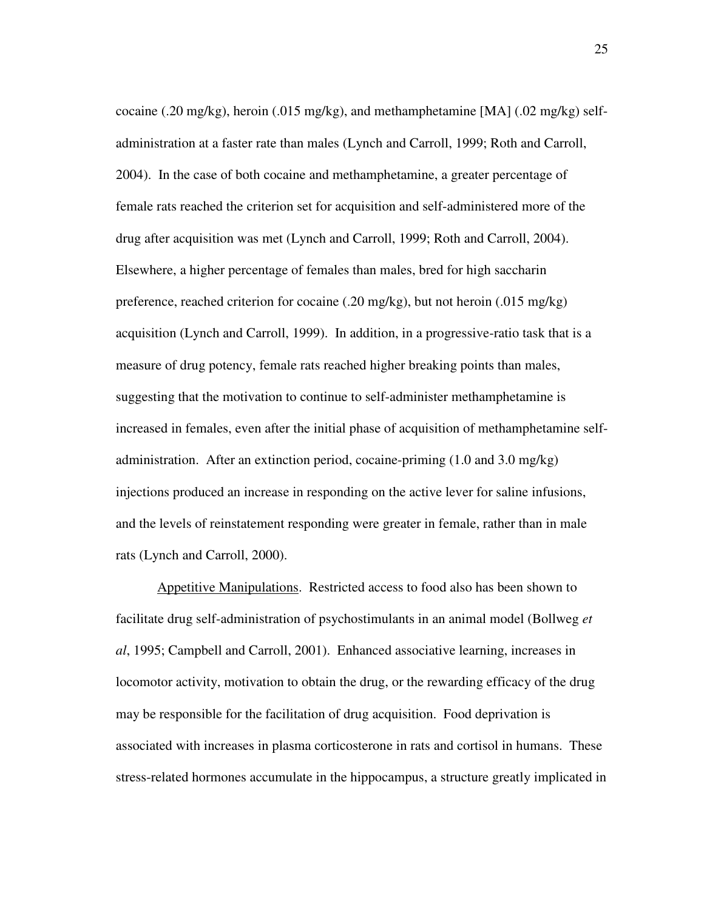cocaine (.20 mg/kg), heroin (.015 mg/kg), and methamphetamine [MA] (.02 mg/kg) self-administration at a faster rate than males (Lynch and Carroll, 1999; Roth and Carroll, 2004). In the case of both cocaine and methamphetamine, a greater percentage of female rats reached the criterion set for acquisition and self-administered more of the drug after acquisition was met (Lynch and Carroll, 1999; Roth and Carroll, 2004). Elsewhere, a higher percentage of females than males, bred for high saccharin preference, reached criterion for cocaine (.20 mg/kg), but not heroin (.015 mg/kg) acquisition (Lynch and Carroll, 1999). In addition, in a progressive-ratio task that is a measure of drug potency, female rats reached higher breaking points than males, suggesting that the motivation to continue to self-administer methamphetamine is increased in females, even after the initial phase of acquisition of methamphetamine self-administration. After an extinction period, cocaine-priming (1.0 and 3.0 mg/kg) injections produced an increase in responding on the active lever for saline infusions, and the levels of reinstatement responding were greater in female, rather than in male rats (Lynch and Carroll, 2000).

Appetitive Manipulations. Restricted access to food also has been shown to facilitate drug self-administration of psychostimulants in an animal model (Bollweg *et al*, 1995; Campbell and Carroll, 2001). Enhanced associative learning, increases in locomotor activity, motivation to obtain the drug, or the rewarding efficacy of the drug may be responsible for the facilitation of drug acquisition. Food deprivation is associated with increases in plasma corticosterone in rats and cortisol in humans. These stress-related hormones accumulate in the hippocampus, a structure greatly implicated in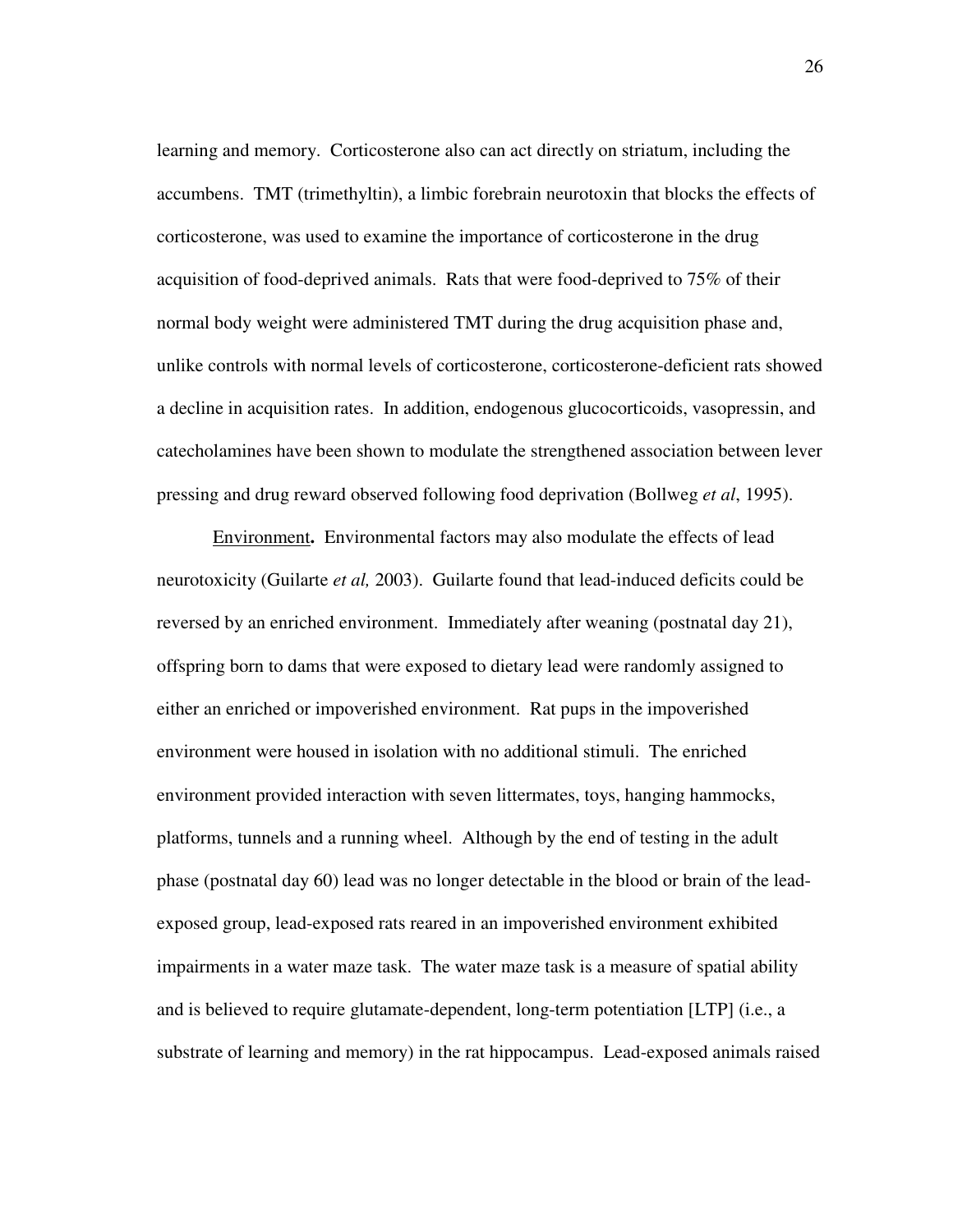learning and memory. Corticosterone also can act directly on striatum, including the accumbens. TMT (trimethyltin), a limbic forebrain neurotoxin that blocks the effects of corticosterone, was used to examine the importance of corticosterone in the drug acquisition of food-deprived animals. Rats that were food-deprived to 75% of their normal body weight were administered TMT during the drug acquisition phase and, unlike controls with normal levels of corticosterone, corticosterone-deficient rats showed a decline in acquisition rates. In addition, endogenous glucocorticoids, vasopressin, and catecholamines have been shown to modulate the strengthened association between lever pressing and drug reward observed following food deprivation (Bollweg *et al*, 1995).

<u>Environment</u>**.** Environmental factors may also modulate the effects of lead neurotoxicity (Guilarte *et al,* 2003). Guilarte found that lead-induced deficits could be reversed by an enriched environment. Immediately after weaning (postnatal day 21), offspring born to dams that were exposed to dietary lead were randomly assigned to either an enriched or impoverished environment. Rat pups in the impoverished environment were housed in isolation with no additional stimuli. The enriched environment provided interaction with seven littermates, toys, hanging hammocks, platforms, tunnels and a running wheel. Although by the end of testing in the adult phase (postnatal day 60) lead was no longer detectable in the blood or brain of the lead-exposed group, lead-exposed rats reared in an impoverished environment exhibited impairments in a water maze task. The water maze task is a measure of spatial ability and is believed to require glutamate-dependent, long-term potentiation [LTP] (i.e., a substrate of learning and memory) in the rat hippocampus. Lead-exposed animals raised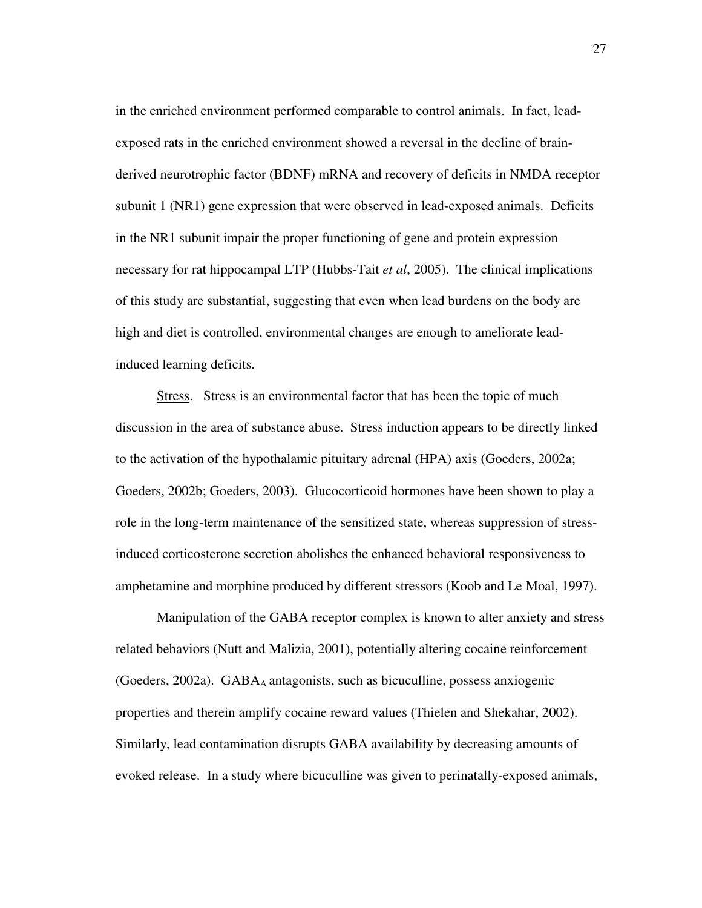in the enriched environment performed comparable to control animals. In fact, lead-exposed rats in the enriched environment showed a reversal in the decline of brain-derived neurotrophic factor (BDNF) mRNA and recovery of deficits in NMDA receptor subunit 1 (NR1) gene expression that were observed in lead-exposed animals. Deficits in the NR1 subunit impair the proper functioning of gene and protein expression necessary for rat hippocampal LTP (Hubbs-Tait *et al*, 2005). The clinical implications of this study are substantial, suggesting that even when lead burdens on the body are high and diet is controlled, environmental changes are enough to ameliorate lead-induced learning deficits.

Stress. Stress is an environmental factor that has been the topic of much discussion in the area of substance abuse. Stress induction appears to be directly linked to the activation of the hypothalamic pituitary adrenal (HPA) axis (Goeders, 2002a; Goeders, 2002b; Goeders, 2003). Glucocorticoid hormones have been shown to play a role in the long-term maintenance of the sensitized state, whereas suppression of stress-induced corticosterone secretion abolishes the enhanced behavioral responsiveness to amphetamine and morphine produced by different stressors (Koob and Le Moal, 1997).

Manipulation of the GABA receptor complex is known to alter anxiety and stress related behaviors (Nutt and Malizia, 2001), potentially altering cocaine reinforcement (Goeders, 2002a). $GABA_A$ antagonists, such as bicuculline, possess anxiogenic properties and therein amplify cocaine reward values (Thielen and Shekahar, 2002). Similarly, lead contamination disrupts GABA availability by decreasing amounts of evoked release. In a study where bicuculline was given to perinatally-exposed animals,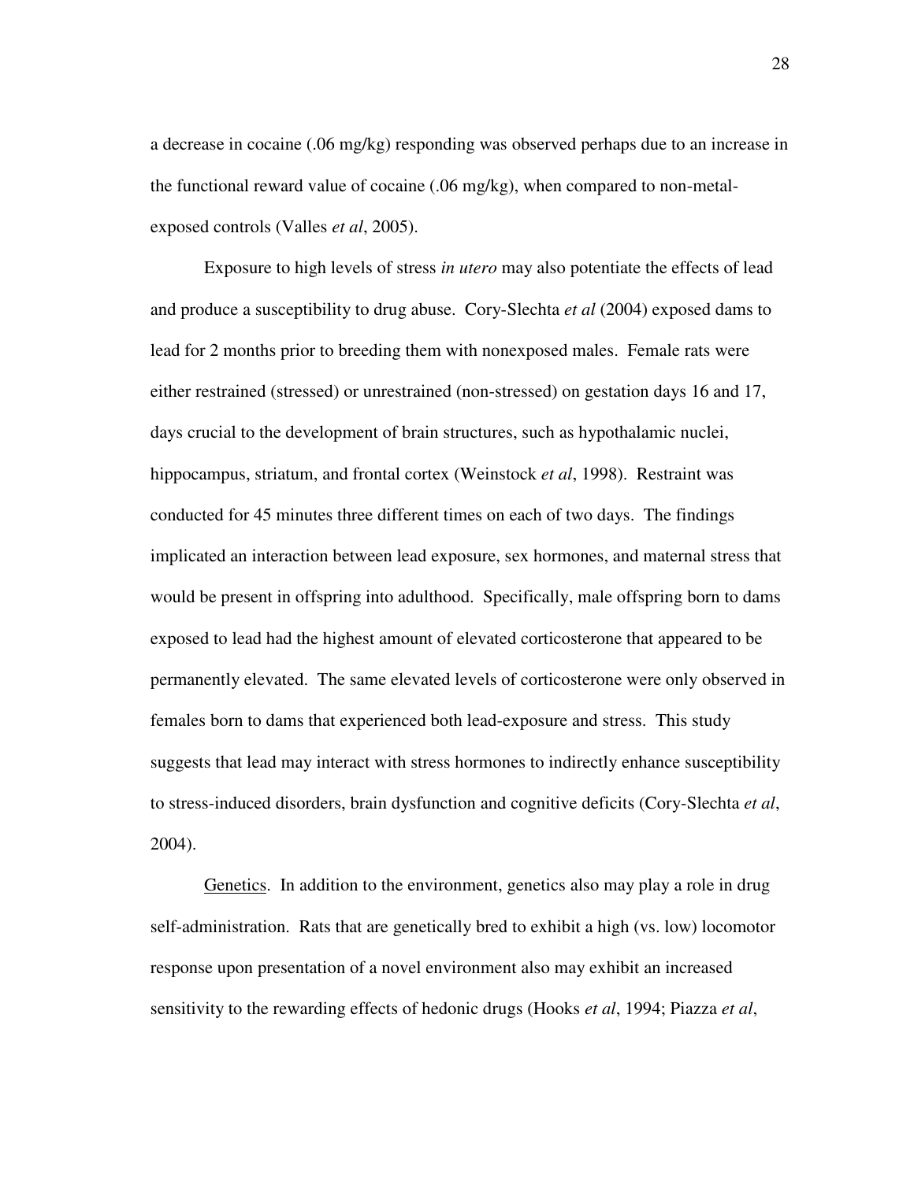a decrease in cocaine (.06 mg/kg) responding was observed perhaps due to an increase in the functional reward value of cocaine (.06 mg/kg), when compared to non-metal-exposed controls (Valles *et al*, 2005).

Exposure to high levels of stress *in utero* may also potentiate the effects of lead and produce a susceptibility to drug abuse. Cory-Slechta *et al* (2004) exposed dams to lead for 2 months prior to breeding them with nonexposed males. Female rats were either restrained (stressed) or unrestrained (non-stressed) on gestation days 16 and 17, days crucial to the development of brain structures, such as hypothalamic nuclei, hippocampus, striatum, and frontal cortex (Weinstock *et al*, 1998). Restraint was conducted for 45 minutes three different times on each of two days. The findings implicated an interaction between lead exposure, sex hormones, and maternal stress that would be present in offspring into adulthood. Specifically, male offspring born to dams exposed to lead had the highest amount of elevated corticosterone that appeared to be permanently elevated. The same elevated levels of corticosterone were only observed in females born to dams that experienced both lead-exposure and stress. This study suggests that lead may interact with stress hormones to indirectly enhance susceptibility to stress-induced disorders, brain dysfunction and cognitive deficits (Cory-Slechta *et al*, 2004).

<u>Genetics</u>. In addition to the environment, genetics also may play a role in drug self-administration. Rats that are genetically bred to exhibit a high (vs. low) locomotor response upon presentation of a novel environment also may exhibit an increased sensitivity to the rewarding effects of hedonic drugs (Hooks *et al*, 1994; Piazza *et al*,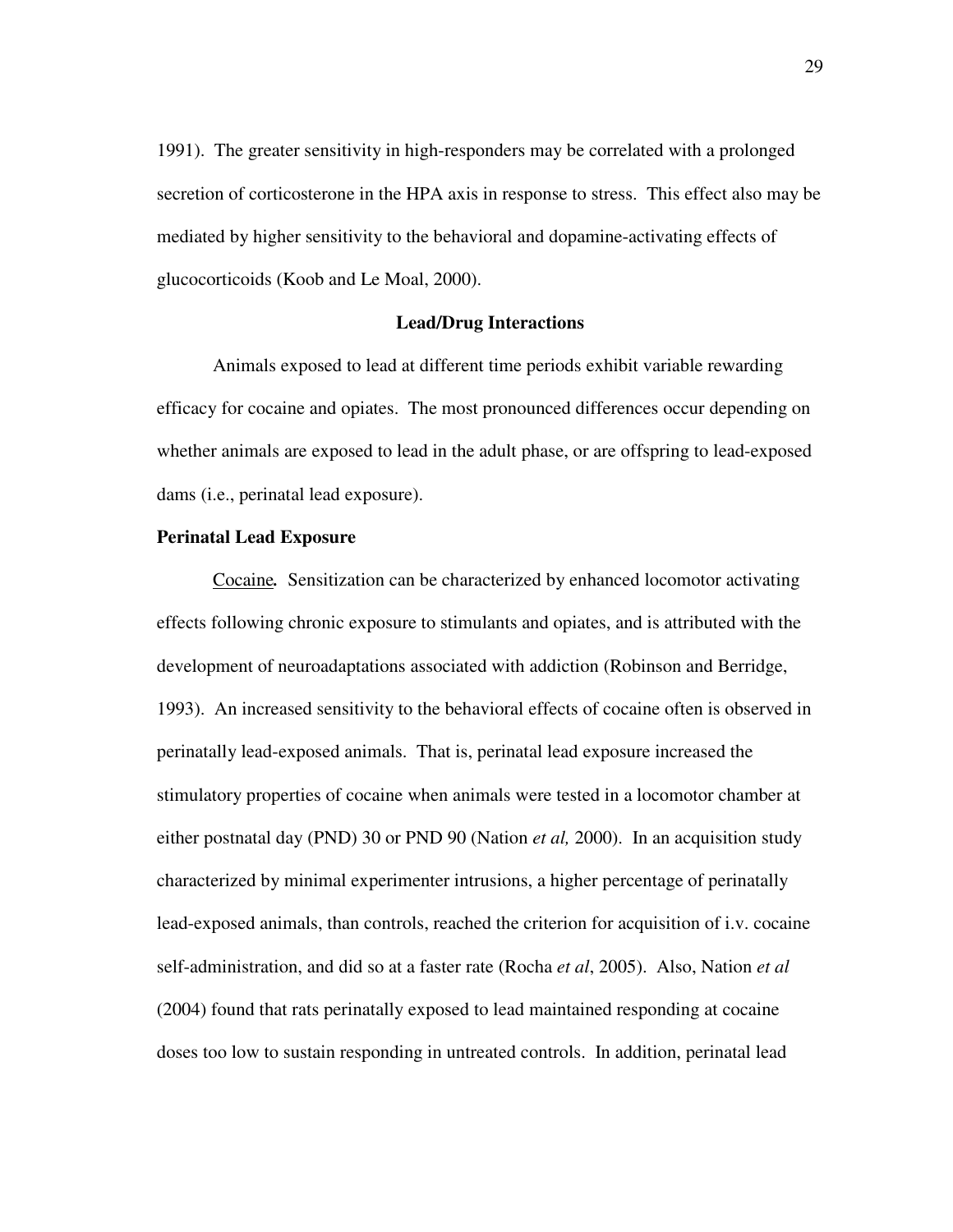1991). The greater sensitivity in high-responders may be correlated with a prolonged secretion of corticosterone in the HPA axis in response to stress. This effect also may be mediated by higher sensitivity to the behavioral and dopamine-activating effects of glucocorticoids (Koob and Le Moal, 2000).

## Lead/Drug Interactions

Animals exposed to lead at different time periods exhibit variable rewarding efficacy for cocaine and opiates. The most pronounced differences occur depending on whether animals are exposed to lead in the adult phase, or are offspring to lead-exposed dams (i.e., perinatal lead exposure).

### Perinatal Lead Exposure

Cocaine***.*** Sensitization can be characterized by enhanced locomotor activating effects following chronic exposure to stimulants and opiates, and is attributed with the development of neuroadaptations associated with addiction (Robinson and Berridge, 1993). An increased sensitivity to the behavioral effects of cocaine often is observed in perinatally lead-exposed animals. That is, perinatal lead exposure increased the stimulatory properties of cocaine when animals were tested in a locomotor chamber at either postnatal day (PND) 30 or PND 90 (Nation *et al,* 2000). In an acquisition study characterized by minimal experimenter intrusions, a higher percentage of perinatally lead-exposed animals, than controls, reached the criterion for acquisition of i.v. cocaine self-administration, and did so at a faster rate (Rocha *et al*, 2005). Also, Nation *et al* (2004) found that rats perinatally exposed to lead maintained responding at cocaine doses too low to sustain responding in untreated controls. In addition, perinatal lead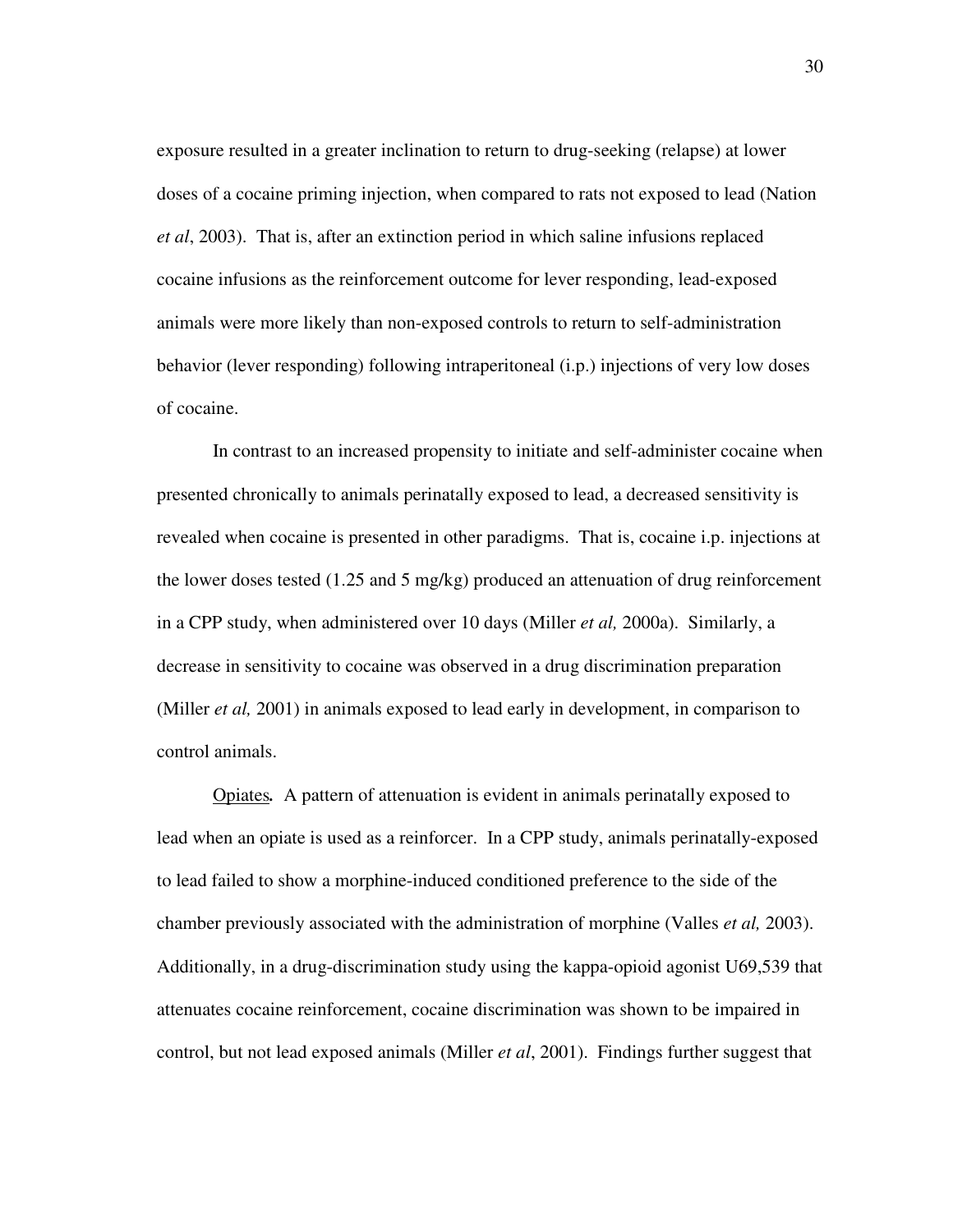exposure resulted in a greater inclination to return to drug-seeking (relapse) at lower doses of a cocaine priming injection, when compared to rats not exposed to lead (Nation *et al*, 2003). That is, after an extinction period in which saline infusions replaced cocaine infusions as the reinforcement outcome for lever responding, lead-exposed animals were more likely than non-exposed controls to return to self-administration behavior (lever responding) following intraperitoneal (i.p.) injections of very low doses of cocaine.

In contrast to an increased propensity to initiate and self-administer cocaine when presented chronically to animals perinatally exposed to lead, a decreased sensitivity is revealed when cocaine is presented in other paradigms. That is, cocaine i.p. injections at the lower doses tested (1.25 and 5 mg/kg) produced an attenuation of drug reinforcement in a CPP study, when administered over 10 days (Miller *et al,* 2000a). Similarly, a decrease in sensitivity to cocaine was observed in a drug discrimination preparation (Miller *et al,* 2001) in animals exposed to lead early in development, in comparison to control animals.

<u>Opiates</u>**.** A pattern of attenuation is evident in animals perinatally exposed to lead when an opiate is used as a reinforcer. In a CPP study, animals perinatally-exposed to lead failed to show a morphine-induced conditioned preference to the side of the chamber previously associated with the administration of morphine (Valles *et al,* 2003). Additionally, in a drug-discrimination study using the kappa-opioid agonist U69,539 that attenuates cocaine reinforcement, cocaine discrimination was shown to be impaired in control, but not lead exposed animals (Miller *et al*, 2001). Findings further suggest that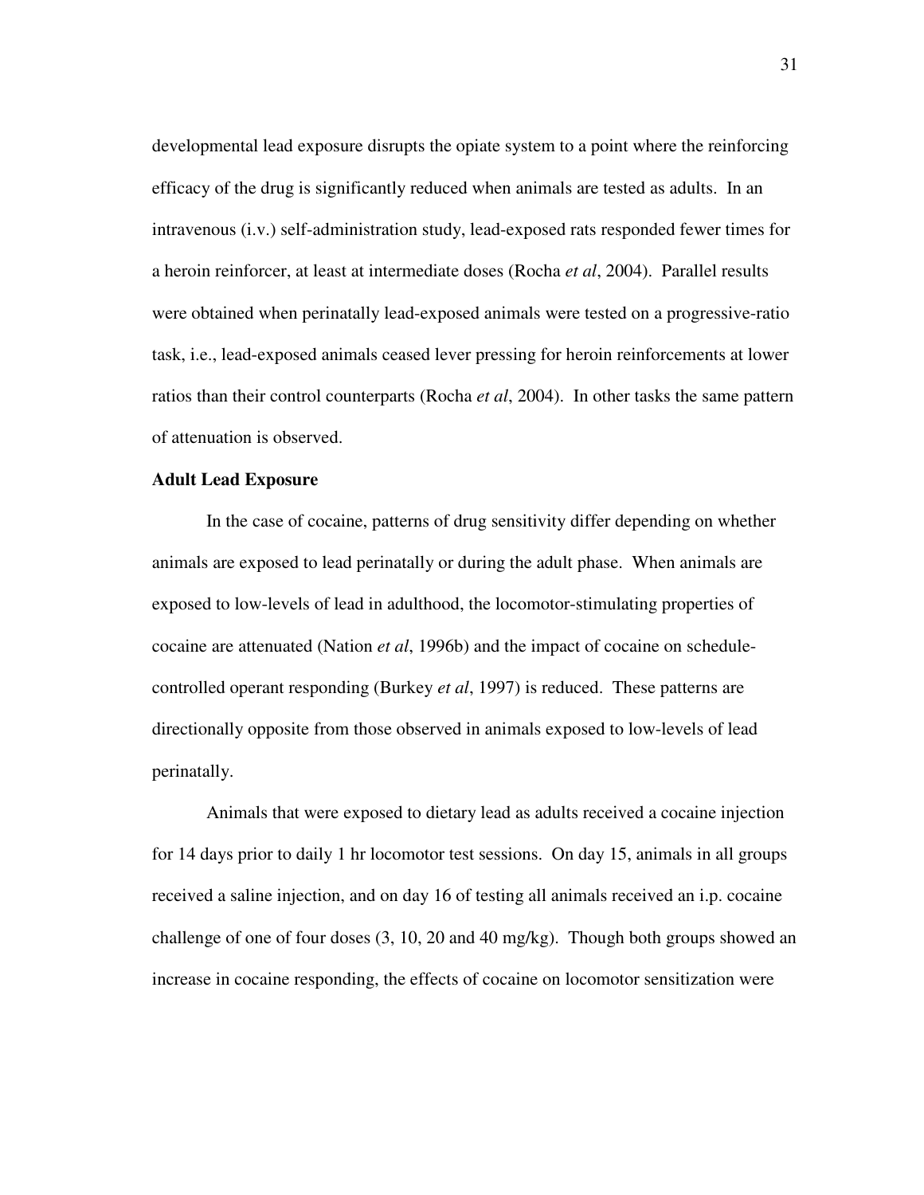developmental lead exposure disrupts the opiate system to a point where the reinforcing efficacy of the drug is significantly reduced when animals are tested as adults. In an intravenous (i.v.) self-administration study, lead-exposed rats responded fewer times for a heroin reinforcer, at least at intermediate doses (Rocha *et al*, 2004). Parallel results were obtained when perinatally lead-exposed animals were tested on a progressive-ratio task, i.e., lead-exposed animals ceased lever pressing for heroin reinforcements at lower ratios than their control counterparts (Rocha *et al*, 2004). In other tasks the same pattern of attenuation is observed.

**Adult Lead Exposure**

In the case of cocaine, patterns of drug sensitivity differ depending on whether animals are exposed to lead perinatally or during the adult phase. When animals are exposed to low-levels of lead in adulthood, the locomotor-stimulating properties of cocaine are attenuated (Nation *et al*, 1996b) and the impact of cocaine on schedule-controlled operant responding (Burkey *et al*, 1997) is reduced. These patterns are directionally opposite from those observed in animals exposed to low-levels of lead perinatally.

Animals that were exposed to dietary lead as adults received a cocaine injection for 14 days prior to daily 1 hr locomotor test sessions. On day 15, animals in all groups received a saline injection, and on day 16 of testing all animals received an i.p. cocaine challenge of one of four doses (3, 10, 20 and 40 mg/kg). Though both groups showed an increase in cocaine responding, the effects of cocaine on locomotor sensitization were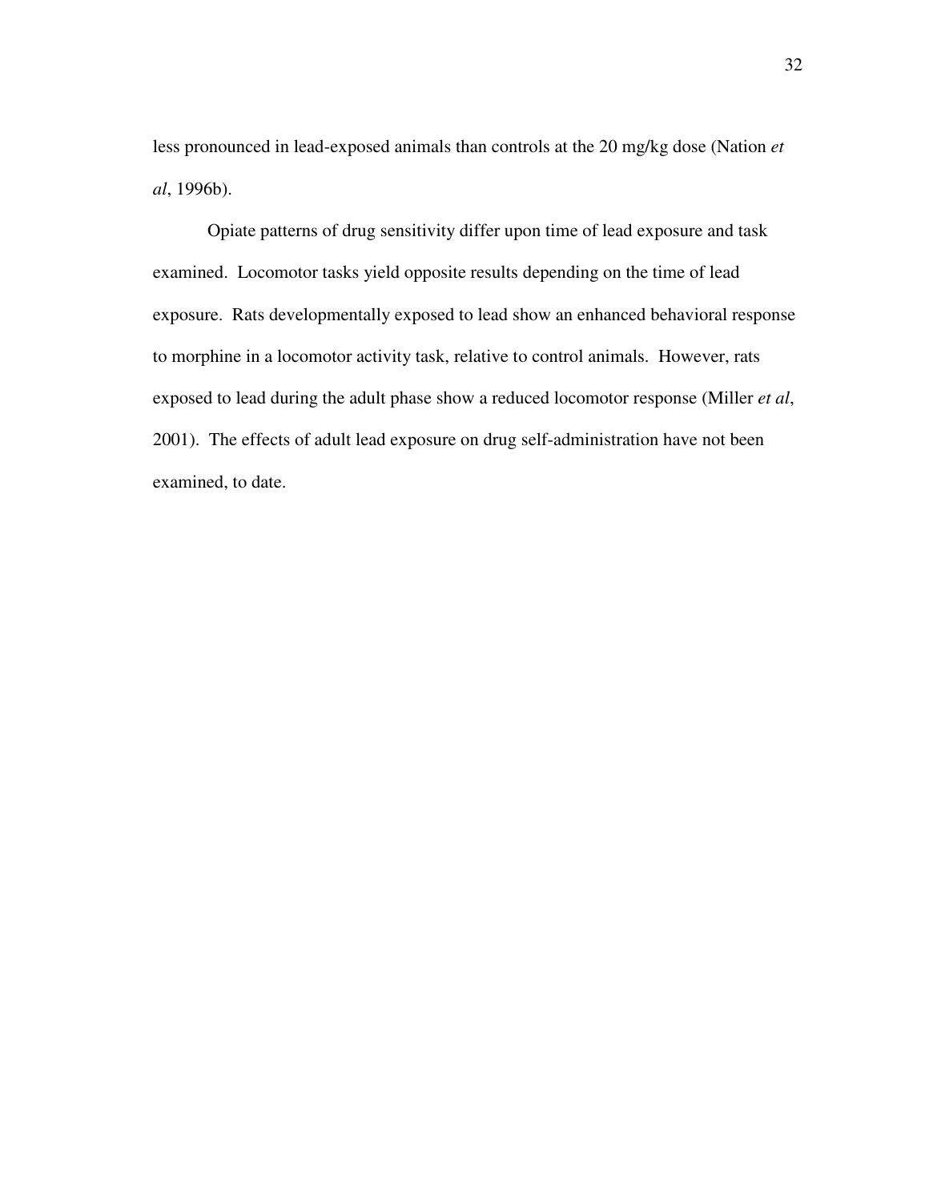less pronounced in lead-exposed animals than controls at the 20 mg/kg dose (Nation *et al*, 1996b).

Opiate patterns of drug sensitivity differ upon time of lead exposure and task examined. Locomotor tasks yield opposite results depending on the time of lead exposure. Rats developmentally exposed to lead show an enhanced behavioral response to morphine in a locomotor activity task, relative to control animals. However, rats exposed to lead during the adult phase show a reduced locomotor response (Miller *et al*, 2001). The effects of adult lead exposure on drug self-administration have not been examined, to date.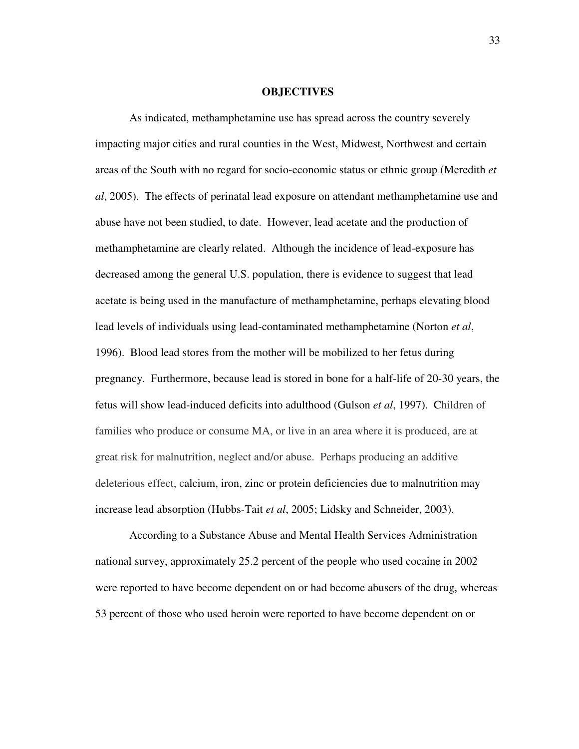# OBJECTIVES

As indicated, methamphetamine use has spread across the country severely impacting major cities and rural counties in the West, Midwest, Northwest and certain areas of the South with no regard for socio-economic status or ethnic group (Meredith *et al*, 2005). The effects of perinatal lead exposure on attendant methamphetamine use and abuse have not been studied, to date. However, lead acetate and the production of methamphetamine are clearly related. Although the incidence of lead-exposure has decreased among the general U.S. population, there is evidence to suggest that lead acetate is being used in the manufacture of methamphetamine, perhaps elevating blood lead levels of individuals using lead-contaminated methamphetamine (Norton *et al*, 1996). Blood lead stores from the mother will be mobilized to her fetus during pregnancy. Furthermore, because lead is stored in bone for a half-life of 20-30 years, the fetus will show lead-induced deficits into adulthood (Gulson *et al*, 1997). Children of families who produce or consume MA, or live in an area where it is produced, are at great risk for malnutrition, neglect and/or abuse. Perhaps producing an additive deleterious effect, calcium, iron, zinc or protein deficiencies due to malnutrition may increase lead absorption (Hubbs-Tait *et al*, 2005; Lidsky and Schneider, 2003).

According to a Substance Abuse and Mental Health Services Administration national survey, approximately 25.2 percent of the people who used cocaine in 2002 were reported to have become dependent on or had become abusers of the drug, whereas 53 percent of those who used heroin were reported to have become dependent on or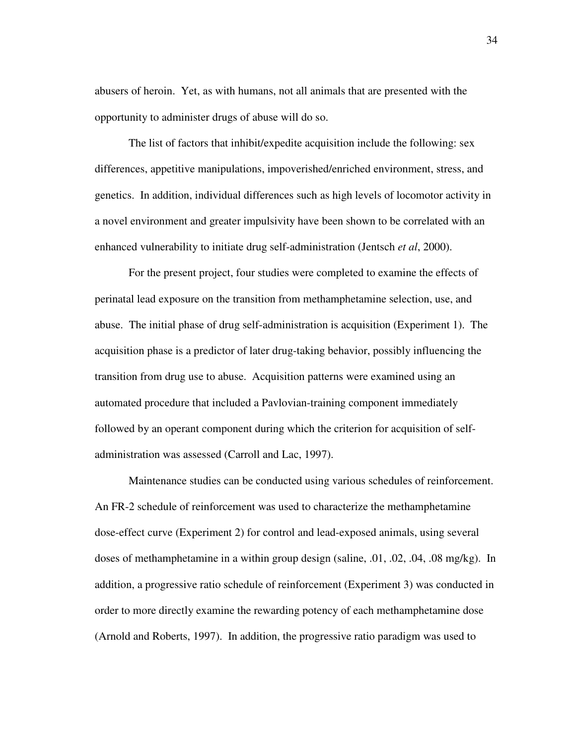abusers of heroin. Yet, as with humans, not all animals that are presented with the opportunity to administer drugs of abuse will do so.

The list of factors that inhibit/expedite acquisition include the following: sex differences, appetitive manipulations, impoverished/enriched environment, stress, and genetics. In addition, individual differences such as high levels of locomotor activity in a novel environment and greater impulsivity have been shown to be correlated with an enhanced vulnerability to initiate drug self-administration (Jentsch *et al*, 2000).

For the present project, four studies were completed to examine the effects of perinatal lead exposure on the transition from methamphetamine selection, use, and abuse. The initial phase of drug self-administration is acquisition (Experiment 1). The acquisition phase is a predictor of later drug-taking behavior, possibly influencing the transition from drug use to abuse. Acquisition patterns were examined using an automated procedure that included a Pavlovian-training component immediately followed by an operant component during which the criterion for acquisition of self-administration was assessed (Carroll and Lac, 1997).

Maintenance studies can be conducted using various schedules of reinforcement. An FR-2 schedule of reinforcement was used to characterize the methamphetamine dose-effect curve (Experiment 2) for control and lead-exposed animals, using several doses of methamphetamine in a within group design (saline, .01, .02, .04, .08 mg/kg). In addition, a progressive ratio schedule of reinforcement (Experiment 3) was conducted in order to more directly examine the rewarding potency of each methamphetamine dose (Arnold and Roberts, 1997). In addition, the progressive ratio paradigm was used to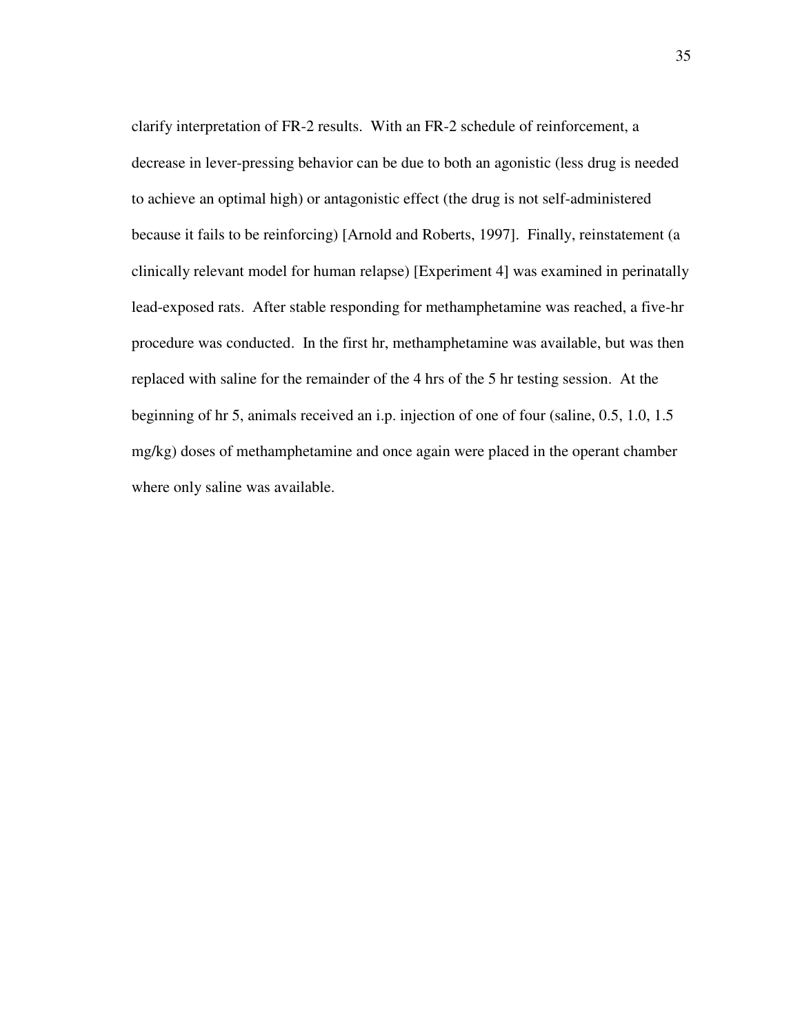clarify interpretation of FR-2 results. With an FR-2 schedule of reinforcement, a decrease in lever-pressing behavior can be due to both an agonistic (less drug is needed to achieve an optimal high) or antagonistic effect (the drug is not self-administered because it fails to be reinforcing) [Arnold and Roberts, 1997]. Finally, reinstatement (a clinically relevant model for human relapse) [Experiment 4] was examined in perinatally lead-exposed rats. After stable responding for methamphetamine was reached, a five-hr procedure was conducted. In the first hr, methamphetamine was available, but was then replaced with saline for the remainder of the 4 hrs of the 5 hr testing session. At the beginning of hr 5, animals received an i.p. injection of one of four (saline, 0.5, 1.0, 1.5 mg/kg) doses of methamphetamine and once again were placed in the operant chamber where only saline was available.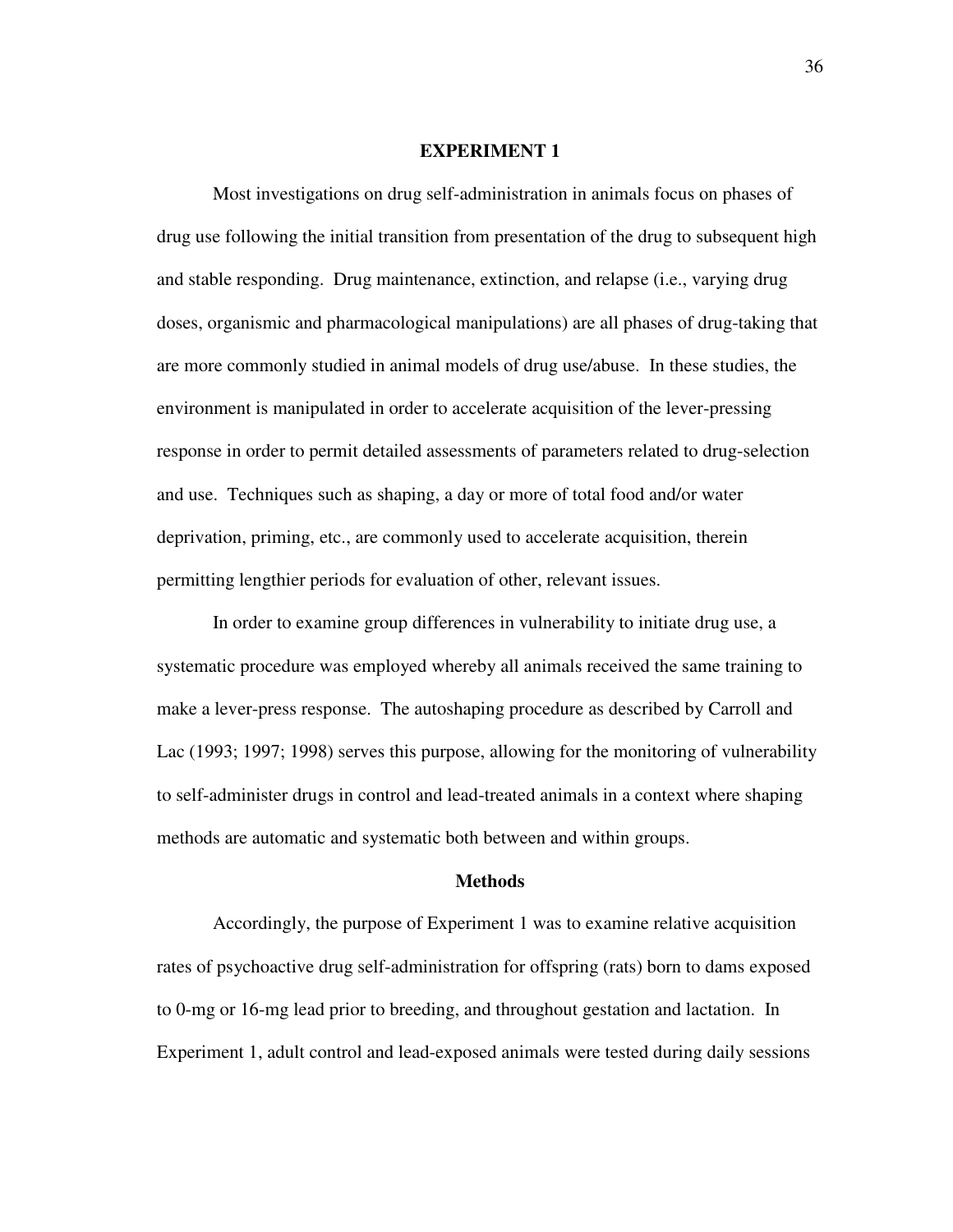## EXPERIMENT 1

Most investigations on drug self-administration in animals focus on phases of drug use following the initial transition from presentation of the drug to subsequent high and stable responding. Drug maintenance, extinction, and relapse (i.e., varying drug doses, organismic and pharmacological manipulations) are all phases of drug-taking that are more commonly studied in animal models of drug use/abuse. In these studies, the environment is manipulated in order to accelerate acquisition of the lever-pressing response in order to permit detailed assessments of parameters related to drug-selection and use. Techniques such as shaping, a day or more of total food and/or water deprivation, priming, etc., are commonly used to accelerate acquisition, therein permitting lengthier periods for evaluation of other, relevant issues.

In order to examine group differences in vulnerability to initiate drug use, a systematic procedure was employed whereby all animals received the same training to make a lever-press response. The autoshaping procedure as described by Carroll and Lac (1993; 1997; 1998) serves this purpose, allowing for the monitoring of vulnerability to self-administer drugs in control and lead-treated animals in a context where shaping methods are automatic and systematic both between and within groups.

### Methods

Accordingly, the purpose of Experiment 1 was to examine relative acquisition rates of psychoactive drug self-administration for offspring (rats) born to dams exposed to 0-mg or 16-mg lead prior to breeding, and throughout gestation and lactation. In Experiment 1, adult control and lead-exposed animals were tested during daily sessions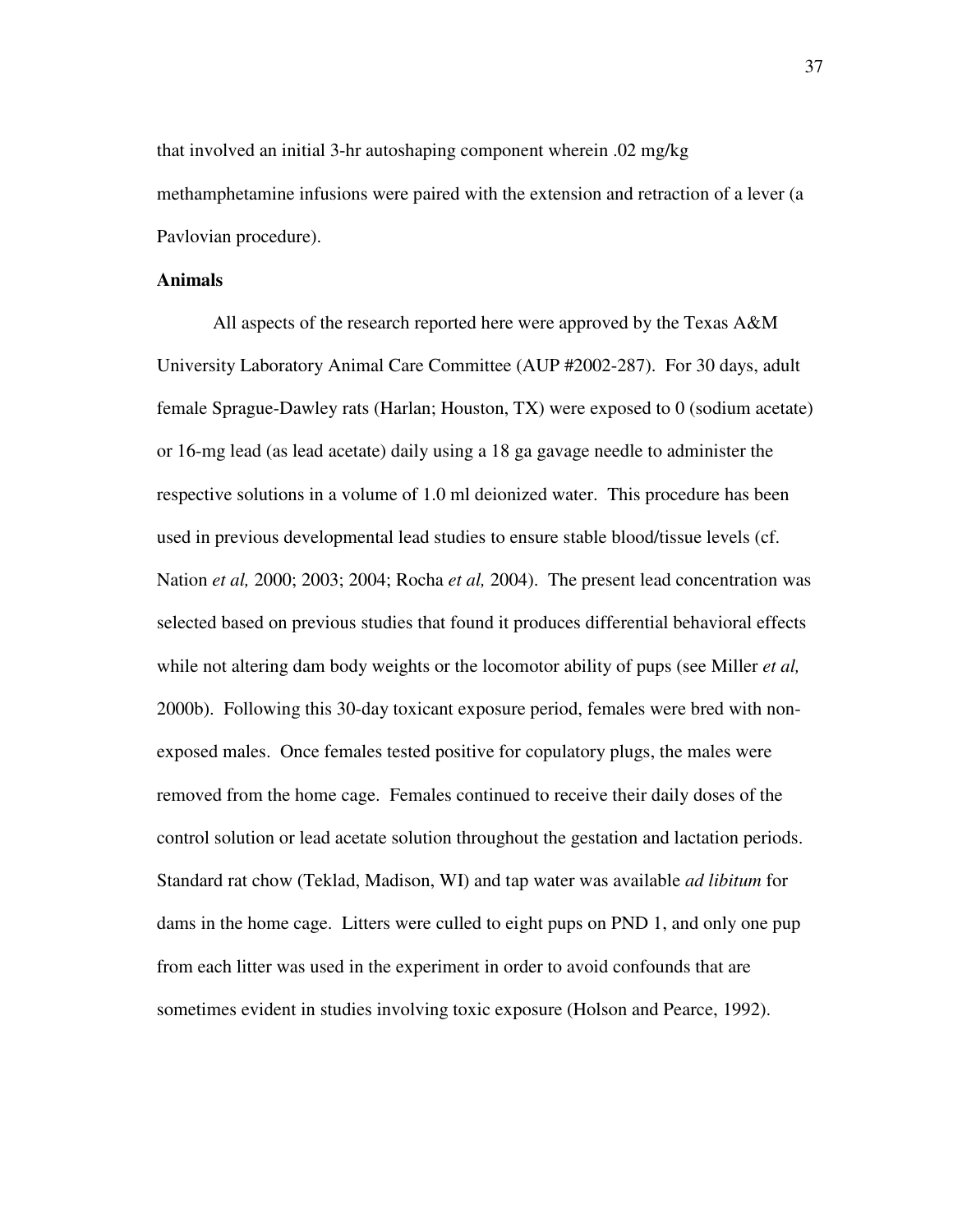that involved an initial 3-hr autoshaping component wherein .02 mg/kg methamphetamine infusions were paired with the extension and retraction of a lever (a Pavlovian procedure).

**Animals**

All aspects of the research reported here were approved by the Texas A&M University Laboratory Animal Care Committee (AUP #2002-287). For 30 days, adult female Sprague-Dawley rats (Harlan; Houston, TX) were exposed to 0 (sodium acetate) or 16-mg lead (as lead acetate) daily using a 18 ga gavage needle to administer the respective solutions in a volume of 1.0 ml deionized water. This procedure has been used in previous developmental lead studies to ensure stable blood/tissue levels (cf. Nation *et al,* 2000; 2003; 2004; Rocha *et al,* 2004). The present lead concentration was selected based on previous studies that found it produces differential behavioral effects while not altering dam body weights or the locomotor ability of pups (see Miller *et al,* 2000b). Following this 30-day toxicant exposure period, females were bred with non-exposed males. Once females tested positive for copulatory plugs, the males were removed from the home cage. Females continued to receive their daily doses of the control solution or lead acetate solution throughout the gestation and lactation periods. Standard rat chow (Teklad, Madison, WI) and tap water was available *ad libitum* for dams in the home cage. Litters were culled to eight pups on PND 1, and only one pup from each litter was used in the experiment in order to avoid confounds that are sometimes evident in studies involving toxic exposure (Holson and Pearce, 1992).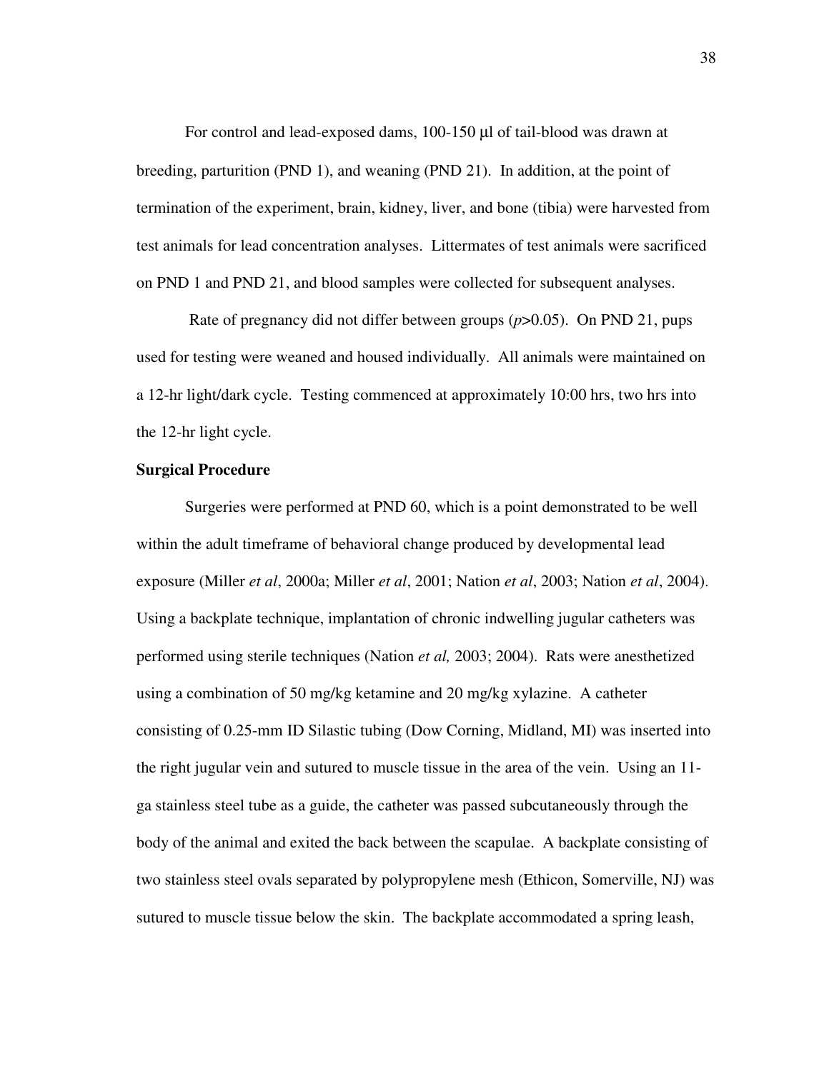For control and lead-exposed dams, 100-150 μl of tail-blood was drawn at breeding, parturition (PND 1), and weaning (PND 21). In addition, at the point of termination of the experiment, brain, kidney, liver, and bone (tibia) were harvested from test animals for lead concentration analyses. Littermates of test animals were sacrificed on PND 1 and PND 21, and blood samples were collected for subsequent analyses.

Rate of pregnancy did not differ between groups ($p$>0.05). On PND 21, pups used for testing were weaned and housed individually. All animals were maintained on a 12-hr light/dark cycle. Testing commenced at approximately 10:00 hrs, two hrs into the 12-hr light cycle.

**Surgical Procedure**

Surgeries were performed at PND 60, which is a point demonstrated to be well within the adult timeframe of behavioral change produced by developmental lead exposure (Miller *et al*, 2000a; Miller *et al*, 2001; Nation *et al*, 2003; Nation *et al*, 2004). Using a backplate technique, implantation of chronic indwelling jugular catheters was performed using sterile techniques (Nation *et al,* 2003; 2004). Rats were anesthetized using a combination of 50 mg/kg ketamine and 20 mg/kg xylazine. A catheter consisting of 0.25-mm ID Silastic tubing (Dow Corning, Midland, MI) was inserted into the right jugular vein and sutured to muscle tissue in the area of the vein. Using an 11-ga stainless steel tube as a guide, the catheter was passed subcutaneously through the body of the animal and exited the back between the scapulae. A backplate consisting of two stainless steel ovals separated by polypropylene mesh (Ethicon, Somerville, NJ) was sutured to muscle tissue below the skin. The backplate accommodated a spring leash,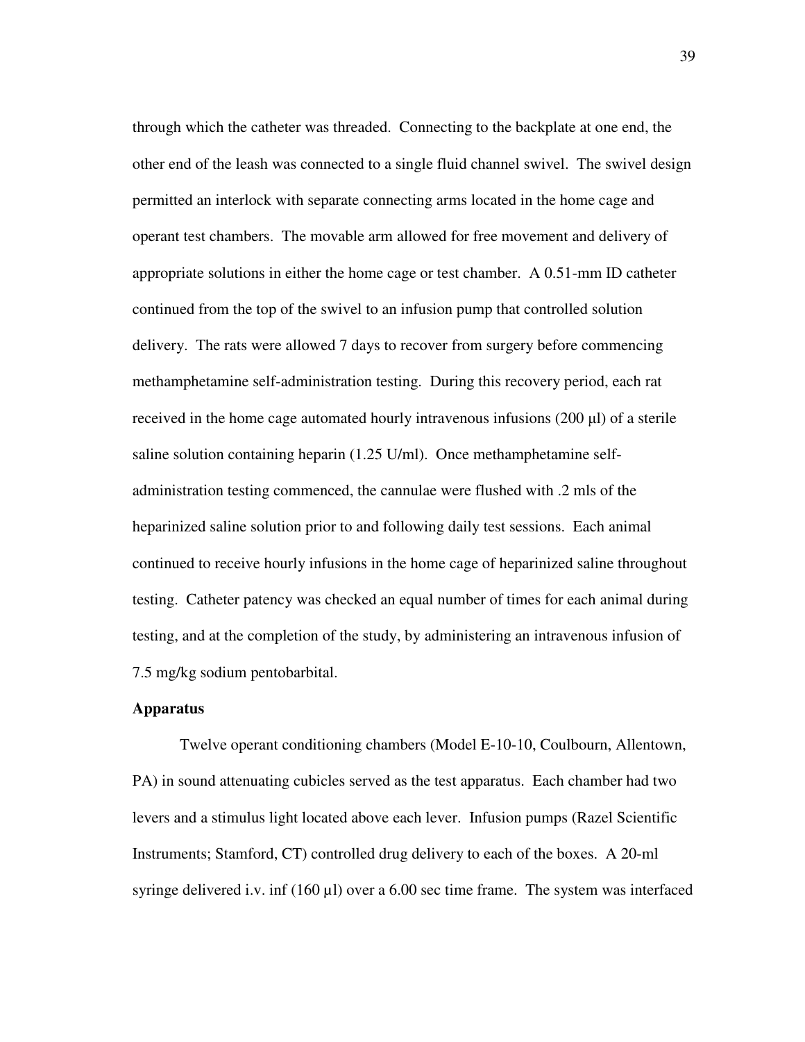through which the catheter was threaded. Connecting to the backplate at one end, the other end of the leash was connected to a single fluid channel swivel. The swivel design permitted an interlock with separate connecting arms located in the home cage and operant test chambers. The movable arm allowed for free movement and delivery of appropriate solutions in either the home cage or test chamber. A 0.51-mm ID catheter continued from the top of the swivel to an infusion pump that controlled solution delivery. The rats were allowed 7 days to recover from surgery before commencing methamphetamine self-administration testing. During this recovery period, each rat received in the home cage automated hourly intravenous infusions (200 µl) of a sterile saline solution containing heparin (1.25 U/ml). Once methamphetamine self-administration testing commenced, the cannulae were flushed with .2 mls of the heparinized saline solution prior to and following daily test sessions. Each animal continued to receive hourly infusions in the home cage of heparinized saline throughout testing. Catheter patency was checked an equal number of times for each animal during testing, and at the completion of the study, by administering an intravenous infusion of 7.5 mg/kg sodium pentobarbital.

**Apparatus**

Twelve operant conditioning chambers (Model E-10-10, Coulbourn, Allentown, PA) in sound attenuating cubicles served as the test apparatus. Each chamber had two levers and a stimulus light located above each lever. Infusion pumps (Razel Scientific Instruments; Stamford, CT) controlled drug delivery to each of the boxes. A 20-ml syringe delivered i.v. inf (160 µl) over a 6.00 sec time frame. The system was interfaced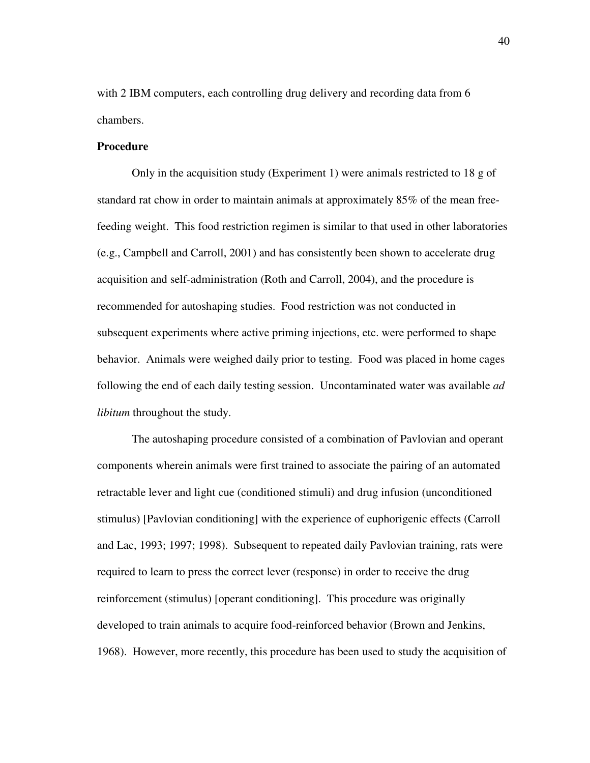with 2 IBM computers, each controlling drug delivery and recording data from 6 chambers.

**Procedure**

Only in the acquisition study (Experiment 1) were animals restricted to 18 g of standard rat chow in order to maintain animals at approximately 85% of the mean free-feeding weight. This food restriction regimen is similar to that used in other laboratories (e.g., Campbell and Carroll, 2001) and has consistently been shown to accelerate drug acquisition and self-administration (Roth and Carroll, 2004), and the procedure is recommended for autoshaping studies. Food restriction was not conducted in subsequent experiments where active priming injections, etc. were performed to shape behavior. Animals were weighed daily prior to testing. Food was placed in home cages following the end of each daily testing session. Uncontaminated water was available *ad libitum* throughout the study.

The autoshaping procedure consisted of a combination of Pavlovian and operant components wherein animals were first trained to associate the pairing of an automated retractable lever and light cue (conditioned stimuli) and drug infusion (unconditioned stimulus) [Pavlovian conditioning] with the experience of euphorigenic effects (Carroll and Lac, 1993; 1997; 1998). Subsequent to repeated daily Pavlovian training, rats were required to learn to press the correct lever (response) in order to receive the drug reinforcement (stimulus) [operant conditioning]. This procedure was originally developed to train animals to acquire food-reinforced behavior (Brown and Jenkins, 1968). However, more recently, this procedure has been used to study the acquisition of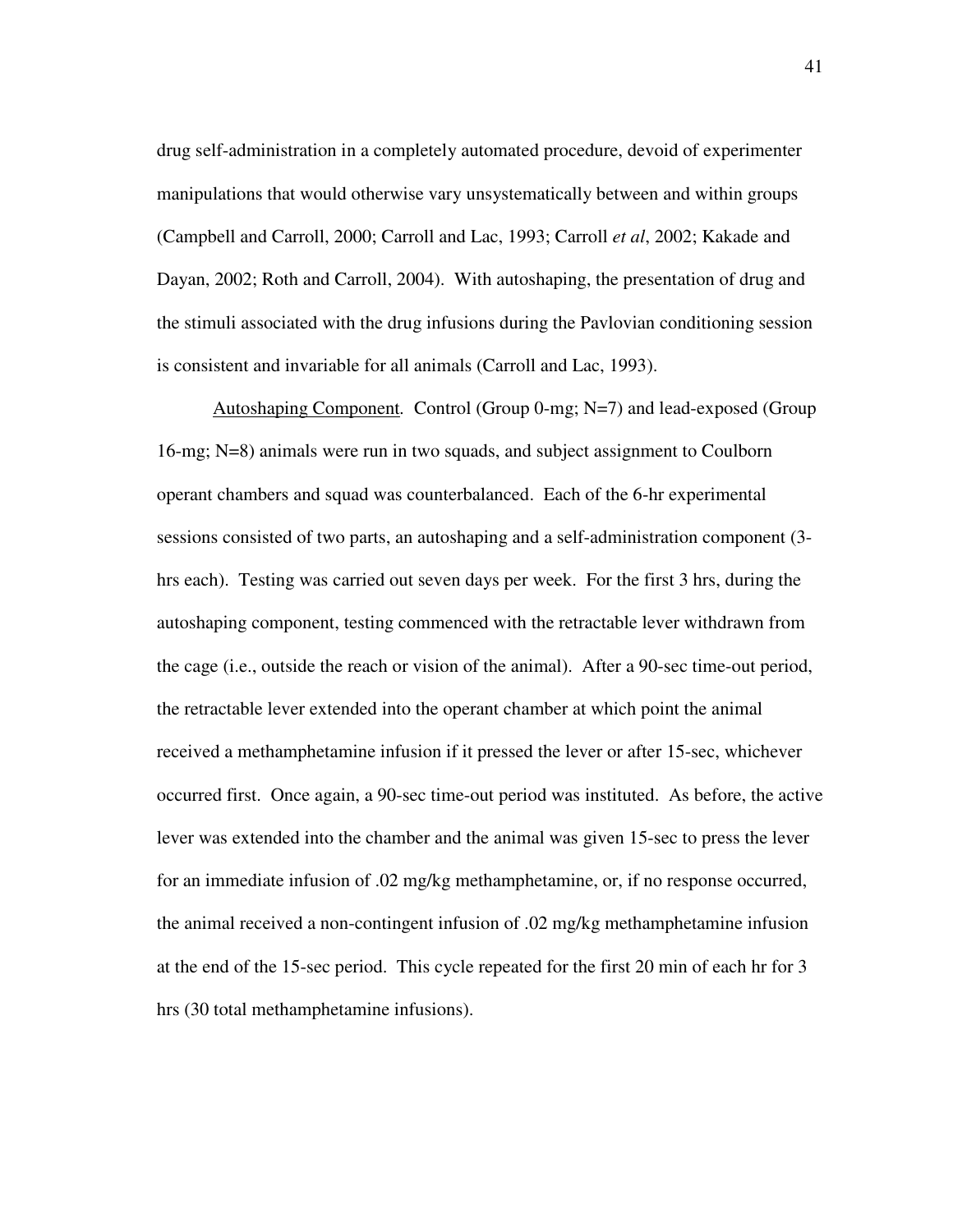drug self-administration in a completely automated procedure, devoid of experimenter manipulations that would otherwise vary unsystematically between and within groups (Campbell and Carroll, 2000; Carroll and Lac, 1993; Carroll *et al*, 2002; Kakade and Dayan, 2002; Roth and Carroll, 2004). With autoshaping, the presentation of drug and the stimuli associated with the drug infusions during the Pavlovian conditioning session is consistent and invariable for all animals (Carroll and Lac, 1993).

Autoshaping Component. Control (Group 0-mg; N=7) and lead-exposed (Group 16-mg; N=8) animals were run in two squads, and subject assignment to Coulborn operant chambers and squad was counterbalanced. Each of the 6-hr experimental sessions consisted of two parts, an autoshaping and a self-administration component (3-hrs each). Testing was carried out seven days per week. For the first 3 hrs, during the autoshaping component, testing commenced with the retractable lever withdrawn from the cage (i.e., outside the reach or vision of the animal). After a 90-sec time-out period, the retractable lever extended into the operant chamber at which point the animal received a methamphetamine infusion if it pressed the lever or after 15-sec, whichever occurred first. Once again, a 90-sec time-out period was instituted. As before, the active lever was extended into the chamber and the animal was given 15-sec to press the lever for an immediate infusion of .02 mg/kg methamphetamine, or, if no response occurred, the animal received a non-contingent infusion of .02 mg/kg methamphetamine infusion at the end of the 15-sec period. This cycle repeated for the first 20 min of each hr for 3 hrs (30 total methamphetamine infusions).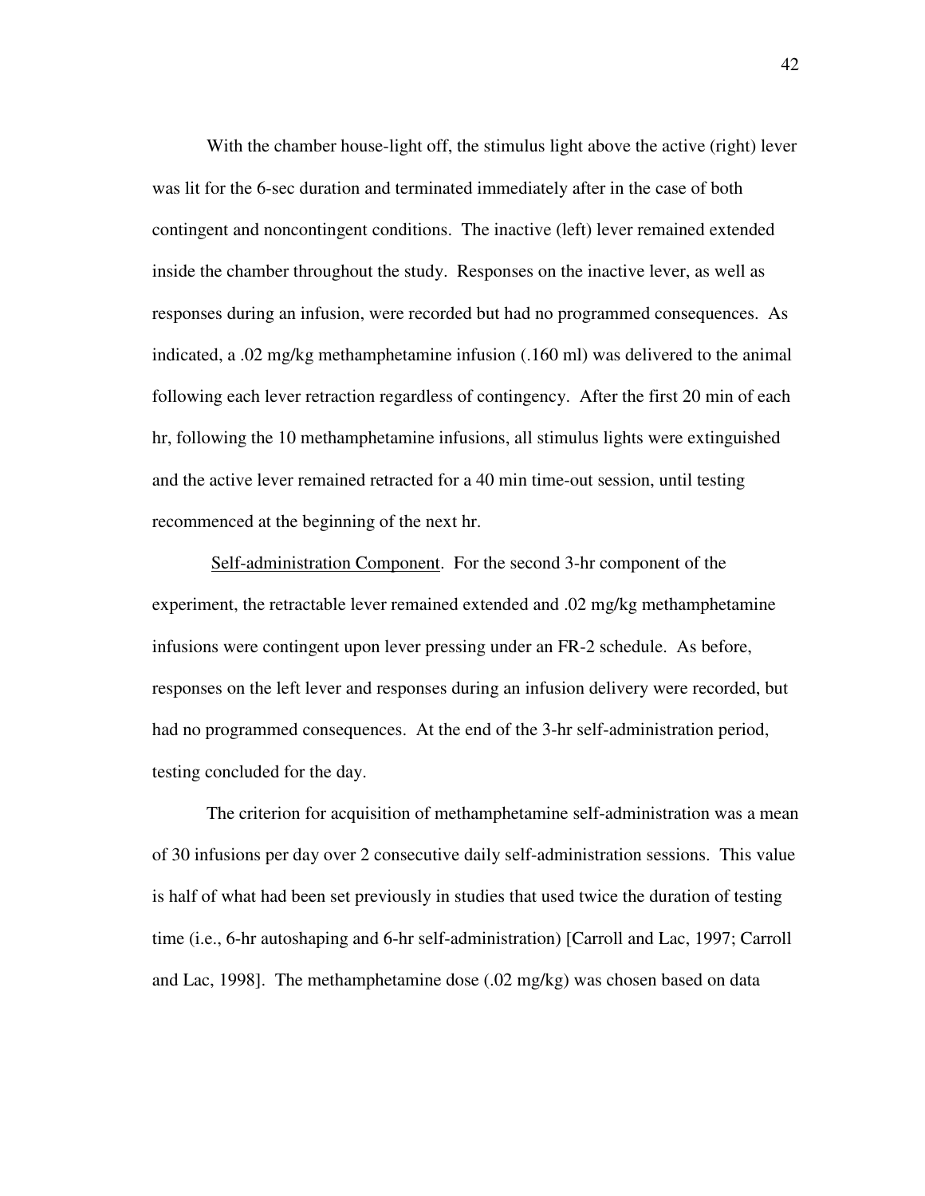With the chamber house-light off, the stimulus light above the active (right) lever was lit for the 6-sec duration and terminated immediately after in the case of both contingent and noncontingent conditions. The inactive (left) lever remained extended inside the chamber throughout the study. Responses on the inactive lever, as well as responses during an infusion, were recorded but had no programmed consequences. As indicated, a .02 mg/kg methamphetamine infusion (.160 ml) was delivered to the animal following each lever retraction regardless of contingency. After the first 20 min of each hr, following the 10 methamphetamine infusions, all stimulus lights were extinguished and the active lever remained retracted for a 40 min time-out session, until testing recommenced at the beginning of the next hr.

<u>Self-administration Component</u>. For the second 3-hr component of the experiment, the retractable lever remained extended and .02 mg/kg methamphetamine infusions were contingent upon lever pressing under an FR-2 schedule. As before, responses on the left lever and responses during an infusion delivery were recorded, but had no programmed consequences. At the end of the 3-hr self-administration period, testing concluded for the day.

The criterion for acquisition of methamphetamine self-administration was a mean of 30 infusions per day over 2 consecutive daily self-administration sessions. This value is half of what had been set previously in studies that used twice the duration of testing time (i.e., 6-hr autoshaping and 6-hr self-administration) [Carroll and Lac, 1997; Carroll and Lac, 1998]. The methamphetamine dose (.02 mg/kg) was chosen based on data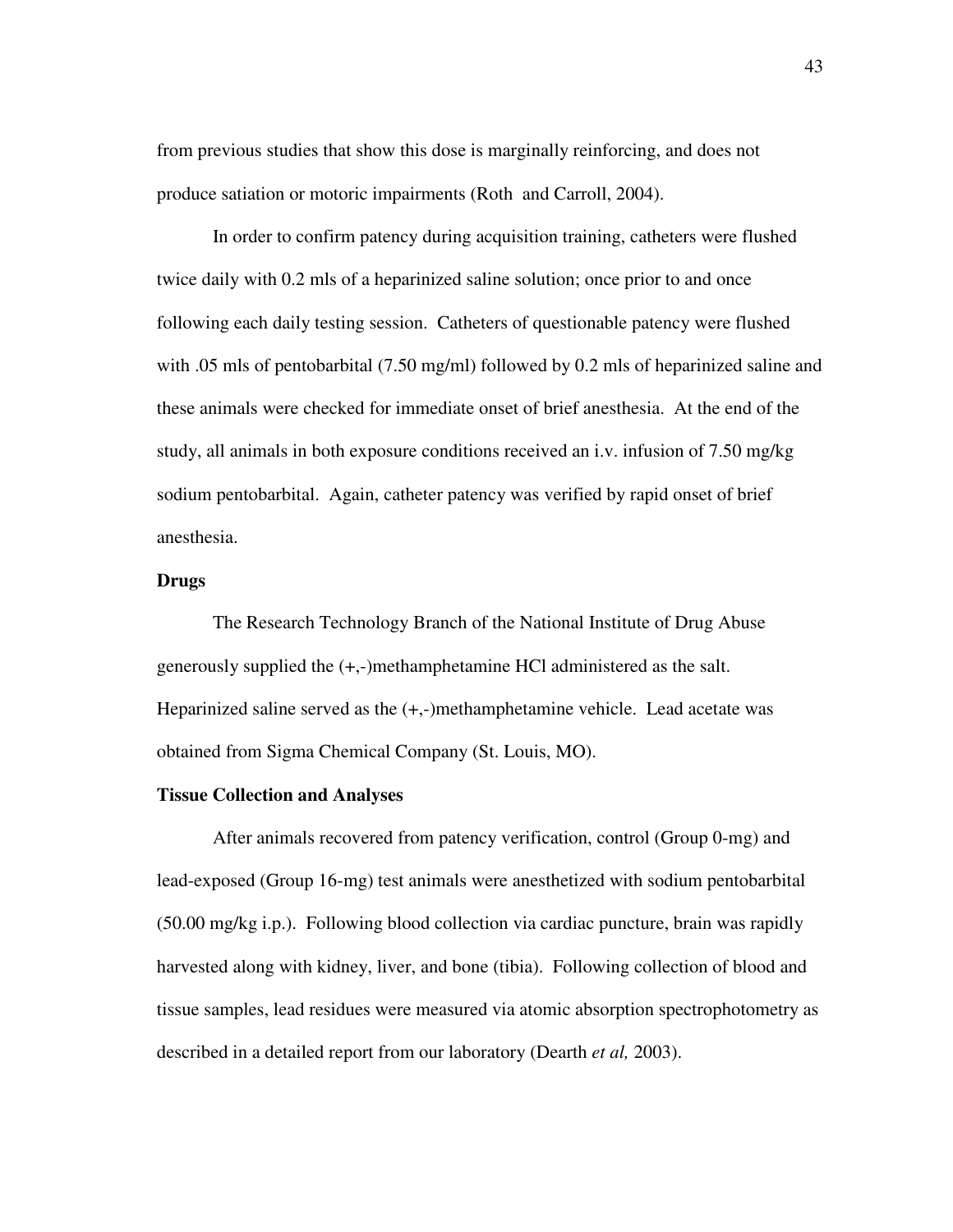from previous studies that show this dose is marginally reinforcing, and does not produce satiation or motoric impairments (Roth  and Carroll, 2004).

In order to confirm patency during acquisition training, catheters were flushed twice daily with 0.2 mls of a heparinized saline solution; once prior to and once following each daily testing session.  Catheters of questionable patency were flushed with .05 mls of pentobarbital (7.50 mg/ml) followed by 0.2 mls of heparinized saline and these animals were checked for immediate onset of brief anesthesia.  At the end of the study, all animals in both exposure conditions received an i.v. infusion of 7.50 mg/kg sodium pentobarbital.  Again, catheter patency was verified by rapid onset of brief anesthesia.

**Drugs**

The Research Technology Branch of the National Institute of Drug Abuse generously supplied the (+,-)methamphetamine HCl administered as the salt. Heparinized saline served as the (+,-)methamphetamine vehicle.  Lead acetate was obtained from Sigma Chemical Company (St. Louis, MO).

**Tissue Collection and Analyses**

After animals recovered from patency verification, control (Group 0-mg) and lead-exposed (Group 16-mg) test animals were anesthetized with sodium pentobarbital (50.00 mg/kg i.p.).  Following blood collection via cardiac puncture, brain was rapidly harvested along with kidney, liver, and bone (tibia).  Following collection of blood and tissue samples, lead residues were measured via atomic absorption spectrophotometry as described in a detailed report from our laboratory (Dearth *et al,* 2003).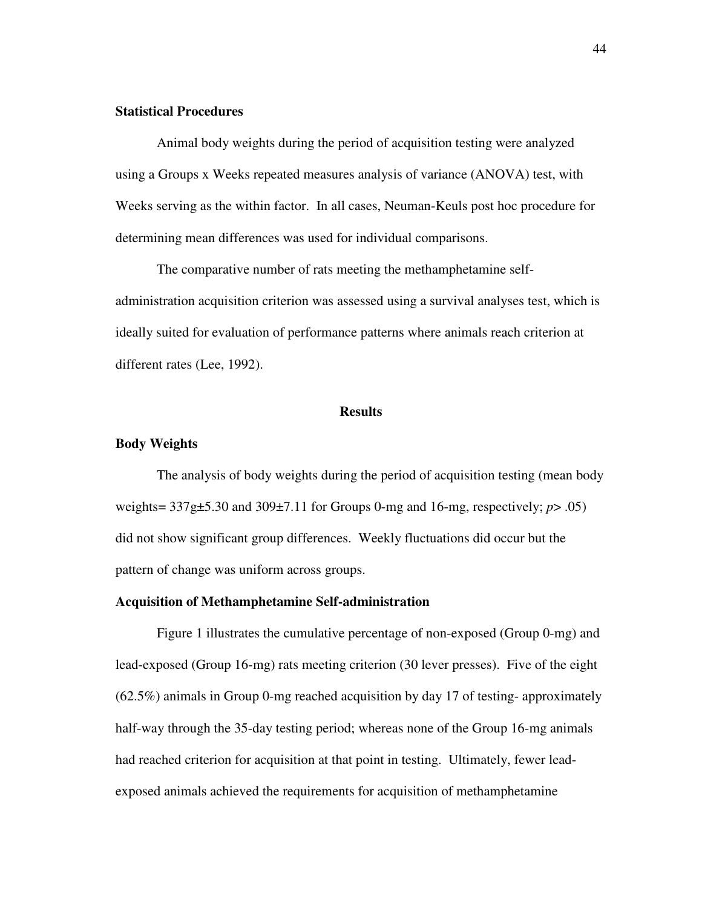### Statistical Procedures

Animal body weights during the period of acquisition testing were analyzed using a Groups x Weeks repeated measures analysis of variance (ANOVA) test, with Weeks serving as the within factor. In all cases, Neuman-Keuls post hoc procedure for determining mean differences was used for individual comparisons.

The comparative number of rats meeting the methamphetamine self-administration acquisition criterion was assessed using a survival analyses test, which is ideally suited for evaluation of performance patterns where animals reach criterion at different rates (Lee, 1992).

## Results

### Body Weights

The analysis of body weights during the period of acquisition testing (mean body weights= 337g±5.30 and 309±7.11 for Groups 0-mg and 16-mg, respectively; $p > .05$) did not show significant group differences. Weekly fluctuations did occur but the pattern of change was uniform across groups.

### Acquisition of Methamphetamine Self-administration

Figure 1 illustrates the cumulative percentage of non-exposed (Group 0-mg) and lead-exposed (Group 16-mg) rats meeting criterion (30 lever presses). Five of the eight (62.5%) animals in Group 0-mg reached acquisition by day 17 of testing- approximately half-way through the 35-day testing period; whereas none of the Group 16-mg animals had reached criterion for acquisition at that point in testing. Ultimately, fewer lead-exposed animals achieved the requirements for acquisition of methamphetamine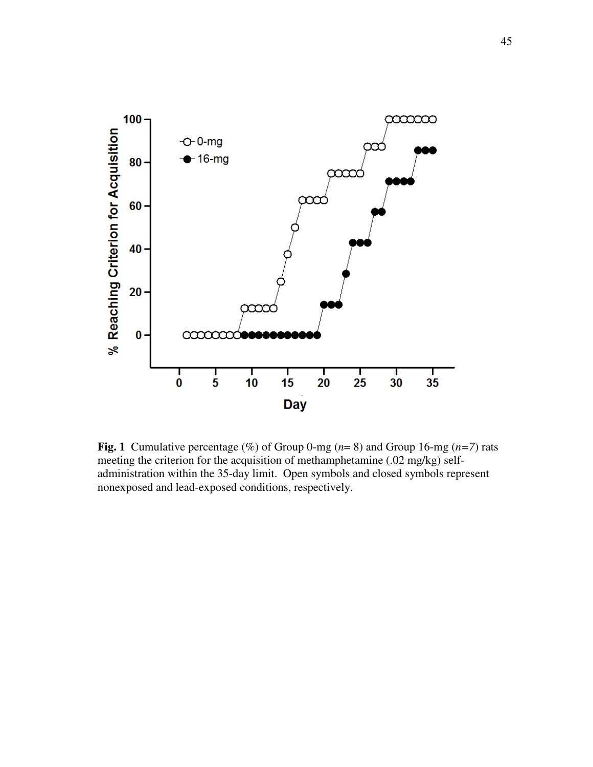**Fig. 1** Cumulative percentage (%) of Group 0-mg (*n*= 8) and Group 16-mg (*n*=7) rats meeting the criterion for the acquisition of methamphetamine (.02 mg/kg) self-administration within the 35-day limit. Open symbols and closed symbols represent nonexposed and lead-exposed conditions, respectively.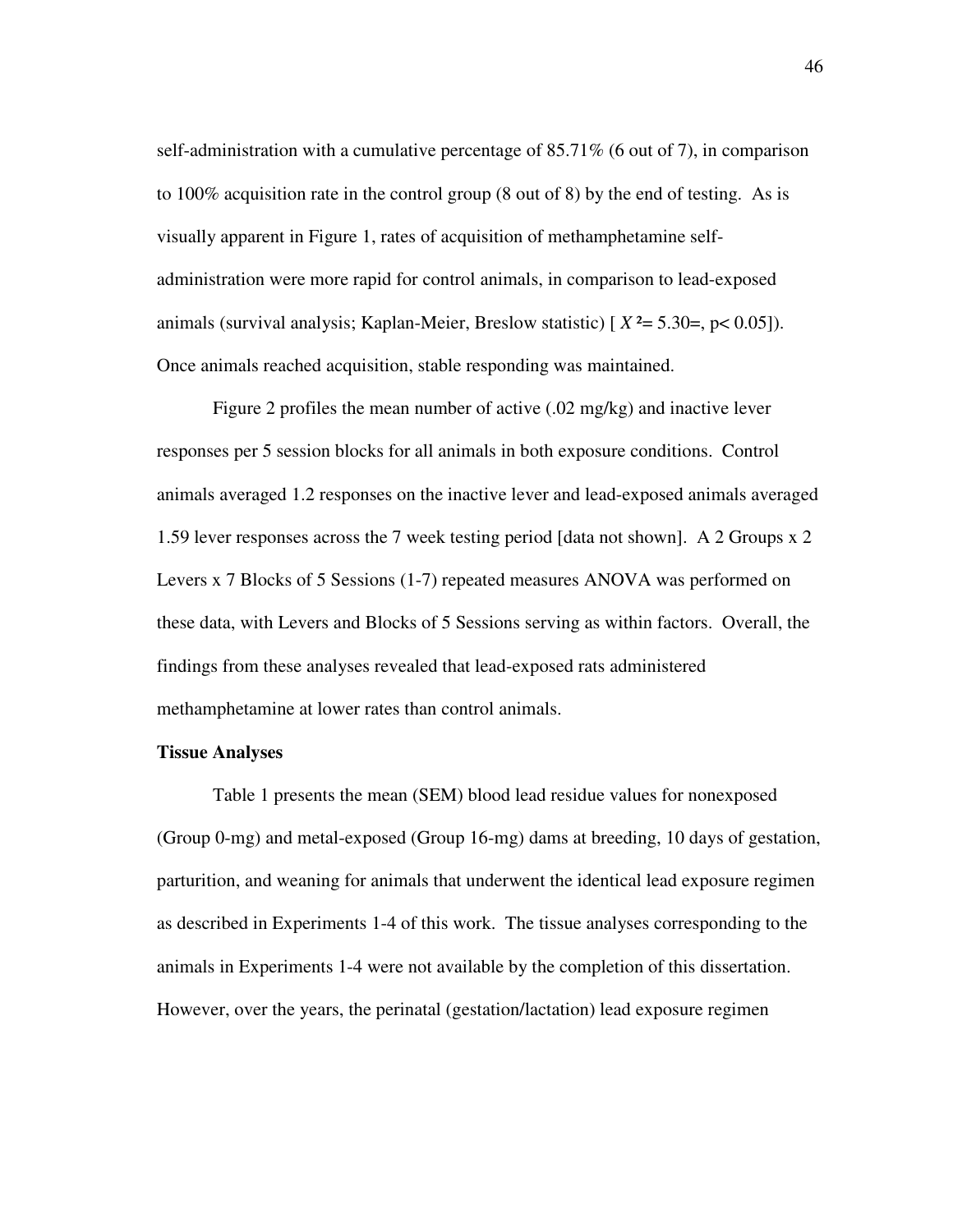self-administration with a cumulative percentage of 85.71% (6 out of 7), in comparison to 100% acquisition rate in the control group (8 out of 8) by the end of testing. As is visually apparent in Figure 1, rates of acquisition of methamphetamine self-administration were more rapid for control animals, in comparison to lead-exposed animals (survival analysis; Kaplan-Meier, Breslow statistic) [ $X^2$= 5.30=, p< 0.05]). Once animals reached acquisition, stable responding was maintained.

Figure 2 profiles the mean number of active (.02 mg/kg) and inactive lever responses per 5 session blocks for all animals in both exposure conditions. Control animals averaged 1.2 responses on the inactive lever and lead-exposed animals averaged 1.59 lever responses across the 7 week testing period [data not shown]. A 2 Groups x 2 Levers x 7 Blocks of 5 Sessions (1-7) repeated measures ANOVA was performed on these data, with Levers and Blocks of 5 Sessions serving as within factors. Overall, the findings from these analyses revealed that lead-exposed rats administered methamphetamine at lower rates than control animals.

**Tissue Analyses**

Table 1 presents the mean (SEM) blood lead residue values for nonexposed (Group 0-mg) and metal-exposed (Group 16-mg) dams at breeding, 10 days of gestation, parturition, and weaning for animals that underwent the identical lead exposure regimen as described in Experiments 1-4 of this work. The tissue analyses corresponding to the animals in Experiments 1-4 were not available by the completion of this dissertation. However, over the years, the perinatal (gestation/lactation) lead exposure regimen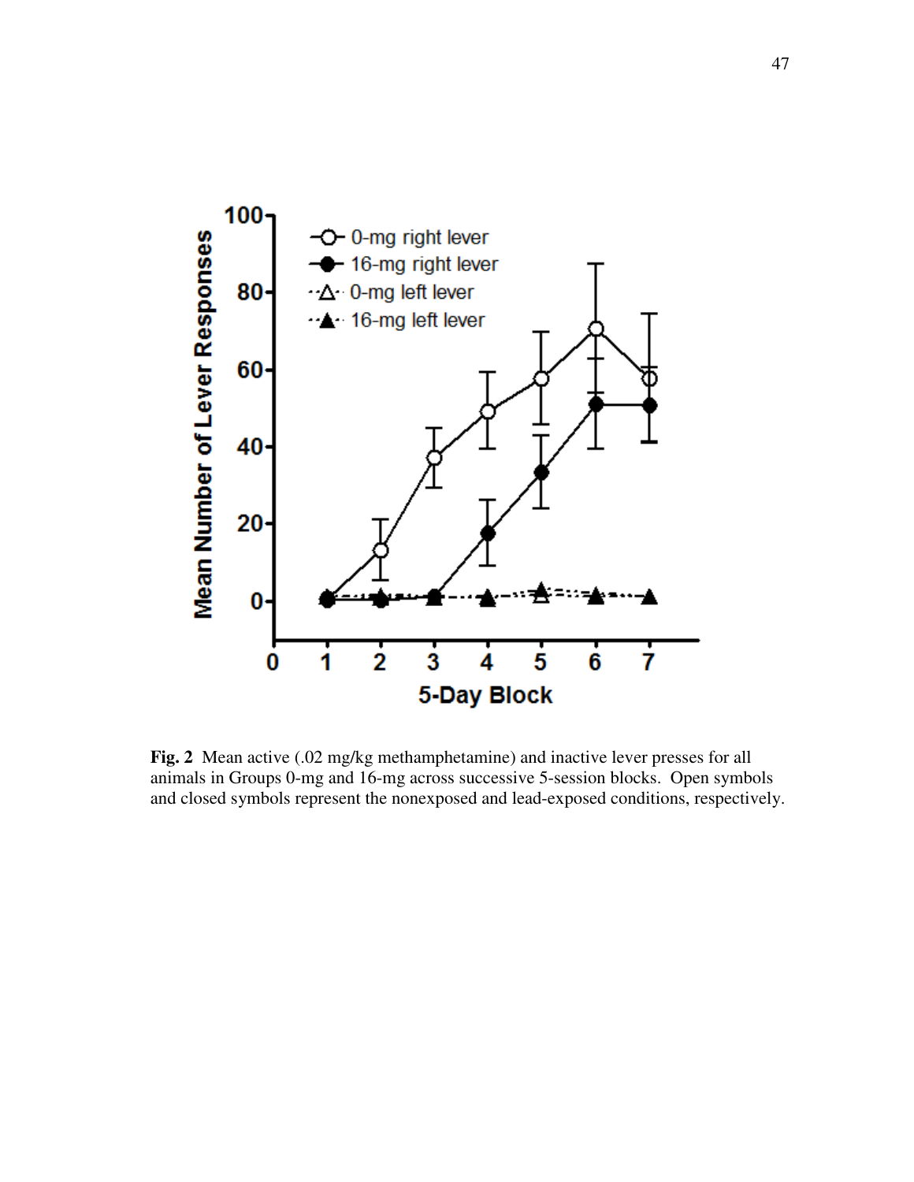**Fig. 2** Mean active (.02 mg/kg methamphetamine) and inactive lever presses for all animals in Groups 0-mg and 16-mg across successive 5-session blocks. Open symbols and closed symbols represent the nonexposed and lead-exposed conditions, respectively.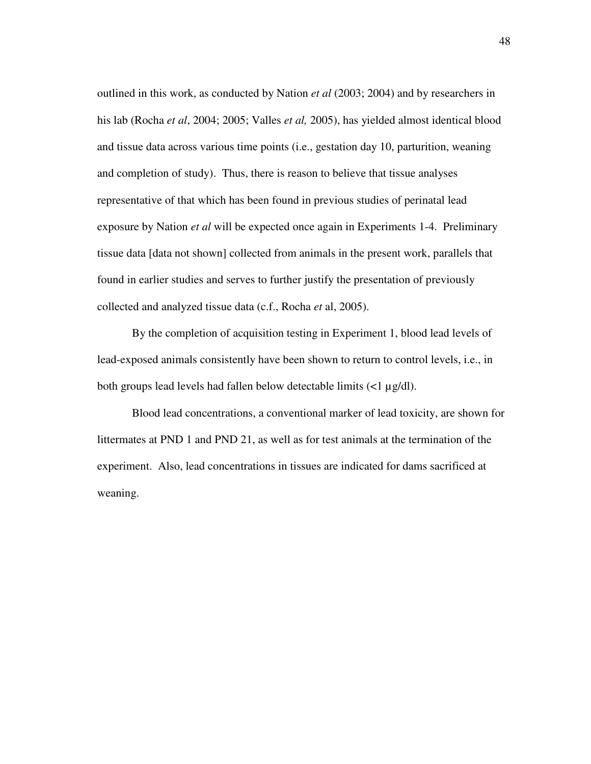outlined in this work, as conducted by Nation *et al* (2003; 2004) and by researchers in his lab (Rocha *et al*, 2004; 2005; Valles *et al,* 2005), has yielded almost identical blood and tissue data across various time points (i.e., gestation day 10, parturition, weaning and completion of study). Thus, there is reason to believe that tissue analyses representative of that which has been found in previous studies of perinatal lead exposure by Nation *et al* will be expected once again in Experiments 1-4. Preliminary tissue data [data not shown] collected from animals in the present work, parallels that found in earlier studies and serves to further justify the presentation of previously collected and analyzed tissue data (c.f., Rocha *et* al, 2005).

By the completion of acquisition testing in Experiment 1, blood lead levels of lead-exposed animals consistently have been shown to return to control levels, i.e., in both groups lead levels had fallen below detectable limits (<1 µg/dl).

Blood lead concentrations, a conventional marker of lead toxicity, are shown for littermates at PND 1 and PND 21, as well as for test animals at the termination of the experiment. Also, lead concentrations in tissues are indicated for dams sacrificed at weaning.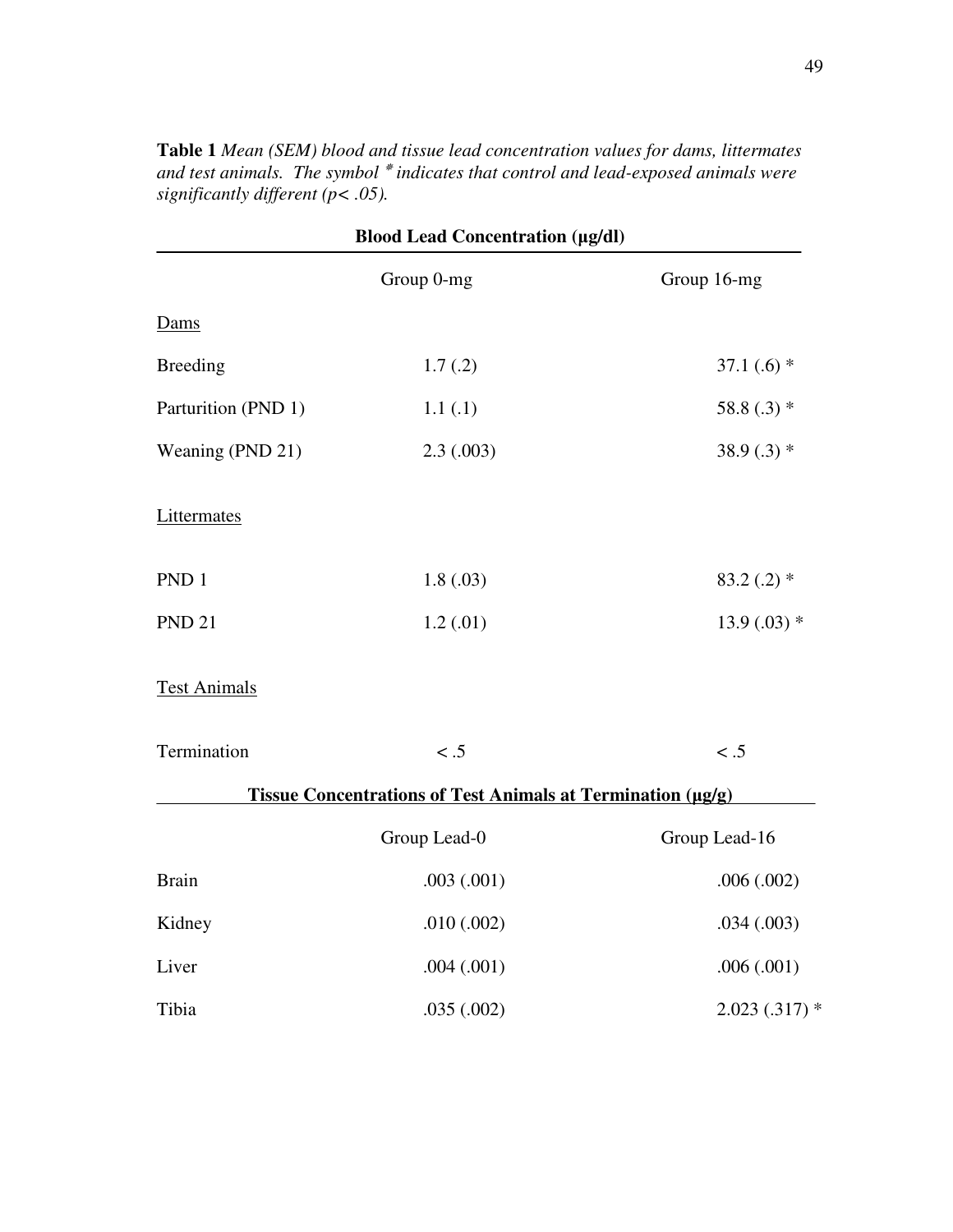**Table 1** *Mean (SEM) blood and tissue lead concentration values for dams, littermates and test animals. The symbol * indicates that control and lead-exposed animals were significantly different (p< .05).*

| Blood Lead Concentration (µg/dl) | | |
|---|---|---|
| | Group 0-mg | Group 16-mg |
| <u>Dams</u> | | |
| Breeding | 1.7 (.2) | 37.1 (.6) * |
| Parturition (PND 1) | 1.1 (.1) | 58.8 (.3) * |
| Weaning (PND 21) | 2.3 (.003) | 38.9 (.3) * |
| <u>Littermates</u> | | |
| PND 1 | 1.8 (.03) | 83.2 (.2) * |
| PND 21 | 1.2 (.01) | 13.9 (.03) * |
| <u>Test Animals</u> | | |
| Termination | < .5 | < .5 |
| **Tissue Concentrations of Test Animals at Termination (µg/g)** | | |
| | Group Lead-0 | Group Lead-16 |
| Brain | .003 (.001) | .006 (.002) |
| Kidney | .010 (.002) | .034 (.003) |
| Liver | .004 (.001) | .006 (.001) |
| Tibia | .035 (.002) | 2.023 (.317) * |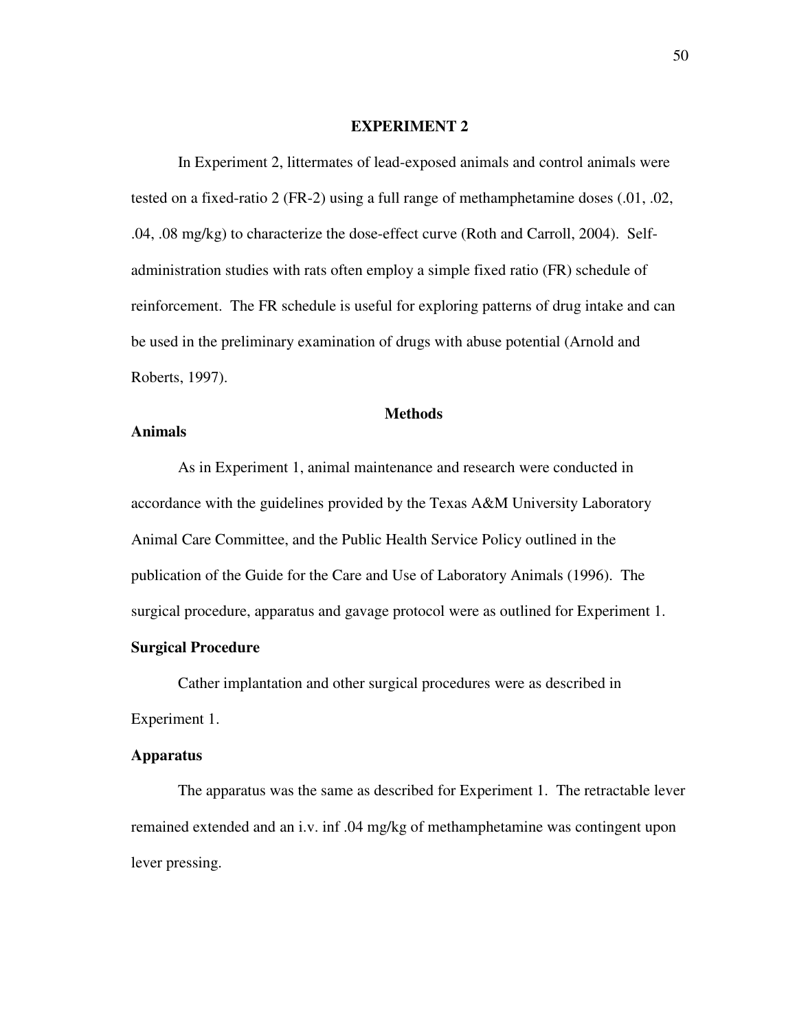## EXPERIMENT 2

In Experiment 2, littermates of lead-exposed animals and control animals were tested on a fixed-ratio 2 (FR-2) using a full range of methamphetamine doses (.01, .02, .04, .08 mg/kg) to characterize the dose-effect curve (Roth and Carroll, 2004). Self-administration studies with rats often employ a simple fixed ratio (FR) schedule of reinforcement. The FR schedule is useful for exploring patterns of drug intake and can be used in the preliminary examination of drugs with abuse potential (Arnold and Roberts, 1997).

### Methods

**Animals**

As in Experiment 1, animal maintenance and research were conducted in accordance with the guidelines provided by the Texas A&M University Laboratory Animal Care Committee, and the Public Health Service Policy outlined in the publication of the Guide for the Care and Use of Laboratory Animals (1996). The surgical procedure, apparatus and gavage protocol were as outlined for Experiment 1.

**Surgical Procedure**

Cather implantation and other surgical procedures were as described in Experiment 1.

**Apparatus**

The apparatus was the same as described for Experiment 1. The retractable lever remained extended and an i.v. inf .04 mg/kg of methamphetamine was contingent upon lever pressing.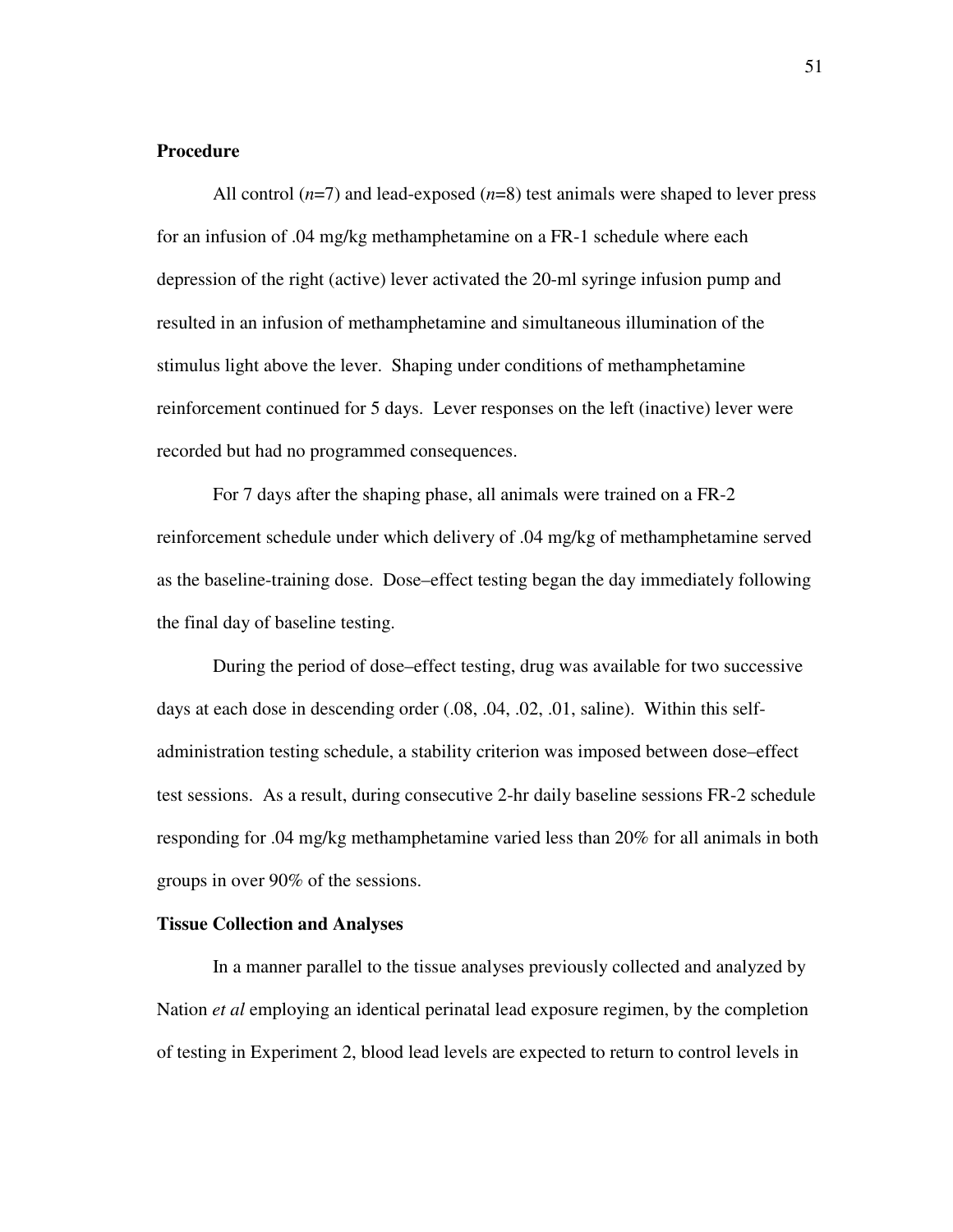**Procedure**

All control (*n*=7) and lead-exposed (*n*=8) test animals were shaped to lever press for an infusion of .04 mg/kg methamphetamine on a FR-1 schedule where each depression of the right (active) lever activated the 20-ml syringe infusion pump and resulted in an infusion of methamphetamine and simultaneous illumination of the stimulus light above the lever. Shaping under conditions of methamphetamine reinforcement continued for 5 days. Lever responses on the left (inactive) lever were recorded but had no programmed consequences.

For 7 days after the shaping phase, all animals were trained on a FR-2 reinforcement schedule under which delivery of .04 mg/kg of methamphetamine served as the baseline-training dose. Dose–effect testing began the day immediately following the final day of baseline testing.

During the period of dose–effect testing, drug was available for two successive days at each dose in descending order (.08, .04, .02, .01, saline). Within this self-administration testing schedule, a stability criterion was imposed between dose–effect test sessions. As a result, during consecutive 2-hr daily baseline sessions FR-2 schedule responding for .04 mg/kg methamphetamine varied less than 20% for all animals in both groups in over 90% of the sessions.

**Tissue Collection and Analyses**

In a manner parallel to the tissue analyses previously collected and analyzed by Nation *et al* employing an identical perinatal lead exposure regimen, by the completion of testing in Experiment 2, blood lead levels are expected to return to control levels in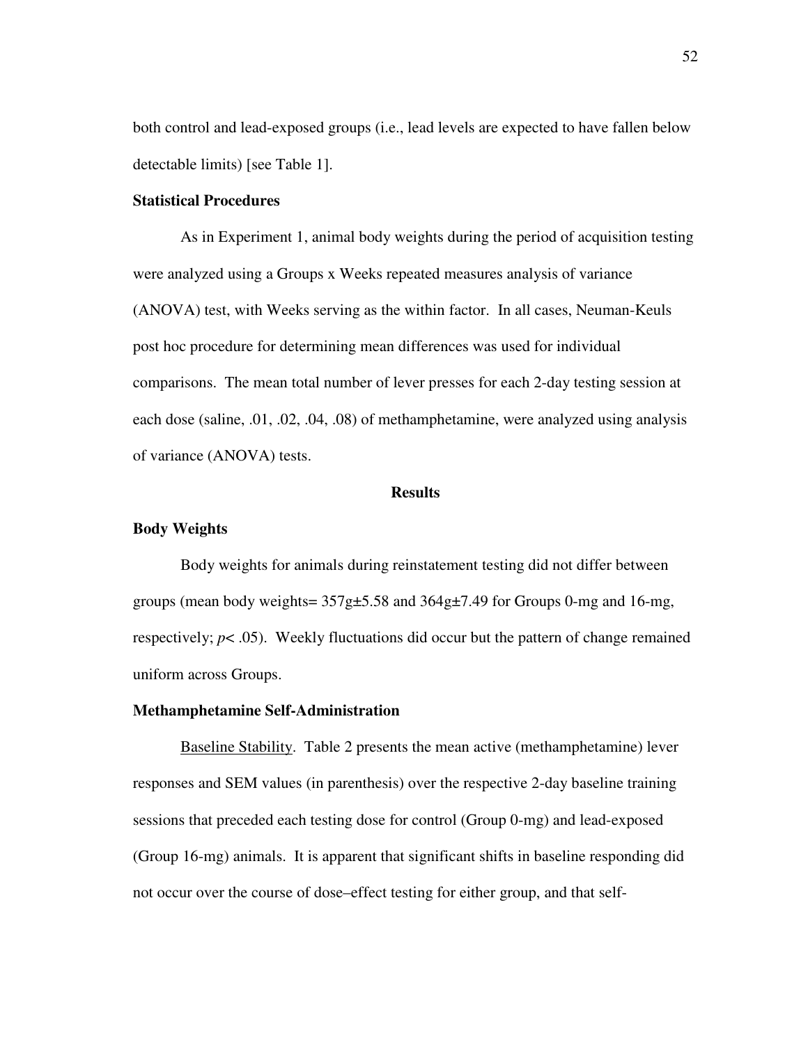both control and lead-exposed groups (i.e., lead levels are expected to have fallen below detectable limits) [see Table 1].

**Statistical Procedures**

As in Experiment 1, animal body weights during the period of acquisition testing were analyzed using a Groups x Weeks repeated measures analysis of variance (ANOVA) test, with Weeks serving as the within factor. In all cases, Neuman-Keuls post hoc procedure for determining mean differences was used for individual comparisons. The mean total number of lever presses for each 2-day testing session at each dose (saline, .01, .02, .04, .08) of methamphetamine, were analyzed using analysis of variance (ANOVA) tests.

## Results

**Body Weights**

Body weights for animals during reinstatement testing did not differ between groups (mean body weights= 357g±5.58 and 364g±7.49 for Groups 0-mg and 16-mg, respectively; $p < .05$). Weekly fluctuations did occur but the pattern of change remained uniform across Groups.

**Methamphetamine Self-Administration**

Baseline Stability. Table 2 presents the mean active (methamphetamine) lever responses and SEM values (in parenthesis) over the respective 2-day baseline training sessions that preceded each testing dose for control (Group 0-mg) and lead-exposed (Group 16-mg) animals. It is apparent that significant shifts in baseline responding did not occur over the course of dose–effect testing for either group, and that self-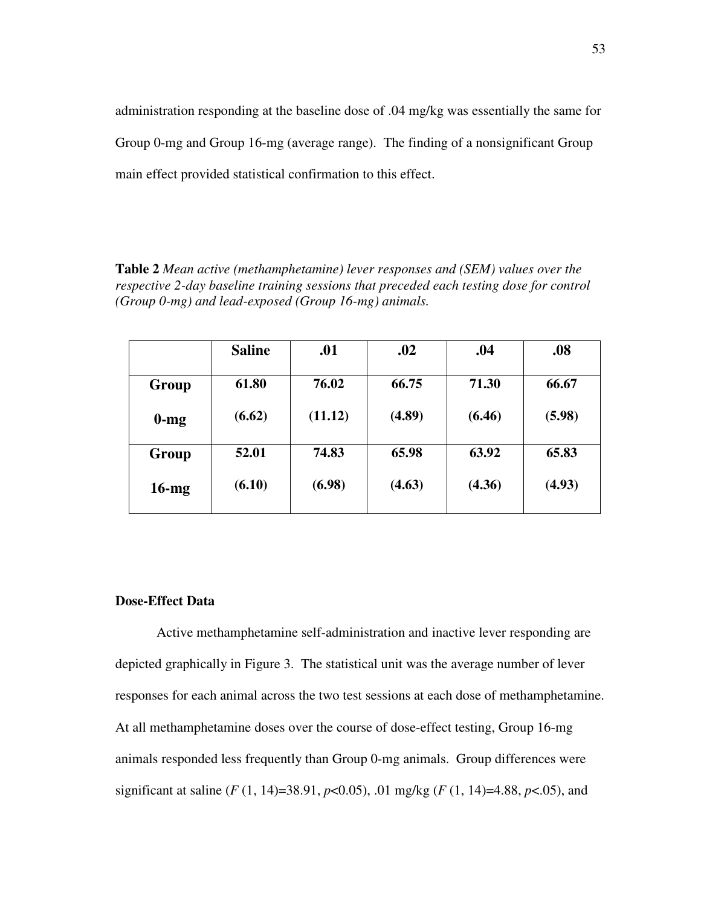administration responding at the baseline dose of .04 mg/kg was essentially the same for Group 0-mg and Group 16-mg (average range). The finding of a nonsignificant Group main effect provided statistical confirmation to this effect.

**Table 2** *Mean active (methamphetamine) lever responses and (SEM) values over the respective 2-day baseline training sessions that preceded each testing dose for control (Group 0-mg) and lead-exposed (Group 16-mg) animals.*

| | **Saline** | **.01** | **.02** | **.04** | **.08** |
|---|---|---|---|---|---|
| **Group 0-mg** | **61.80 (6.62)** | **76.02 (11.12)** | **66.75 (4.89)** | **71.30 (6.46)** | **66.67 (5.98)** |
| **Group 16-mg** | **52.01 (6.10)** | **74.83 (6.98)** | **65.98 (4.63)** | **63.92 (4.36)** | **65.83 (4.93)** |

### Dose-Effect Data

Active methamphetamine self-administration and inactive lever responding are depicted graphically in Figure 3. The statistical unit was the average number of lever responses for each animal across the two test sessions at each dose of methamphetamine. At all methamphetamine doses over the course of dose-effect testing, Group 16-mg animals responded less frequently than Group 0-mg animals. Group differences were significant at saline ($F$ (1, 14)=38.91, $p$<0.05), .01 mg/kg ($F$ (1, 14)=4.88, $p$<.05), and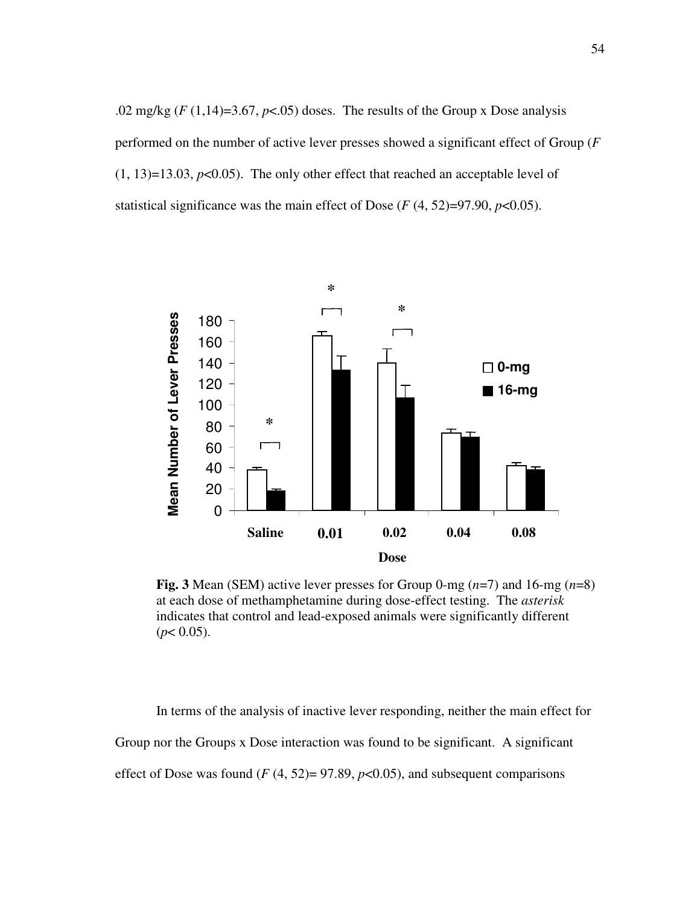.02 mg/kg ($F$ (1,14)=3.67, $p$<.05) doses. The results of the Group x Dose analysis performed on the number of active lever presses showed a significant effect of Group ($F$ (1, 13)=13.03, $p$<0.05). The only other effect that reached an acceptable level of statistical significance was the main effect of Dose ($F$ (4, 52)=97.90, $p$<0.05).

**Fig. 3** Mean (SEM) active lever presses for Group 0-mg ($n$=7) and 16-mg ($n$=8) at each dose of methamphetamine during dose-effect testing. The *asterisk* indicates that control and lead-exposed animals were significantly different ($p$< 0.05).

In terms of the analysis of inactive lever responding, neither the main effect for Group nor the Groups x Dose interaction was found to be significant. A significant effect of Dose was found ($F$ (4, 52)= 97.89, $p$<0.05), and subsequent comparisons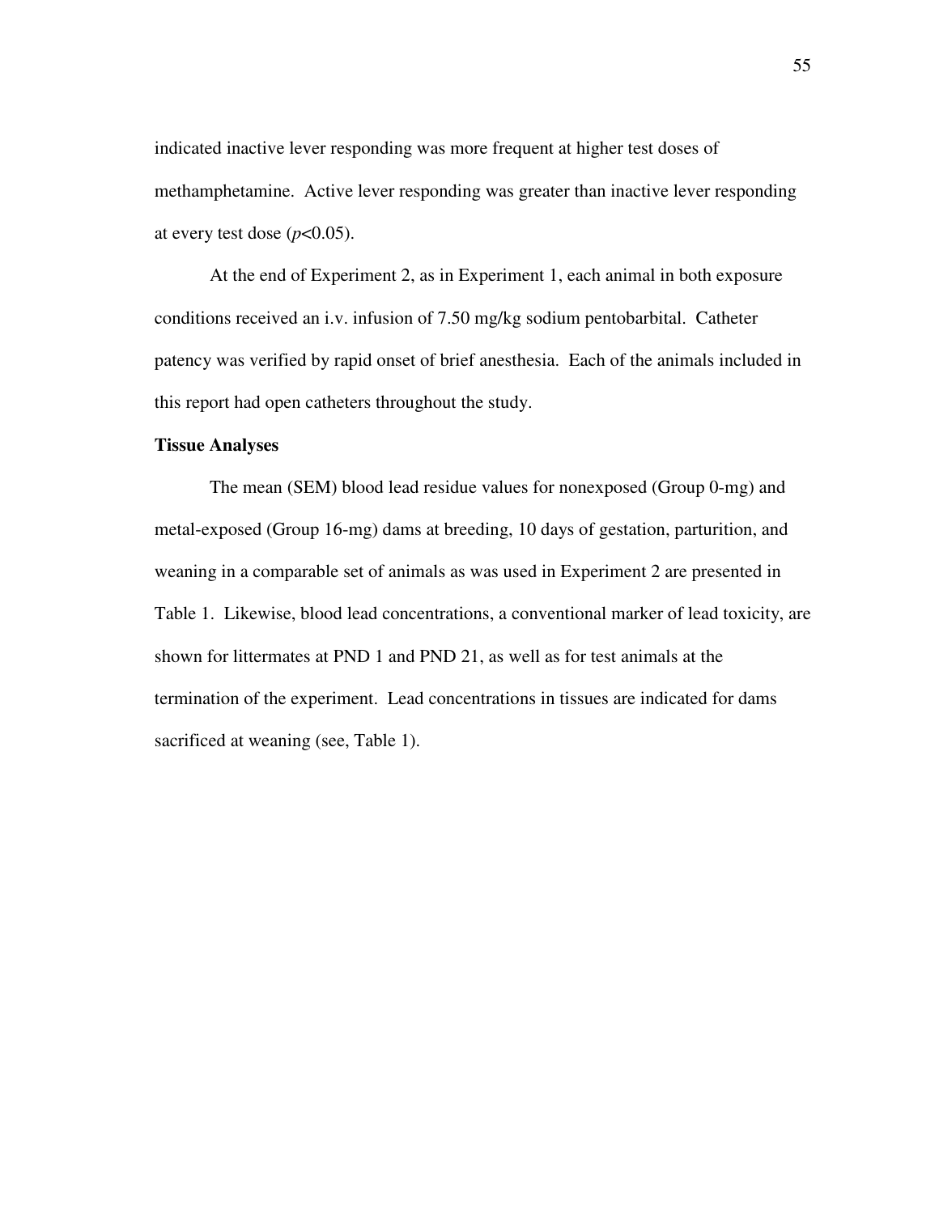indicated inactive lever responding was more frequent at higher test doses of methamphetamine. Active lever responding was greater than inactive lever responding at every test dose ($p<0.05$).

At the end of Experiment 2, as in Experiment 1, each animal in both exposure conditions received an i.v. infusion of 7.50 mg/kg sodium pentobarbital. Catheter patency was verified by rapid onset of brief anesthesia. Each of the animals included in this report had open catheters throughout the study.

**Tissue Analyses**

The mean (SEM) blood lead residue values for nonexposed (Group 0-mg) and metal-exposed (Group 16-mg) dams at breeding, 10 days of gestation, parturition, and weaning in a comparable set of animals as was used in Experiment 2 are presented in Table 1. Likewise, blood lead concentrations, a conventional marker of lead toxicity, are shown for littermates at PND 1 and PND 21, as well as for test animals at the termination of the experiment. Lead concentrations in tissues are indicated for dams sacrificed at weaning (see, Table 1).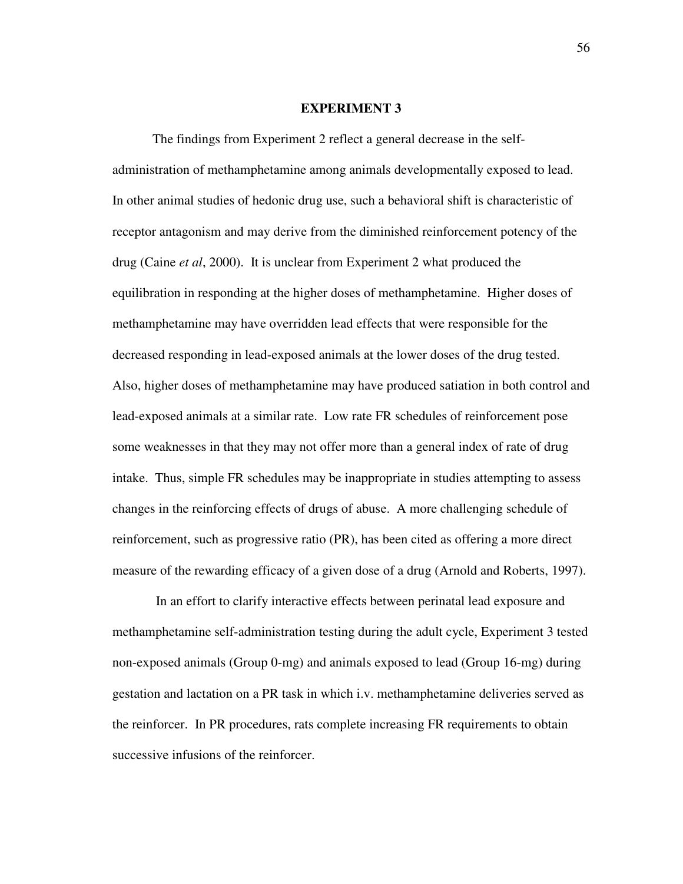# EXPERIMENT 3

The findings from Experiment 2 reflect a general decrease in the self-administration of methamphetamine among animals developmentally exposed to lead. In other animal studies of hedonic drug use, such a behavioral shift is characteristic of receptor antagonism and may derive from the diminished reinforcement potency of the drug (Caine *et al*, 2000). It is unclear from Experiment 2 what produced the equilibration in responding at the higher doses of methamphetamine. Higher doses of methamphetamine may have overridden lead effects that were responsible for the decreased responding in lead-exposed animals at the lower doses of the drug tested. Also, higher doses of methamphetamine may have produced satiation in both control and lead-exposed animals at a similar rate. Low rate FR schedules of reinforcement pose some weaknesses in that they may not offer more than a general index of rate of drug intake. Thus, simple FR schedules may be inappropriate in studies attempting to assess changes in the reinforcing effects of drugs of abuse. A more challenging schedule of reinforcement, such as progressive ratio (PR), has been cited as offering a more direct measure of the rewarding efficacy of a given dose of a drug (Arnold and Roberts, 1997).

In an effort to clarify interactive effects between perinatal lead exposure and methamphetamine self-administration testing during the adult cycle, Experiment 3 tested non-exposed animals (Group 0-mg) and animals exposed to lead (Group 16-mg) during gestation and lactation on a PR task in which i.v. methamphetamine deliveries served as the reinforcer. In PR procedures, rats complete increasing FR requirements to obtain successive infusions of the reinforcer.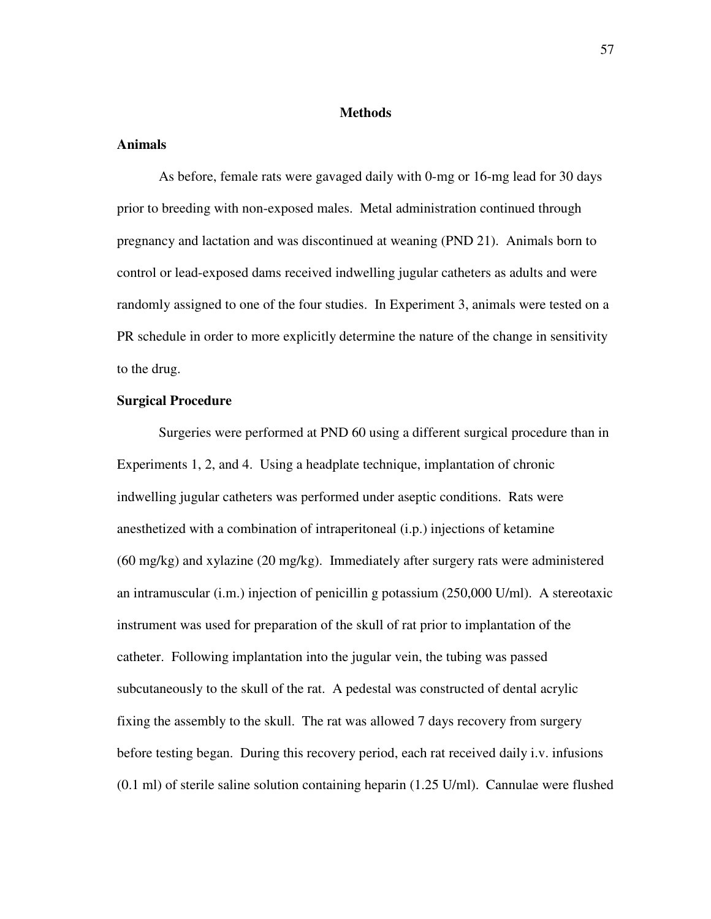## Methods

### Animals

As before, female rats were gavaged daily with 0-mg or 16-mg lead for 30 days prior to breeding with non-exposed males. Metal administration continued through pregnancy and lactation and was discontinued at weaning (PND 21). Animals born to control or lead-exposed dams received indwelling jugular catheters as adults and were randomly assigned to one of the four studies. In Experiment 3, animals were tested on a PR schedule in order to more explicitly determine the nature of the change in sensitivity to the drug.

### Surgical Procedure

Surgeries were performed at PND 60 using a different surgical procedure than in Experiments 1, 2, and 4. Using a headplate technique, implantation of chronic indwelling jugular catheters was performed under aseptic conditions. Rats were anesthetized with a combination of intraperitoneal (i.p.) injections of ketamine (60 mg/kg) and xylazine (20 mg/kg). Immediately after surgery rats were administered an intramuscular (i.m.) injection of penicillin g potassium (250,000 U/ml). A stereotaxic instrument was used for preparation of the skull of rat prior to implantation of the catheter. Following implantation into the jugular vein, the tubing was passed subcutaneously to the skull of the rat. A pedestal was constructed of dental acrylic fixing the assembly to the skull. The rat was allowed 7 days recovery from surgery before testing began. During this recovery period, each rat received daily i.v. infusions (0.1 ml) of sterile saline solution containing heparin (1.25 U/ml). Cannulae were flushed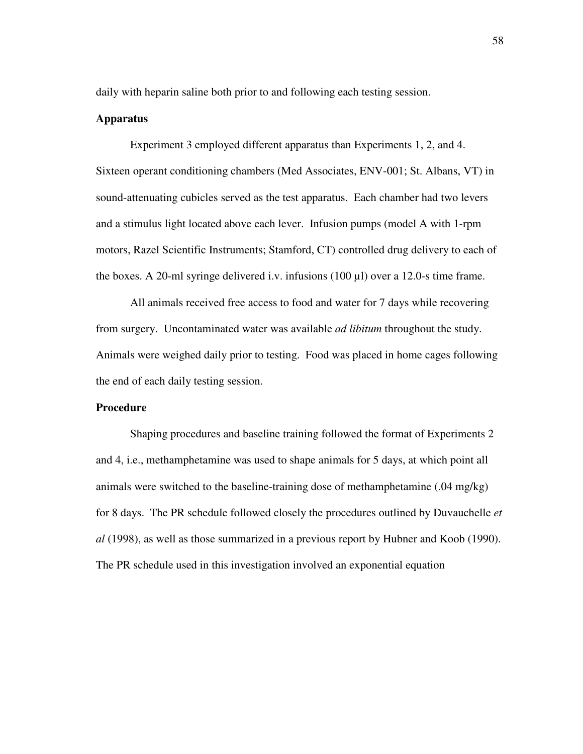daily with heparin saline both prior to and following each testing session.

**Apparatus**

Experiment 3 employed different apparatus than Experiments 1, 2, and 4. Sixteen operant conditioning chambers (Med Associates, ENV-001; St. Albans, VT) in sound-attenuating cubicles served as the test apparatus. Each chamber had two levers and a stimulus light located above each lever. Infusion pumps (model A with 1-rpm motors, Razel Scientific Instruments; Stamford, CT) controlled drug delivery to each of the boxes. A 20-ml syringe delivered i.v. infusions (100 µl) over a 12.0-s time frame.

All animals received free access to food and water for 7 days while recovering from surgery. Uncontaminated water was available *ad libitum* throughout the study. Animals were weighed daily prior to testing. Food was placed in home cages following the end of each daily testing session.

**Procedure**

Shaping procedures and baseline training followed the format of Experiments 2 and 4, i.e., methamphetamine was used to shape animals for 5 days, at which point all animals were switched to the baseline-training dose of methamphetamine (.04 mg/kg) for 8 days. The PR schedule followed closely the procedures outlined by Duvauchelle *et al* (1998), as well as those summarized in a previous report by Hubner and Koob (1990). The PR schedule used in this investigation involved an exponential equation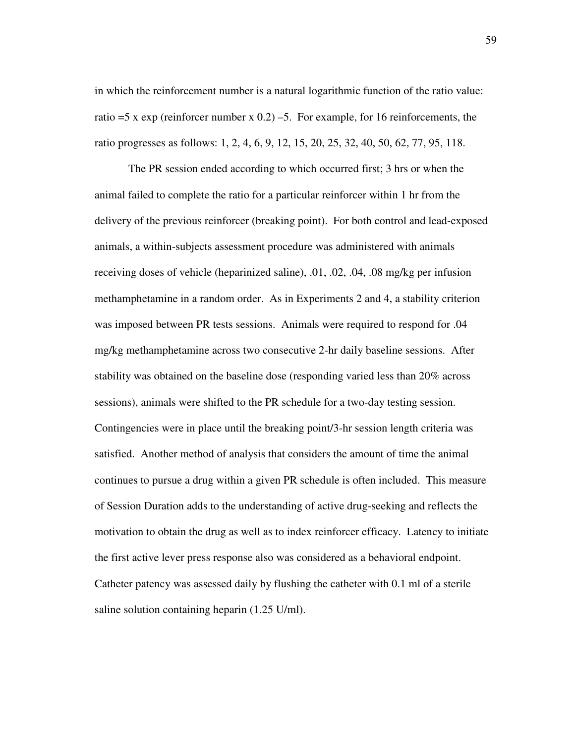in which the reinforcement number is a natural logarithmic function of the ratio value: ratio =5 x exp (reinforcer number x 0.2) –5. For example, for 16 reinforcements, the ratio progresses as follows: 1, 2, 4, 6, 9, 12, 15, 20, 25, 32, 40, 50, 62, 77, 95, 118.

The PR session ended according to which occurred first; 3 hrs or when the animal failed to complete the ratio for a particular reinforcer within 1 hr from the delivery of the previous reinforcer (breaking point). For both control and lead-exposed animals, a within-subjects assessment procedure was administered with animals receiving doses of vehicle (heparinized saline), .01, .02, .04, .08 mg/kg per infusion methamphetamine in a random order. As in Experiments 2 and 4, a stability criterion was imposed between PR tests sessions. Animals were required to respond for .04 mg/kg methamphetamine across two consecutive 2-hr daily baseline sessions. After stability was obtained on the baseline dose (responding varied less than 20% across sessions), animals were shifted to the PR schedule for a two-day testing session. Contingencies were in place until the breaking point/3-hr session length criteria was satisfied. Another method of analysis that considers the amount of time the animal continues to pursue a drug within a given PR schedule is often included. This measure of Session Duration adds to the understanding of active drug-seeking and reflects the motivation to obtain the drug as well as to index reinforcer efficacy. Latency to initiate the first active lever press response also was considered as a behavioral endpoint. Catheter patency was assessed daily by flushing the catheter with 0.1 ml of a sterile saline solution containing heparin (1.25 U/ml).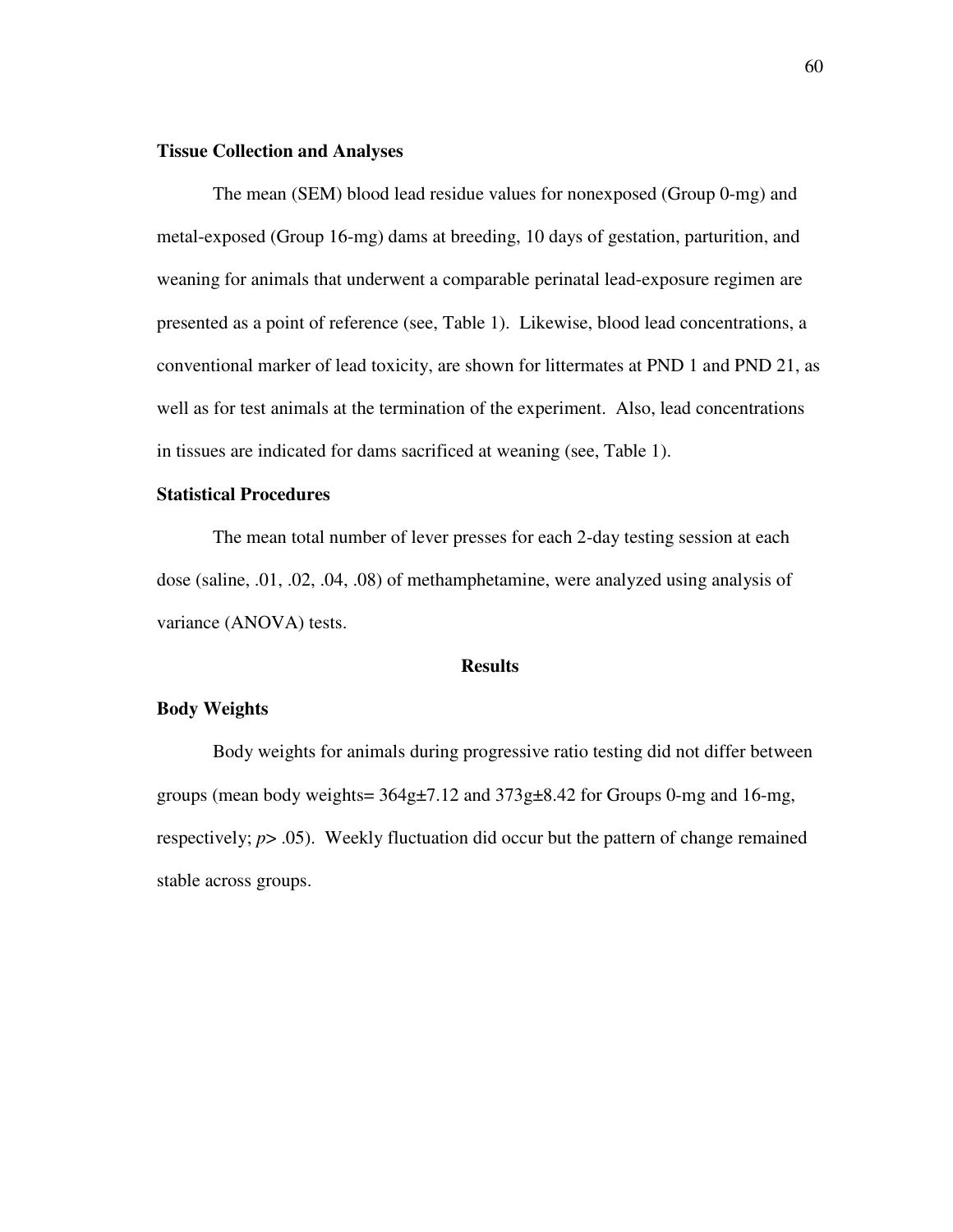**Tissue Collection and Analyses**

The mean (SEM) blood lead residue values for nonexposed (Group 0-mg) and metal-exposed (Group 16-mg) dams at breeding, 10 days of gestation, parturition, and weaning for animals that underwent a comparable perinatal lead-exposure regimen are presented as a point of reference (see, Table 1). Likewise, blood lead concentrations, a conventional marker of lead toxicity, are shown for littermates at PND 1 and PND 21, as well as for test animals at the termination of the experiment. Also, lead concentrations in tissues are indicated for dams sacrificed at weaning (see, Table 1).

**Statistical Procedures**

The mean total number of lever presses for each 2-day testing session at each dose (saline, .01, .02, .04, .08) of methamphetamine, were analyzed using analysis of variance (ANOVA) tests.

## Results

**Body Weights**

Body weights for animals during progressive ratio testing did not differ between groups (mean body weights= 364g±7.12 and 373g±8.42 for Groups 0-mg and 16-mg, respectively; $p > .05$). Weekly fluctuation did occur but the pattern of change remained stable across groups.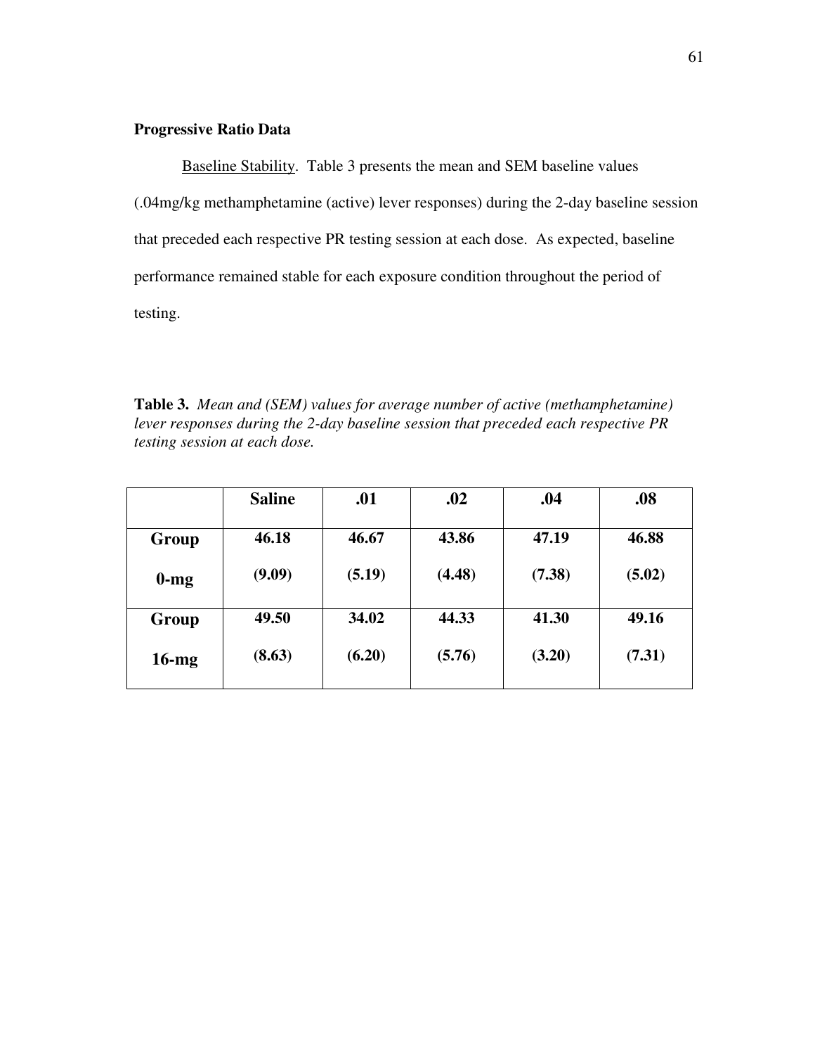**Progressive Ratio Data**

Baseline Stability. Table 3 presents the mean and SEM baseline values (.04mg/kg methamphetamine (active) lever responses) during the 2-day baseline session that preceded each respective PR testing session at each dose. As expected, baseline performance remained stable for each exposure condition throughout the period of testing.

**Table 3.** *Mean and (SEM) values for average number of active (methamphetamine) lever responses during the 2-day baseline session that preceded each respective PR testing session at each dose.*

| | Saline | .01 | .02 | .04 | .08 |
|---|---|---|---|---|---|
| **Group 0-mg** | **46.18 (9.09)** | **46.67 (5.19)** | **43.86 (4.48)** | **47.19 (7.38)** | **46.88 (5.02)** |
| **Group 16-mg** | **49.50 (8.63)** | **34.02 (6.20)** | **44.33 (5.76)** | **41.30 (3.20)** | **49.16 (7.31)** |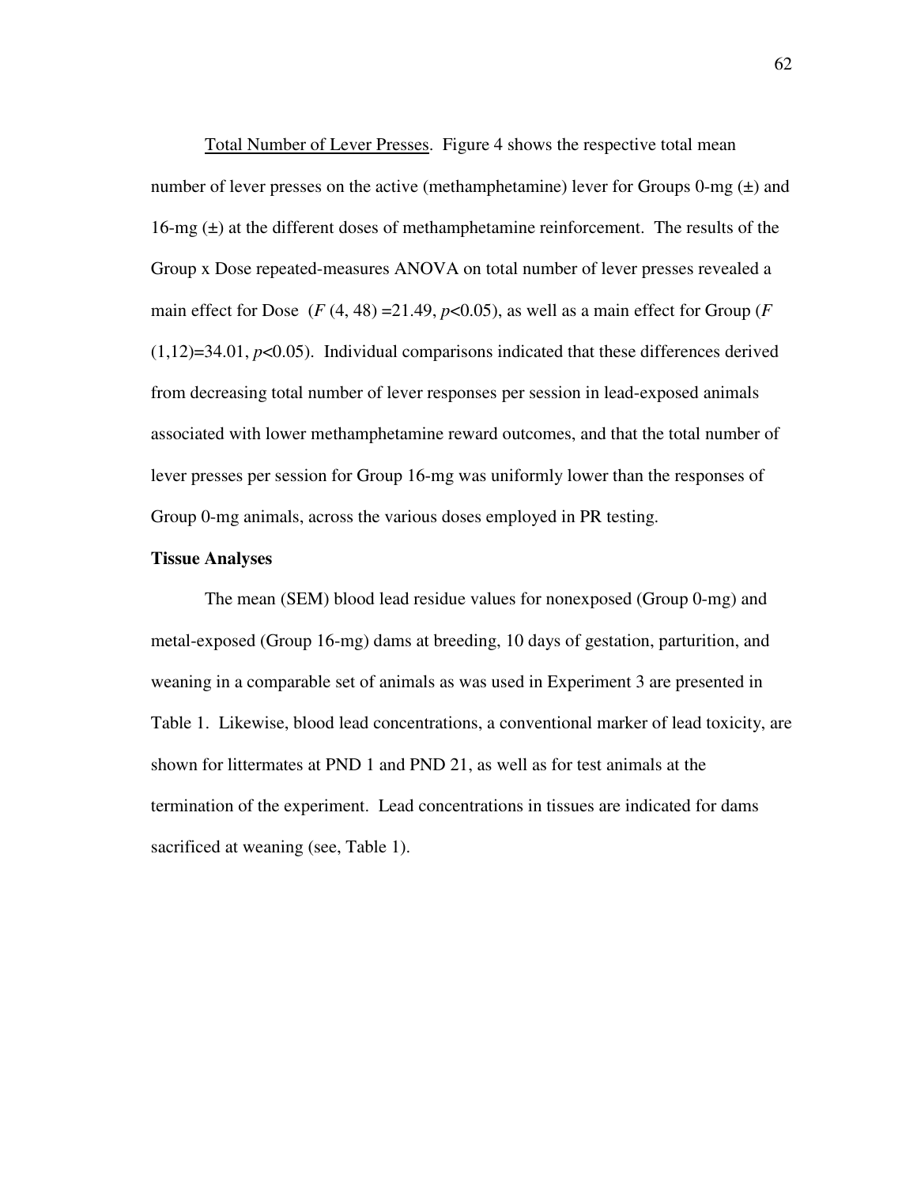Total Number of Lever Presses. Figure 4 shows the respective total mean number of lever presses on the active (methamphetamine) lever for Groups 0-mg (±) and 16-mg (±) at the different doses of methamphetamine reinforcement. The results of the Group x Dose repeated-measures ANOVA on total number of lever presses revealed a main effect for Dose ($F$ (4, 48) =21.49, $p$<0.05), as well as a main effect for Group ($F$ (1,12)=34.01, $p$<0.05). Individual comparisons indicated that these differences derived from decreasing total number of lever responses per session in lead-exposed animals associated with lower methamphetamine reward outcomes, and that the total number of lever presses per session for Group 16-mg was uniformly lower than the responses of Group 0-mg animals, across the various doses employed in PR testing.

**Tissue Analyses**

The mean (SEM) blood lead residue values for nonexposed (Group 0-mg) and metal-exposed (Group 16-mg) dams at breeding, 10 days of gestation, parturition, and weaning in a comparable set of animals as was used in Experiment 3 are presented in Table 1. Likewise, blood lead concentrations, a conventional marker of lead toxicity, are shown for littermates at PND 1 and PND 21, as well as for test animals at the termination of the experiment. Lead concentrations in tissues are indicated for dams sacrificed at weaning (see, Table 1).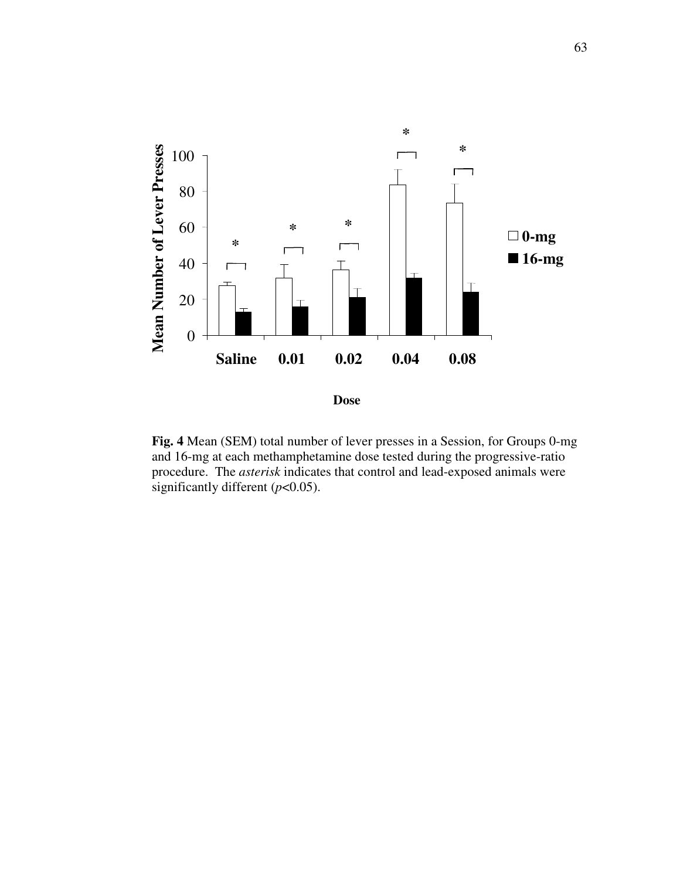**Fig. 4** Mean (SEM) total number of lever presses in a Session, for Groups 0-mg and 16-mg at each methamphetamine dose tested during the progressive-ratio procedure. The *asterisk* indicates that control and lead-exposed animals were significantly different ($p$<0.05).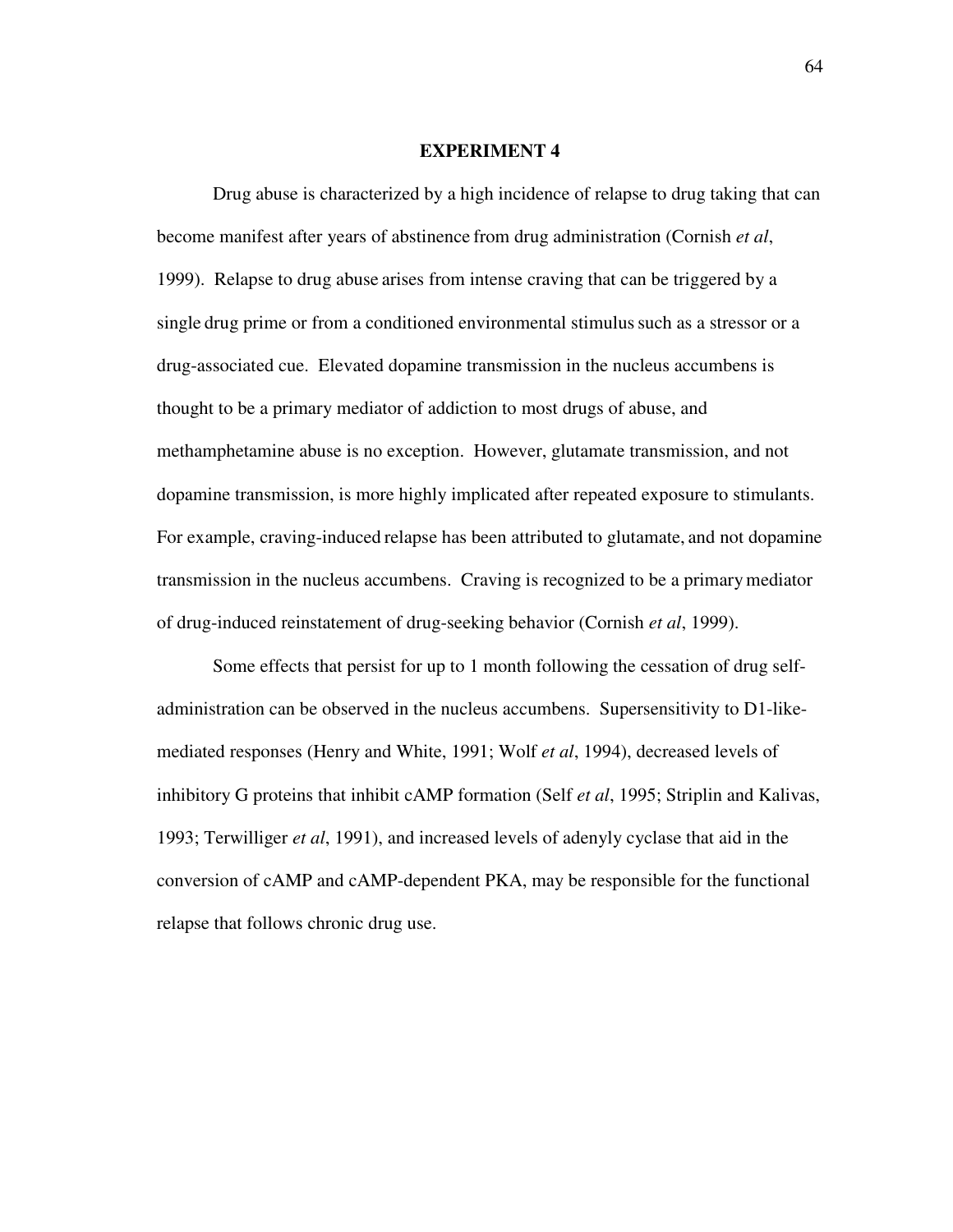# EXPERIMENT 4

Drug abuse is characterized by a high incidence of relapse to drug taking that can become manifest after years of abstinence from drug administration (Cornish *et al*, 1999). Relapse to drug abuse arises from intense craving that can be triggered by a single drug prime or from a conditioned environmental stimulus such as a stressor or a drug-associated cue. Elevated dopamine transmission in the nucleus accumbens is thought to be a primary mediator of addiction to most drugs of abuse, and methamphetamine abuse is no exception. However, glutamate transmission, and not dopamine transmission, is more highly implicated after repeated exposure to stimulants. For example, craving-induced relapse has been attributed to glutamate, and not dopamine transmission in the nucleus accumbens. Craving is recognized to be a primary mediator of drug-induced reinstatement of drug-seeking behavior (Cornish *et al*, 1999).

Some effects that persist for up to 1 month following the cessation of drug self-administration can be observed in the nucleus accumbens. Supersensitivity to D1-like-mediated responses (Henry and White, 1991; Wolf *et al*, 1994), decreased levels of inhibitory G proteins that inhibit cAMP formation (Self *et al*, 1995; Striplin and Kalivas, 1993; Terwilliger *et al*, 1991), and increased levels of adenyly cyclase that aid in the conversion of cAMP and cAMP-dependent PKA, may be responsible for the functional relapse that follows chronic drug use.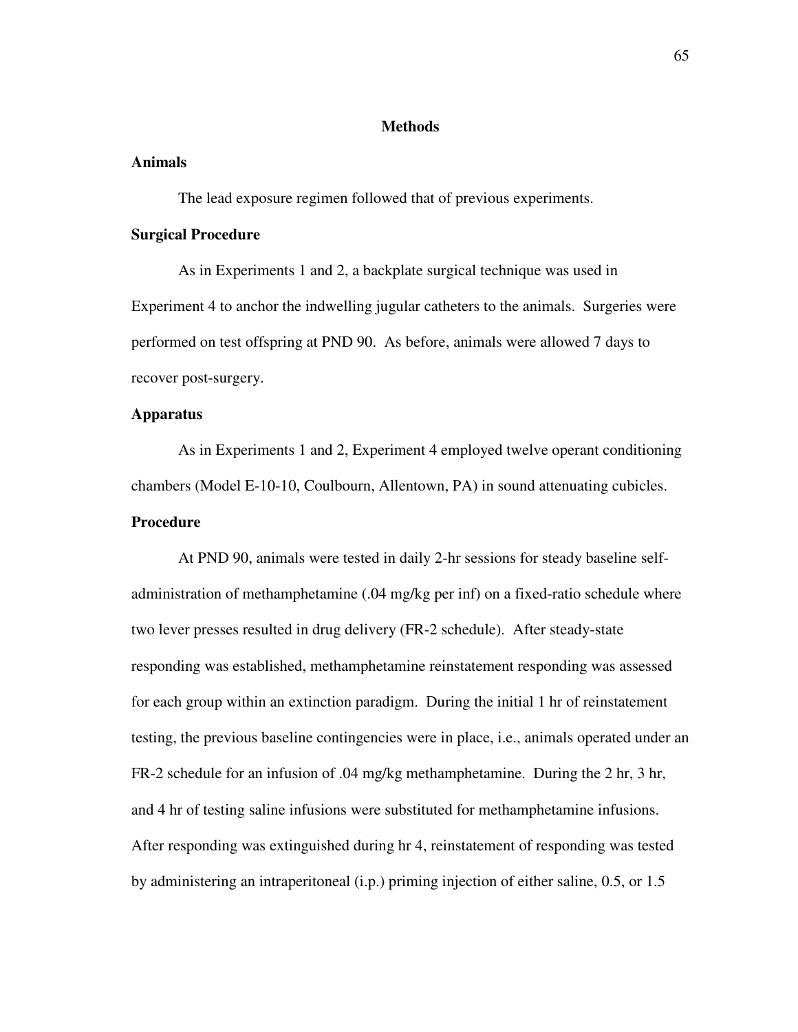## Methods

### Animals

The lead exposure regimen followed that of previous experiments.

### Surgical Procedure

As in Experiments 1 and 2, a backplate surgical technique was used in Experiment 4 to anchor the indwelling jugular catheters to the animals. Surgeries were performed on test offspring at PND 90. As before, animals were allowed 7 days to recover post-surgery.

### Apparatus

As in Experiments 1 and 2, Experiment 4 employed twelve operant conditioning chambers (Model E-10-10, Coulbourn, Allentown, PA) in sound attenuating cubicles.

### Procedure

At PND 90, animals were tested in daily 2-hr sessions for steady baseline self-administration of methamphetamine (.04 mg/kg per inf) on a fixed-ratio schedule where two lever presses resulted in drug delivery (FR-2 schedule). After steady-state responding was established, methamphetamine reinstatement responding was assessed for each group within an extinction paradigm. During the initial 1 hr of reinstatement testing, the previous baseline contingencies were in place, i.e., animals operated under an FR-2 schedule for an infusion of .04 mg/kg methamphetamine. During the 2 hr, 3 hr, and 4 hr of testing saline infusions were substituted for methamphetamine infusions. After responding was extinguished during hr 4, reinstatement of responding was tested by administering an intraperitoneal (i.p.) priming injection of either saline, 0.5, or 1.5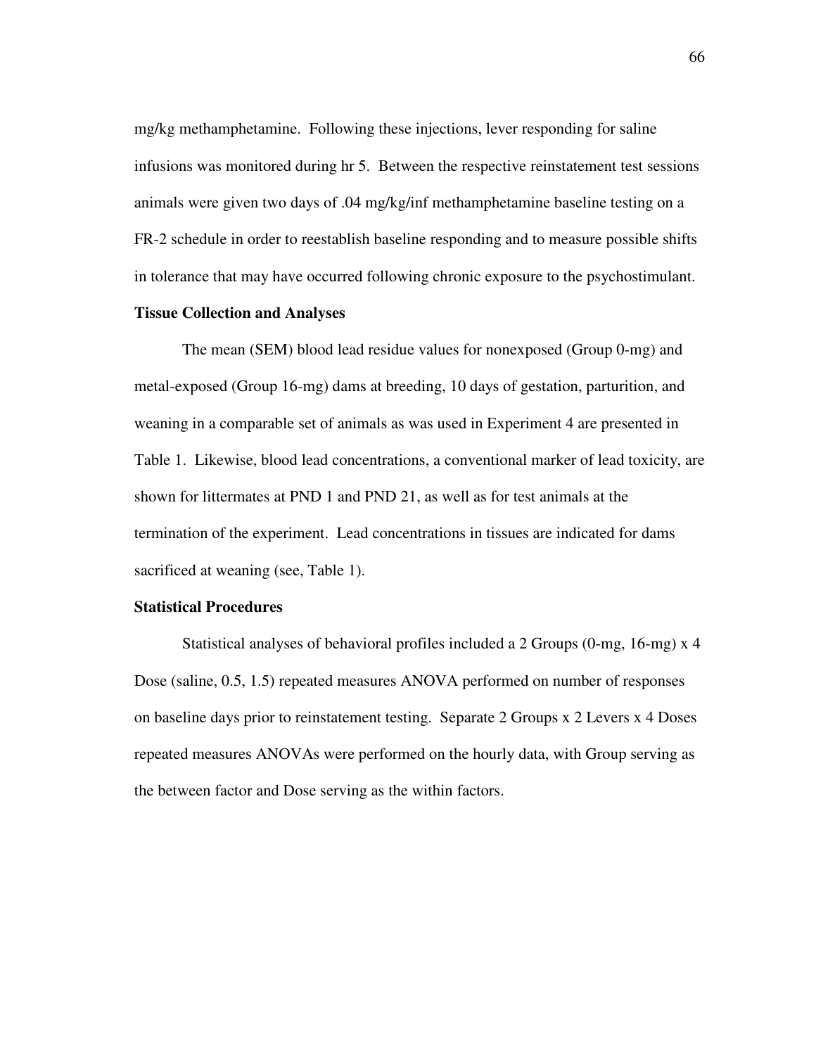mg/kg methamphetamine. Following these injections, lever responding for saline infusions was monitored during hr 5. Between the respective reinstatement test sessions animals were given two days of .04 mg/kg/inf methamphetamine baseline testing on a FR-2 schedule in order to reestablish baseline responding and to measure possible shifts in tolerance that may have occurred following chronic exposure to the psychostimulant.

**Tissue Collection and Analyses**

The mean (SEM) blood lead residue values for nonexposed (Group 0-mg) and metal-exposed (Group 16-mg) dams at breeding, 10 days of gestation, parturition, and weaning in a comparable set of animals as was used in Experiment 4 are presented in Table 1. Likewise, blood lead concentrations, a conventional marker of lead toxicity, are shown for littermates at PND 1 and PND 21, as well as for test animals at the termination of the experiment. Lead concentrations in tissues are indicated for dams sacrificed at weaning (see, Table 1).

**Statistical Procedures**

Statistical analyses of behavioral profiles included a 2 Groups (0-mg, 16-mg) x 4 Dose (saline, 0.5, 1.5) repeated measures ANOVA performed on number of responses on baseline days prior to reinstatement testing. Separate 2 Groups x 2 Levers x 4 Doses repeated measures ANOVAs were performed on the hourly data, with Group serving as the between factor and Dose serving as the within factors.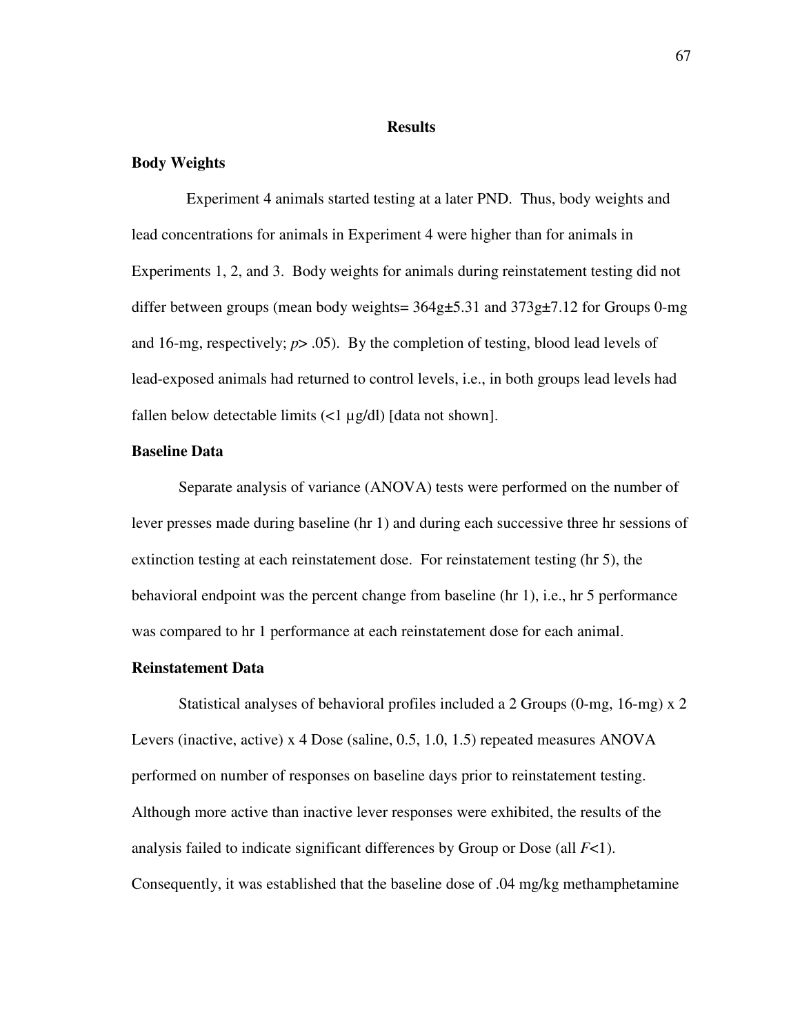# Results

## Body Weights

Experiment 4 animals started testing at a later PND. Thus, body weights and lead concentrations for animals in Experiment 4 were higher than for animals in Experiments 1, 2, and 3. Body weights for animals during reinstatement testing did not differ between groups (mean body weights= 364g±5.31 and 373g±7.12 for Groups 0-mg and 16-mg, respectively; $p > .05$). By the completion of testing, blood lead levels of lead-exposed animals had returned to control levels, i.e., in both groups lead levels had fallen below detectable limits (<1 µg/dl) [data not shown].

## Baseline Data

Separate analysis of variance (ANOVA) tests were performed on the number of lever presses made during baseline (hr 1) and during each successive three hr sessions of extinction testing at each reinstatement dose. For reinstatement testing (hr 5), the behavioral endpoint was the percent change from baseline (hr 1), i.e., hr 5 performance was compared to hr 1 performance at each reinstatement dose for each animal.

## Reinstatement Data

Statistical analyses of behavioral profiles included a 2 Groups (0-mg, 16-mg) x 2 Levers (inactive, active) x 4 Dose (saline, 0.5, 1.0, 1.5) repeated measures ANOVA performed on number of responses on baseline days prior to reinstatement testing. Although more active than inactive lever responses were exhibited, the results of the analysis failed to indicate significant differences by Group or Dose (all $F<1$). Consequently, it was established that the baseline dose of .04 mg/kg methamphetamine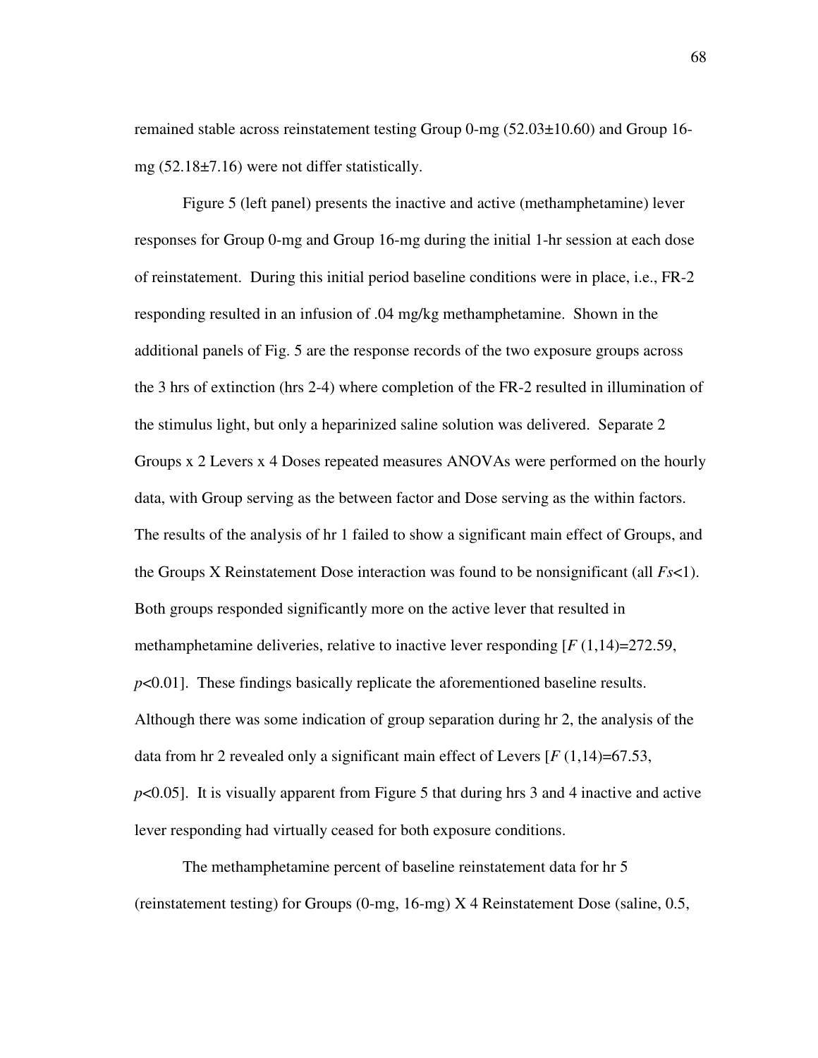remained stable across reinstatement testing Group 0-mg (52.03±10.60) and Group 16-mg (52.18±7.16) were not differ statistically.

Figure 5 (left panel) presents the inactive and active (methamphetamine) lever responses for Group 0-mg and Group 16-mg during the initial 1-hr session at each dose of reinstatement. During this initial period baseline conditions were in place, i.e., FR-2 responding resulted in an infusion of .04 mg/kg methamphetamine. Shown in the additional panels of Fig. 5 are the response records of the two exposure groups across the 3 hrs of extinction (hrs 2-4) where completion of the FR-2 resulted in illumination of the stimulus light, but only a heparinized saline solution was delivered. Separate 2 Groups x 2 Levers x 4 Doses repeated measures ANOVAs were performed on the hourly data, with Group serving as the between factor and Dose serving as the within factors. The results of the analysis of hr 1 failed to show a significant main effect of Groups, and the Groups X Reinstatement Dose interaction was found to be nonsignificant (all $Fs<1$). Both groups responded significantly more on the active lever that resulted in methamphetamine deliveries, relative to inactive lever responding [$F$ (1,14)=272.59, $p<0.01$]. These findings basically replicate the aforementioned baseline results. Although there was some indication of group separation during hr 2, the analysis of the data from hr 2 revealed only a significant main effect of Levers [$F$ (1,14)=67.53, $p<0.05$]. It is visually apparent from Figure 5 that during hrs 3 and 4 inactive and active lever responding had virtually ceased for both exposure conditions.

The methamphetamine percent of baseline reinstatement data for hr 5 (reinstatement testing) for Groups (0-mg, 16-mg) X 4 Reinstatement Dose (saline, 0.5,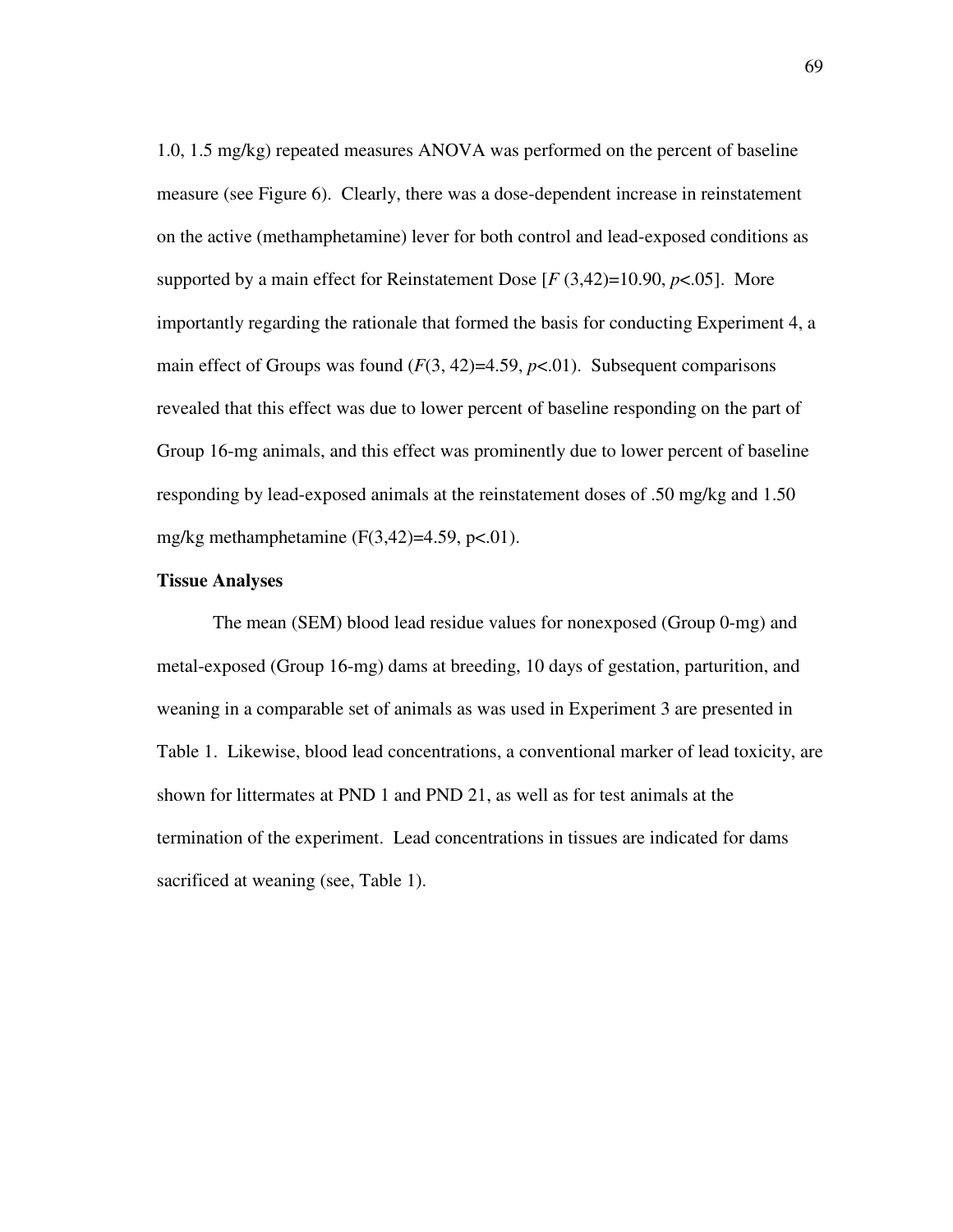1.0, 1.5 mg/kg) repeated measures ANOVA was performed on the percent of baseline measure (see Figure 6). Clearly, there was a dose-dependent increase in reinstatement on the active (methamphetamine) lever for both control and lead-exposed conditions as supported by a main effect for Reinstatement Dose [$F$ (3,42)=10.90, $p$<.05]. More importantly regarding the rationale that formed the basis for conducting Experiment 4, a main effect of Groups was found ($F$(3, 42)=4.59, $p$<.01). Subsequent comparisons revealed that this effect was due to lower percent of baseline responding on the part of Group 16-mg animals, and this effect was prominently due to lower percent of baseline responding by lead-exposed animals at the reinstatement doses of .50 mg/kg and 1.50 mg/kg methamphetamine (F(3,42)=4.59, p<.01).

**Tissue Analyses**

The mean (SEM) blood lead residue values for nonexposed (Group 0-mg) and metal-exposed (Group 16-mg) dams at breeding, 10 days of gestation, parturition, and weaning in a comparable set of animals as was used in Experiment 3 are presented in Table 1. Likewise, blood lead concentrations, a conventional marker of lead toxicity, are shown for littermates at PND 1 and PND 21, as well as for test animals at the termination of the experiment. Lead concentrations in tissues are indicated for dams sacrificed at weaning (see, Table 1).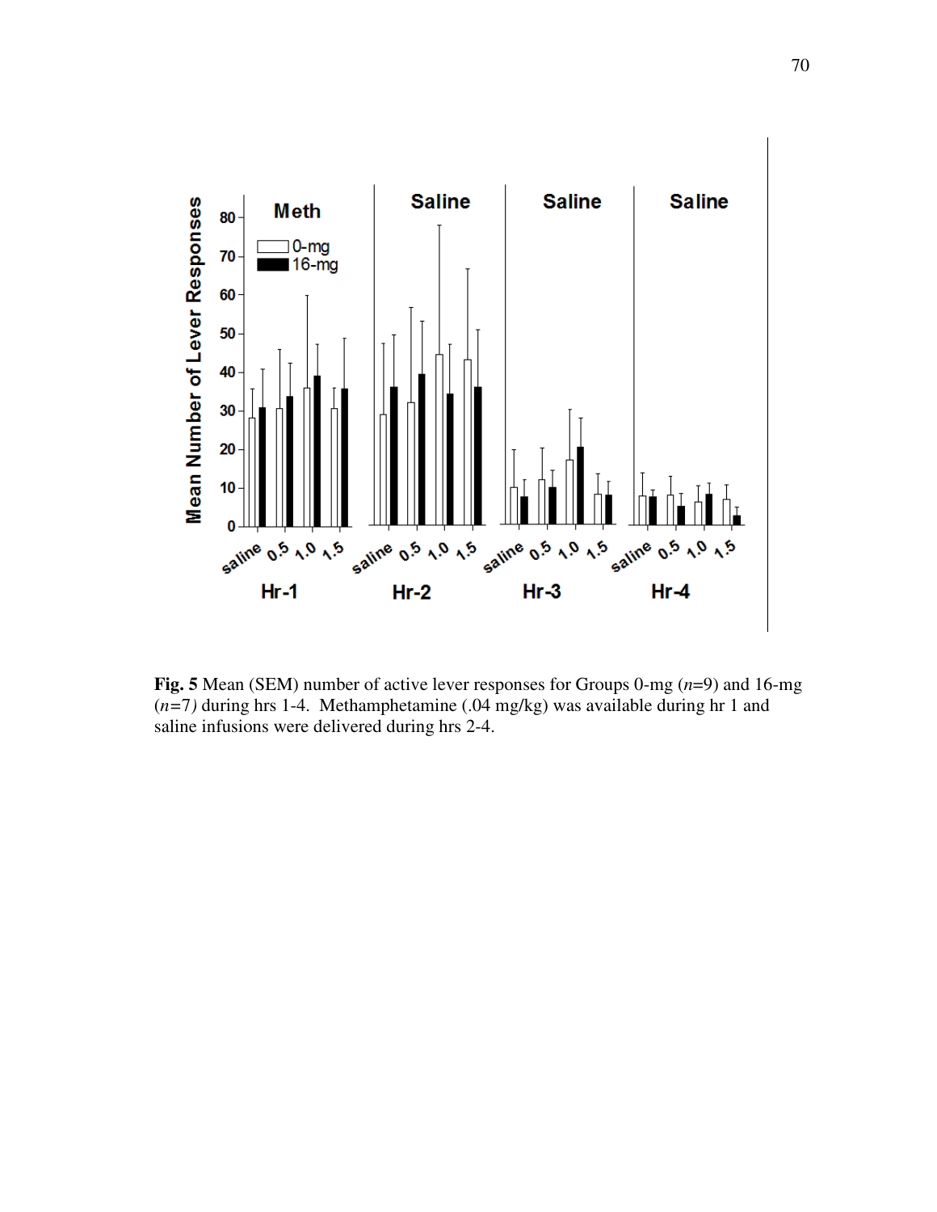**Fig. 5** Mean (SEM) number of active lever responses for Groups 0-mg (*n*=9) and 16-mg (*n*=7*)* during hrs 1-4. Methamphetamine (.04 mg/kg) was available during hr 1 and saline infusions were delivered during hrs 2-4.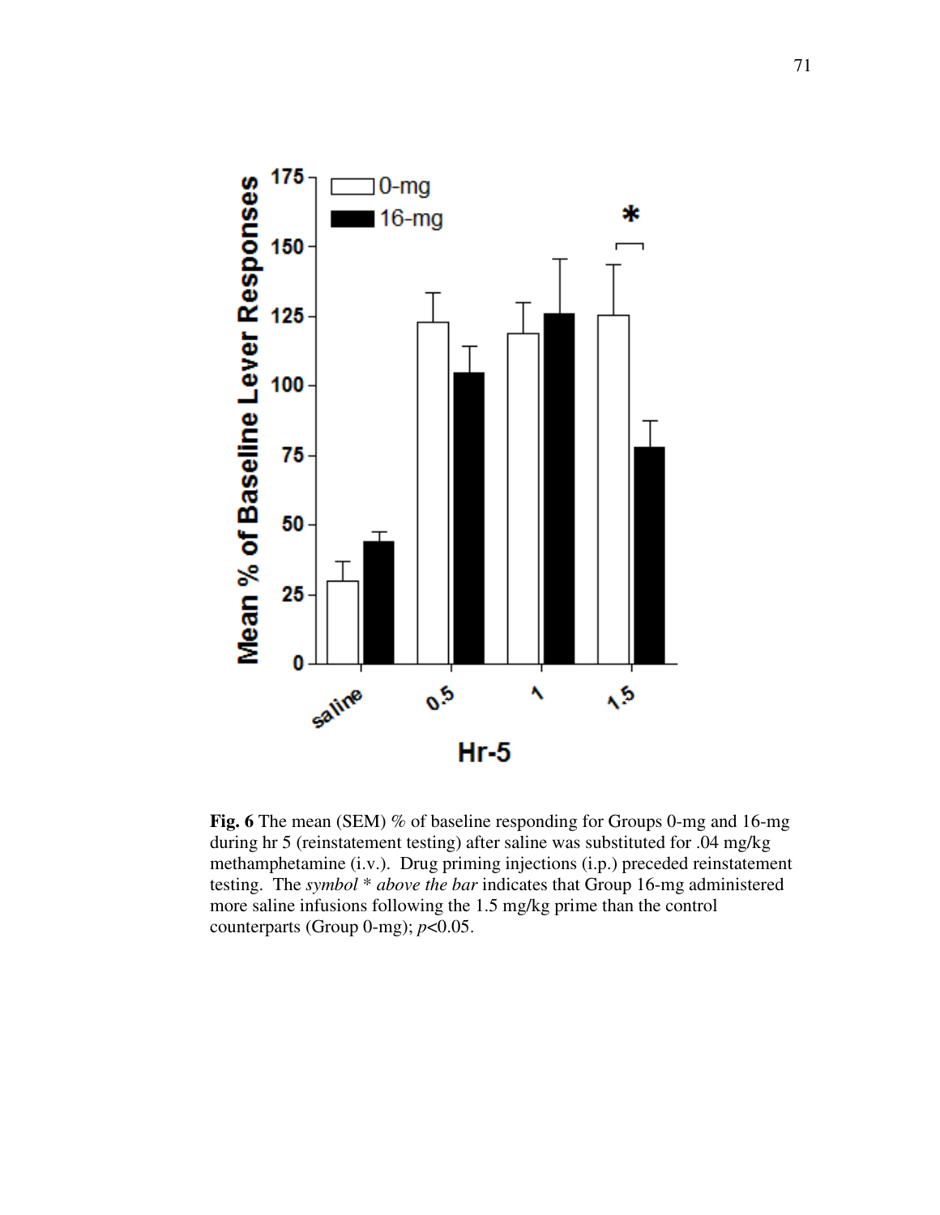**Fig. 6** The mean (SEM) % of baseline responding for Groups 0-mg and 16-mg during hr 5 (reinstatement testing) after saline was substituted for .04 mg/kg methamphetamine (i.v.). Drug priming injections (i.p.) preceded reinstatement testing. The *symbol * above the bar* indicates that Group 16-mg administered more saline infusions following the 1.5 mg/kg prime than the control counterparts (Group 0-mg); $p<0.05$.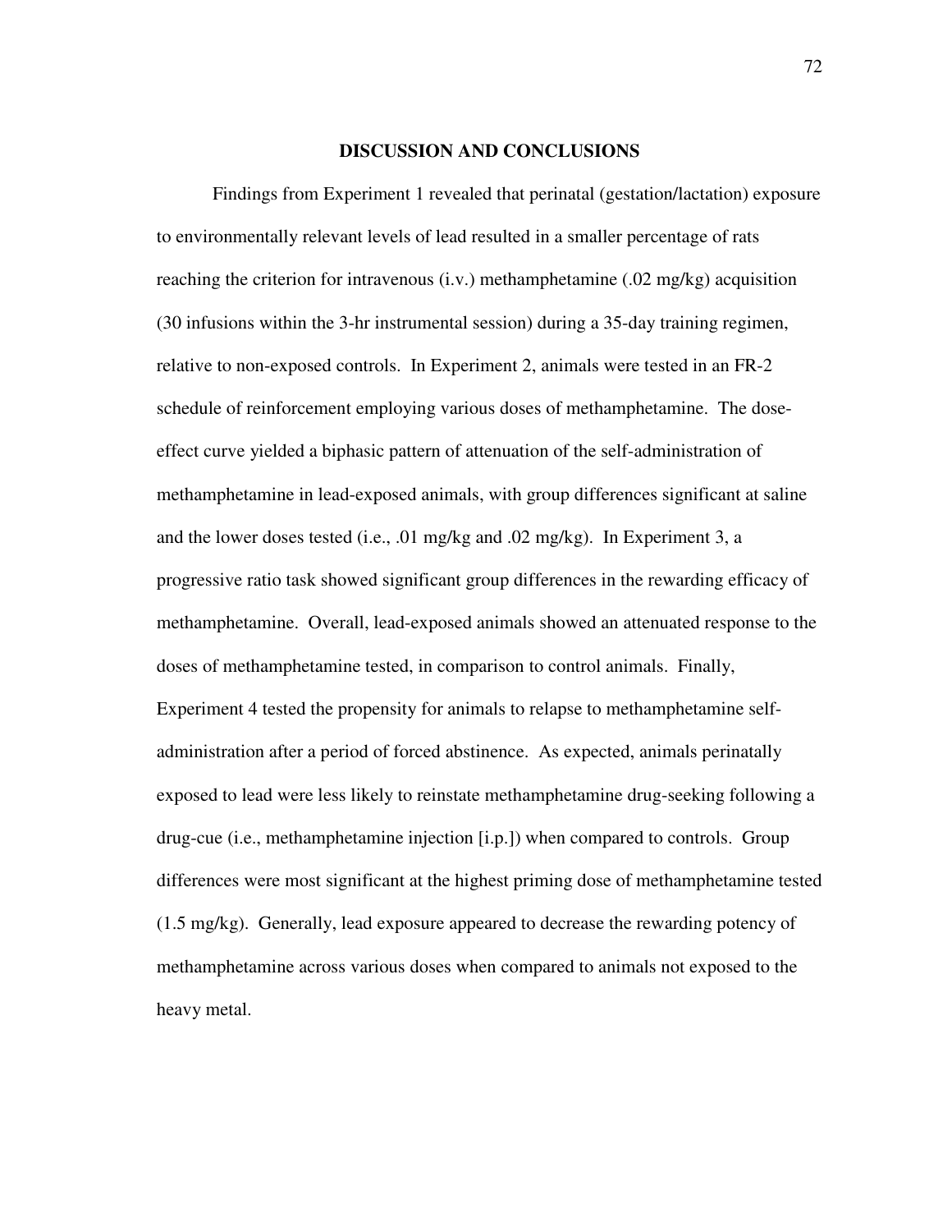# DISCUSSION AND CONCLUSIONS

Findings from Experiment 1 revealed that perinatal (gestation/lactation) exposure to environmentally relevant levels of lead resulted in a smaller percentage of rats reaching the criterion for intravenous (i.v.) methamphetamine (.02 mg/kg) acquisition (30 infusions within the 3-hr instrumental session) during a 35-day training regimen, relative to non-exposed controls. In Experiment 2, animals were tested in an FR-2 schedule of reinforcement employing various doses of methamphetamine. The dose-effect curve yielded a biphasic pattern of attenuation of the self-administration of methamphetamine in lead-exposed animals, with group differences significant at saline and the lower doses tested (i.e., .01 mg/kg and .02 mg/kg). In Experiment 3, a progressive ratio task showed significant group differences in the rewarding efficacy of methamphetamine. Overall, lead-exposed animals showed an attenuated response to the doses of methamphetamine tested, in comparison to control animals. Finally, Experiment 4 tested the propensity for animals to relapse to methamphetamine self-administration after a period of forced abstinence. As expected, animals perinatally exposed to lead were less likely to reinstate methamphetamine drug-seeking following a drug-cue (i.e., methamphetamine injection [i.p.]) when compared to controls. Group differences were most significant at the highest priming dose of methamphetamine tested (1.5 mg/kg). Generally, lead exposure appeared to decrease the rewarding potency of methamphetamine across various doses when compared to animals not exposed to the heavy metal.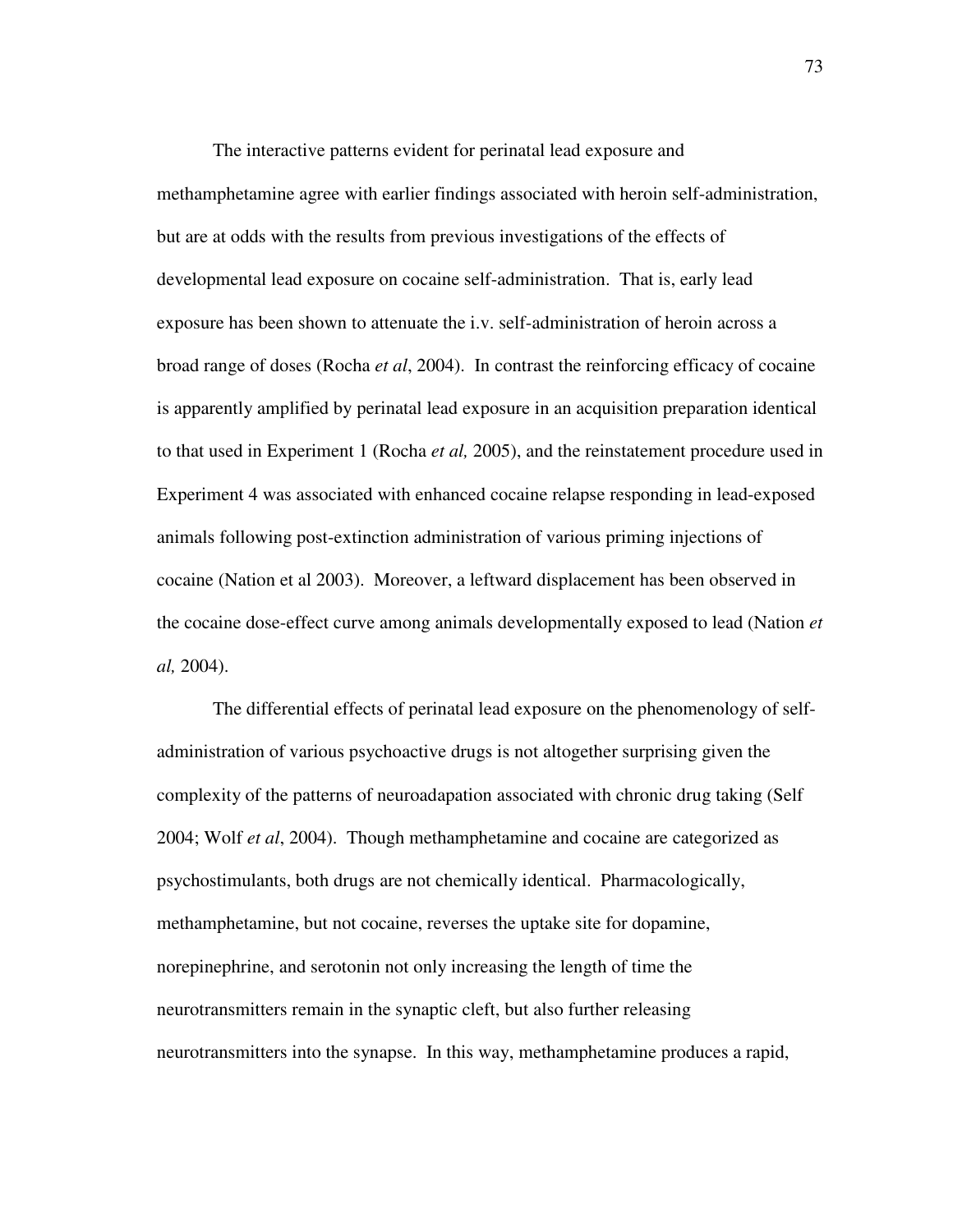The interactive patterns evident for perinatal lead exposure and methamphetamine agree with earlier findings associated with heroin self-administration, but are at odds with the results from previous investigations of the effects of developmental lead exposure on cocaine self-administration. That is, early lead exposure has been shown to attenuate the i.v. self-administration of heroin across a broad range of doses (Rocha *et al*, 2004). In contrast the reinforcing efficacy of cocaine is apparently amplified by perinatal lead exposure in an acquisition preparation identical to that used in Experiment 1 (Rocha *et al,* 2005), and the reinstatement procedure used in Experiment 4 was associated with enhanced cocaine relapse responding in lead-exposed animals following post-extinction administration of various priming injections of cocaine (Nation et al 2003). Moreover, a leftward displacement has been observed in the cocaine dose-effect curve among animals developmentally exposed to lead (Nation *et al,* 2004).

The differential effects of perinatal lead exposure on the phenomenology of self-administration of various psychoactive drugs is not altogether surprising given the complexity of the patterns of neuroadapation associated with chronic drug taking (Self 2004; Wolf *et al*, 2004). Though methamphetamine and cocaine are categorized as psychostimulants, both drugs are not chemically identical. Pharmacologically, methamphetamine, but not cocaine, reverses the uptake site for dopamine, norepinephrine, and serotonin not only increasing the length of time the neurotransmitters remain in the synaptic cleft, but also further releasing neurotransmitters into the synapse. In this way, methamphetamine produces a rapid,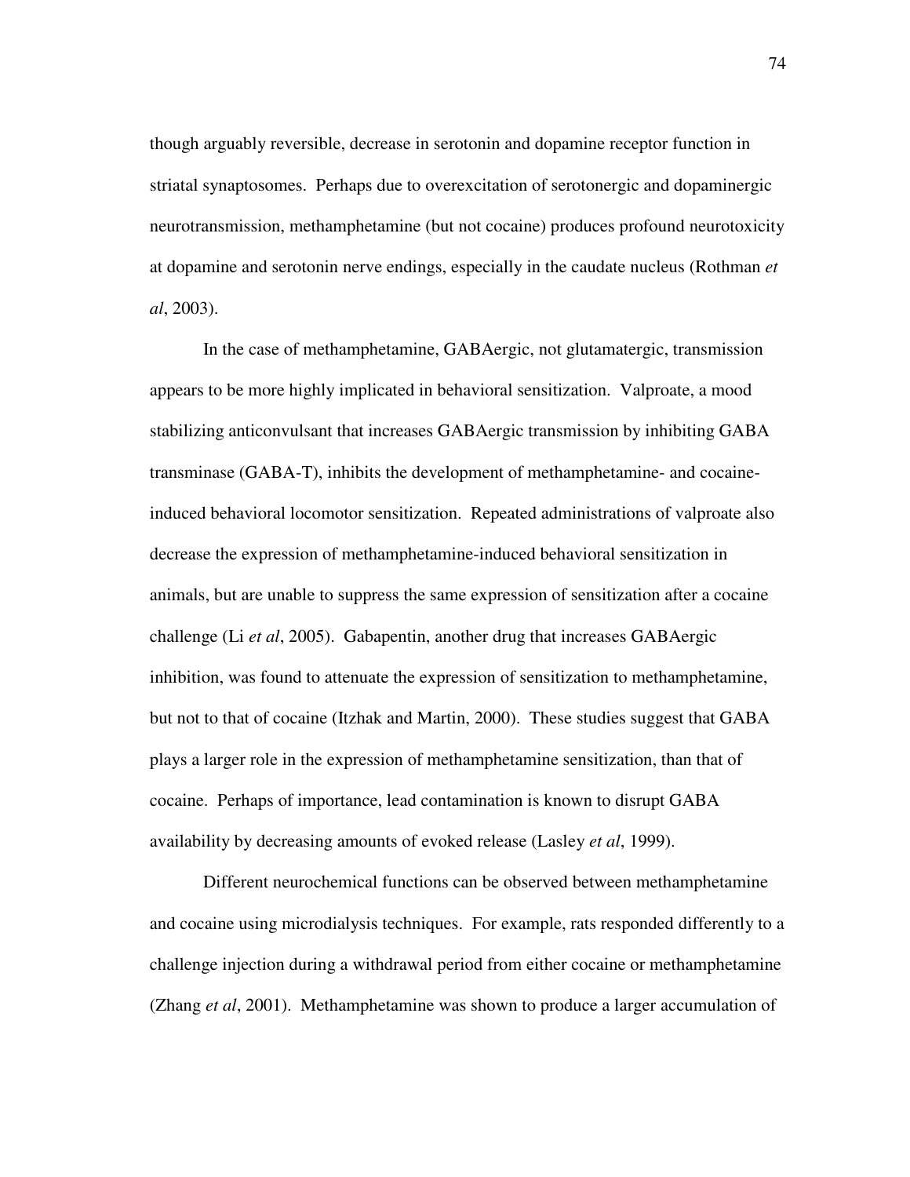though arguably reversible, decrease in serotonin and dopamine receptor function in striatal synaptosomes. Perhaps due to overexcitation of serotonergic and dopaminergic neurotransmission, methamphetamine (but not cocaine) produces profound neurotoxicity at dopamine and serotonin nerve endings, especially in the caudate nucleus (Rothman *et al*, 2003).

In the case of methamphetamine, GABAergic, not glutamatergic, transmission appears to be more highly implicated in behavioral sensitization. Valproate, a mood stabilizing anticonvulsant that increases GABAergic transmission by inhibiting GABA transminase (GABA-T), inhibits the development of methamphetamine- and cocaine-induced behavioral locomotor sensitization. Repeated administrations of valproate also decrease the expression of methamphetamine-induced behavioral sensitization in animals, but are unable to suppress the same expression of sensitization after a cocaine challenge (Li *et al*, 2005). Gabapentin, another drug that increases GABAergic inhibition, was found to attenuate the expression of sensitization to methamphetamine, but not to that of cocaine (Itzhak and Martin, 2000). These studies suggest that GABA plays a larger role in the expression of methamphetamine sensitization, than that of cocaine. Perhaps of importance, lead contamination is known to disrupt GABA availability by decreasing amounts of evoked release (Lasley *et al*, 1999).

Different neurochemical functions can be observed between methamphetamine and cocaine using microdialysis techniques. For example, rats responded differently to a challenge injection during a withdrawal period from either cocaine or methamphetamine (Zhang *et al*, 2001). Methamphetamine was shown to produce a larger accumulation of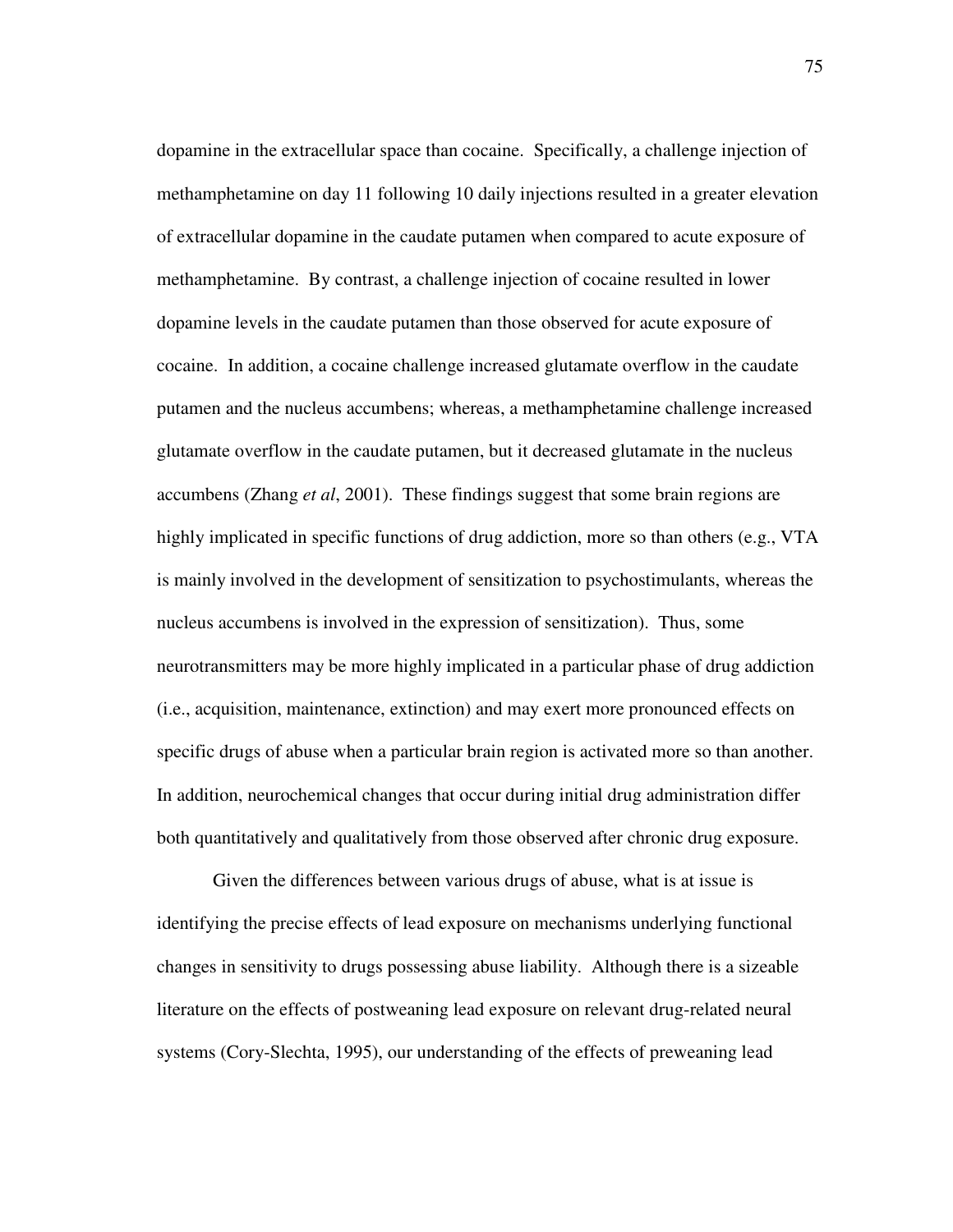dopamine in the extracellular space than cocaine. Specifically, a challenge injection of methamphetamine on day 11 following 10 daily injections resulted in a greater elevation of extracellular dopamine in the caudate putamen when compared to acute exposure of methamphetamine. By contrast, a challenge injection of cocaine resulted in lower dopamine levels in the caudate putamen than those observed for acute exposure of cocaine. In addition, a cocaine challenge increased glutamate overflow in the caudate putamen and the nucleus accumbens; whereas, a methamphetamine challenge increased glutamate overflow in the caudate putamen, but it decreased glutamate in the nucleus accumbens (Zhang *et al*, 2001). These findings suggest that some brain regions are highly implicated in specific functions of drug addiction, more so than others (e.g., VTA is mainly involved in the development of sensitization to psychostimulants, whereas the nucleus accumbens is involved in the expression of sensitization). Thus, some neurotransmitters may be more highly implicated in a particular phase of drug addiction (i.e., acquisition, maintenance, extinction) and may exert more pronounced effects on specific drugs of abuse when a particular brain region is activated more so than another. In addition, neurochemical changes that occur during initial drug administration differ both quantitatively and qualitatively from those observed after chronic drug exposure.

Given the differences between various drugs of abuse, what is at issue is identifying the precise effects of lead exposure on mechanisms underlying functional changes in sensitivity to drugs possessing abuse liability. Although there is a sizeable literature on the effects of postweaning lead exposure on relevant drug-related neural systems (Cory-Slechta, 1995), our understanding of the effects of preweaning lead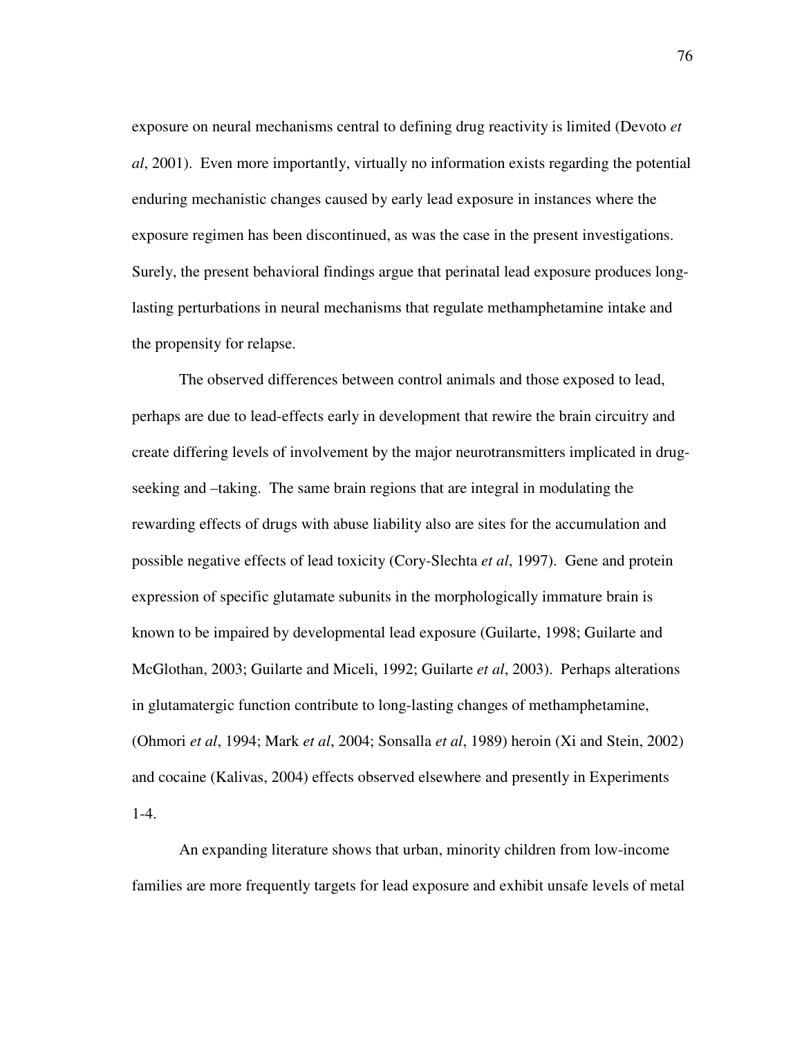exposure on neural mechanisms central to defining drug reactivity is limited (Devoto *et al*, 2001). Even more importantly, virtually no information exists regarding the potential enduring mechanistic changes caused by early lead exposure in instances where the exposure regimen has been discontinued, as was the case in the present investigations. Surely, the present behavioral findings argue that perinatal lead exposure produces long-lasting perturbations in neural mechanisms that regulate methamphetamine intake and the propensity for relapse.

The observed differences between control animals and those exposed to lead, perhaps are due to lead-effects early in development that rewire the brain circuitry and create differing levels of involvement by the major neurotransmitters implicated in drug-seeking and –taking. The same brain regions that are integral in modulating the rewarding effects of drugs with abuse liability also are sites for the accumulation and possible negative effects of lead toxicity (Cory-Slechta *et al*, 1997). Gene and protein expression of specific glutamate subunits in the morphologically immature brain is known to be impaired by developmental lead exposure (Guilarte, 1998; Guilarte and McGlothan, 2003; Guilarte and Miceli, 1992; Guilarte *et al*, 2003). Perhaps alterations in glutamatergic function contribute to long-lasting changes of methamphetamine, (Ohmori *et al*, 1994; Mark *et al*, 2004; Sonsalla *et al*, 1989) heroin (Xi and Stein, 2002) and cocaine (Kalivas, 2004) effects observed elsewhere and presently in Experiments 1-4.

An expanding literature shows that urban, minority children from low-income families are more frequently targets for lead exposure and exhibit unsafe levels of metal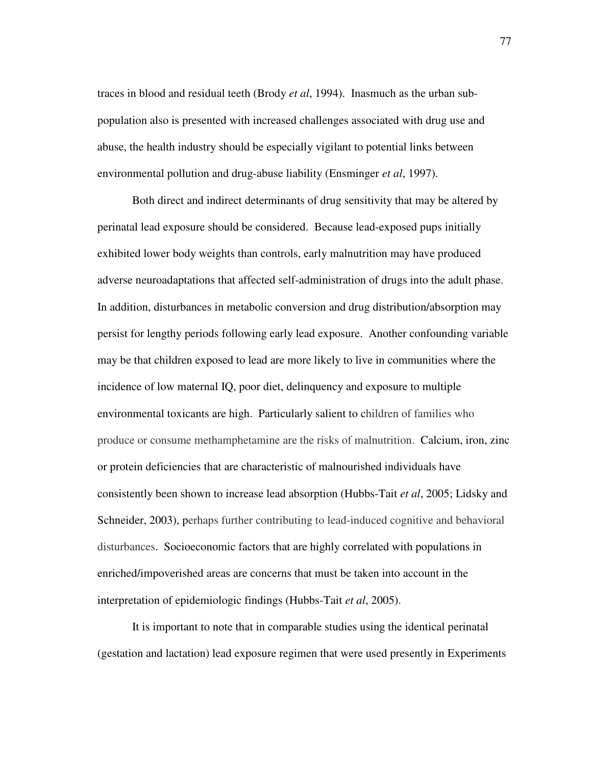traces in blood and residual teeth (Brody *et al*, 1994). Inasmuch as the urban sub-population also is presented with increased challenges associated with drug use and abuse, the health industry should be especially vigilant to potential links between environmental pollution and drug-abuse liability (Ensminger *et al*, 1997).

Both direct and indirect determinants of drug sensitivity that may be altered by perinatal lead exposure should be considered. Because lead-exposed pups initially exhibited lower body weights than controls, early malnutrition may have produced adverse neuroadaptations that affected self-administration of drugs into the adult phase. In addition, disturbances in metabolic conversion and drug distribution/absorption may persist for lengthy periods following early lead exposure. Another confounding variable may be that children exposed to lead are more likely to live in communities where the incidence of low maternal IQ, poor diet, delinquency and exposure to multiple environmental toxicants are high. Particularly salient to children of families who produce or consume methamphetamine are the risks of malnutrition. Calcium, iron, zinc or protein deficiencies that are characteristic of malnourished individuals have consistently been shown to increase lead absorption (Hubbs-Tait *et al*, 2005; Lidsky and Schneider, 2003), perhaps further contributing to lead-induced cognitive and behavioral disturbances. Socioeconomic factors that are highly correlated with populations in enriched/impoverished areas are concerns that must be taken into account in the interpretation of epidemiologic findings (Hubbs-Tait *et al*, 2005).

It is important to note that in comparable studies using the identical perinatal (gestation and lactation) lead exposure regimen that were used presently in Experiments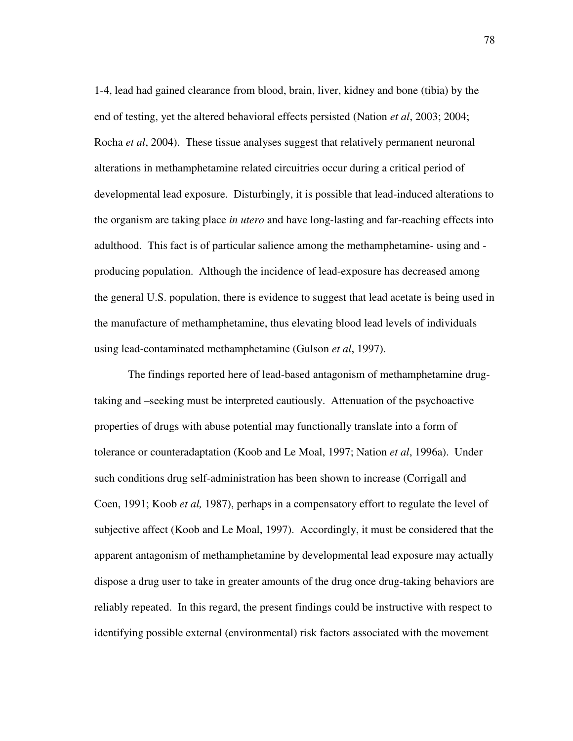1-4, lead had gained clearance from blood, brain, liver, kidney and bone (tibia) by the end of testing, yet the altered behavioral effects persisted (Nation *et al*, 2003; 2004; Rocha *et al*, 2004). These tissue analyses suggest that relatively permanent neuronal alterations in methamphetamine related circuitries occur during a critical period of developmental lead exposure. Disturbingly, it is possible that lead-induced alterations to the organism are taking place *in utero* and have long-lasting and far-reaching effects into adulthood. This fact is of particular salience among the methamphetamine- using and -producing population. Although the incidence of lead-exposure has decreased among the general U.S. population, there is evidence to suggest that lead acetate is being used in the manufacture of methamphetamine, thus elevating blood lead levels of individuals using lead-contaminated methamphetamine (Gulson *et al*, 1997).

The findings reported here of lead-based antagonism of methamphetamine drug-taking and –seeking must be interpreted cautiously. Attenuation of the psychoactive properties of drugs with abuse potential may functionally translate into a form of tolerance or counteradaptation (Koob and Le Moal, 1997; Nation *et al*, 1996a). Under such conditions drug self-administration has been shown to increase (Corrigall and Coen, 1991; Koob *et al,* 1987), perhaps in a compensatory effort to regulate the level of subjective affect (Koob and Le Moal, 1997). Accordingly, it must be considered that the apparent antagonism of methamphetamine by developmental lead exposure may actually dispose a drug user to take in greater amounts of the drug once drug-taking behaviors are reliably repeated. In this regard, the present findings could be instructive with respect to identifying possible external (environmental) risk factors associated with the movement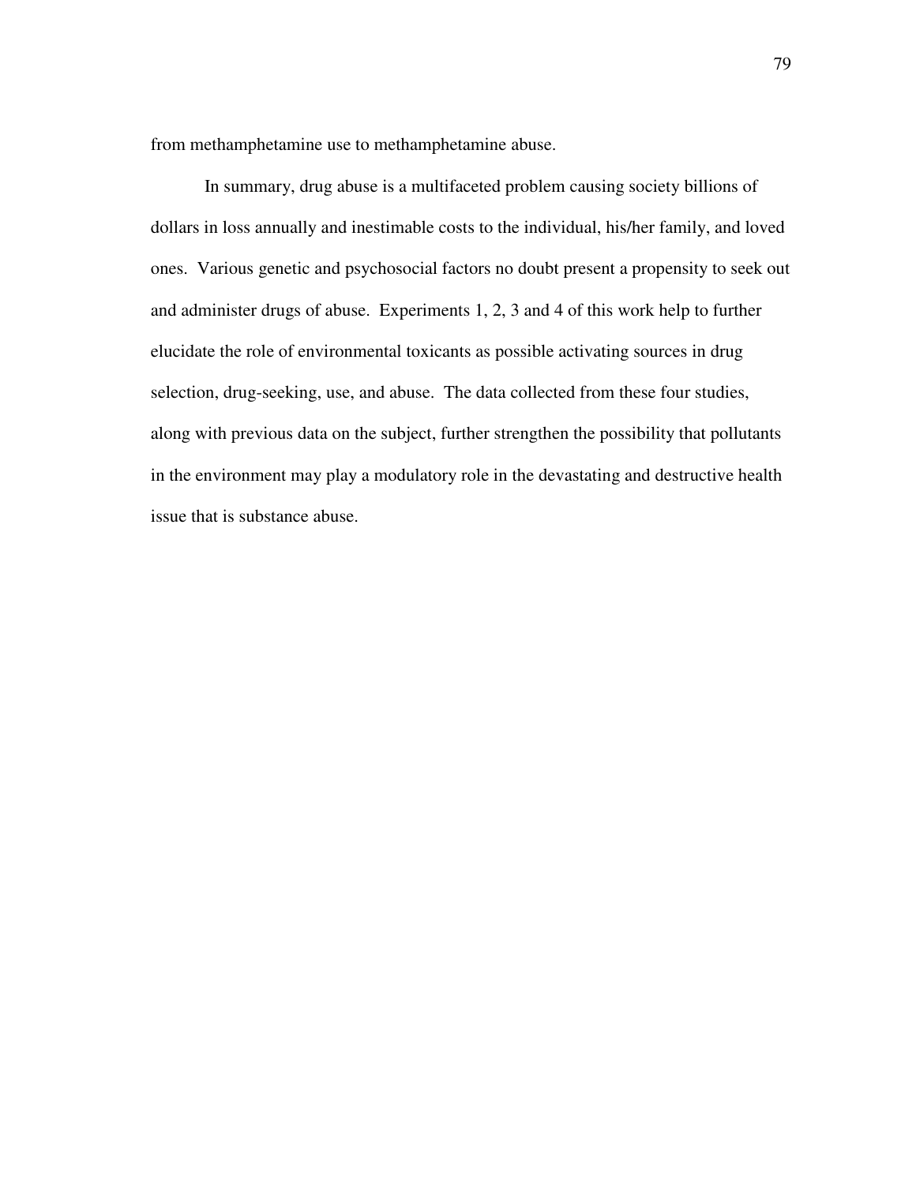from methamphetamine use to methamphetamine abuse.

In summary, drug abuse is a multifaceted problem causing society billions of dollars in loss annually and inestimable costs to the individual, his/her family, and loved ones. Various genetic and psychosocial factors no doubt present a propensity to seek out and administer drugs of abuse. Experiments 1, 2, 3 and 4 of this work help to further elucidate the role of environmental toxicants as possible activating sources in drug selection, drug-seeking, use, and abuse. The data collected from these four studies, along with previous data on the subject, further strengthen the possibility that pollutants in the environment may play a modulatory role in the devastating and destructive health issue that is substance abuse.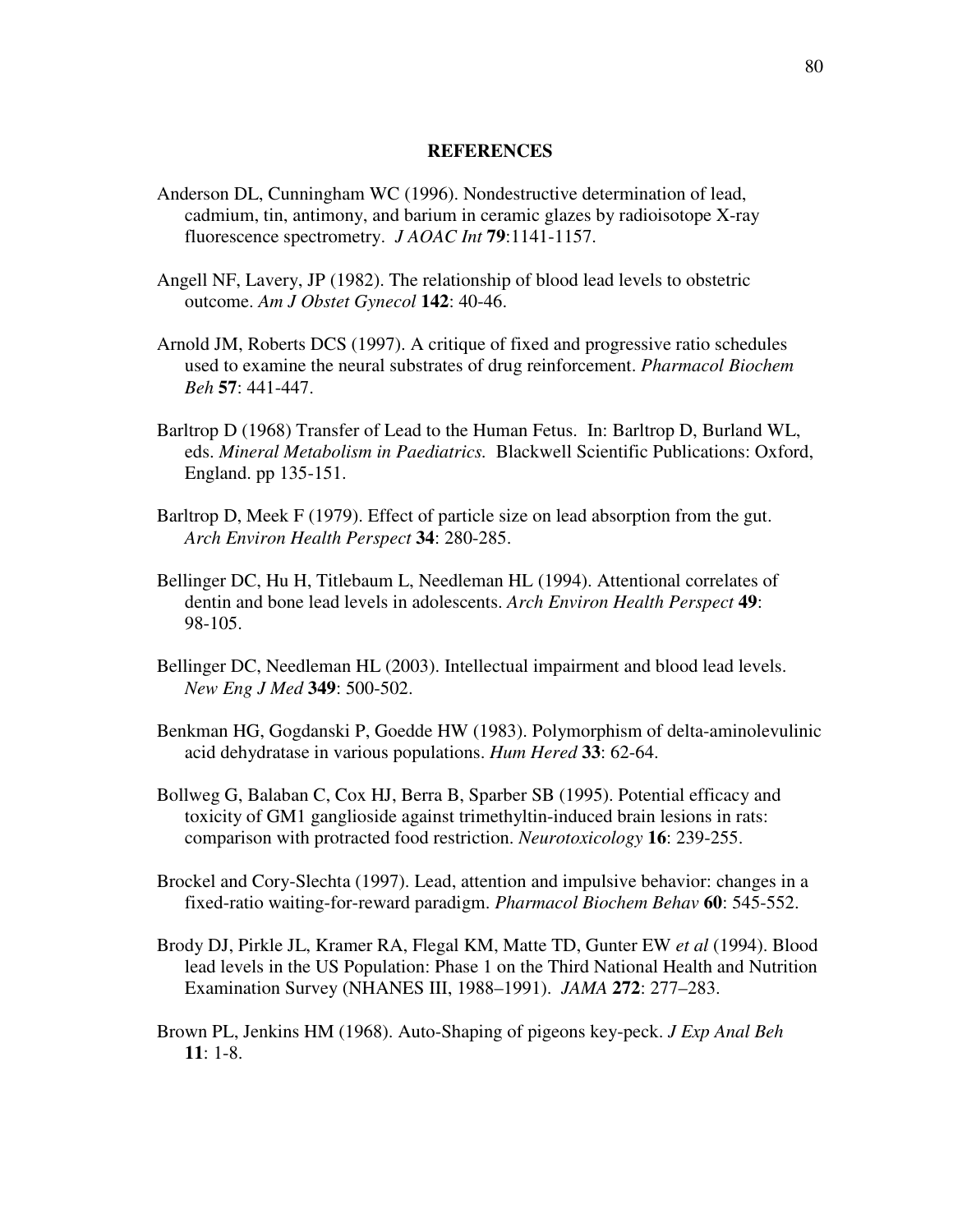## REFERENCES

Anderson DL, Cunningham WC (1996). Nondestructive determination of lead, cadmium, tin, antimony, and barium in ceramic glazes by radioisotope X-ray fluorescence spectrometry. *J AOAC Int* **79**:1141-1157.

Angell NF, Lavery, JP (1982). The relationship of blood lead levels to obstetric outcome. *Am J Obstet Gynecol* **142**: 40-46.

Arnold JM, Roberts DCS (1997). A critique of fixed and progressive ratio schedules used to examine the neural substrates of drug reinforcement. *Pharmacol Biochem Beh* **57**: 441-447.

Barltrop D (1968) Transfer of Lead to the Human Fetus. In: Barltrop D, Burland WL, eds. *Mineral Metabolism in Paediatrics.* Blackwell Scientific Publications: Oxford, England. pp 135-151.

Barltrop D, Meek F (1979). Effect of particle size on lead absorption from the gut. *Arch Environ Health Perspect* **34**: 280-285.

Bellinger DC, Hu H, Titlebaum L, Needleman HL (1994). Attentional correlates of dentin and bone lead levels in adolescents. *Arch Environ Health Perspect* **49**: 98-105.

Bellinger DC, Needleman HL (2003). Intellectual impairment and blood lead levels. *New Eng J Med* **349**: 500-502.

Benkman HG, Gogdanski P, Goedde HW (1983). Polymorphism of delta-aminolevulinic acid dehydratase in various populations. *Hum Hered* **33**: 62-64.

Bollweg G, Balaban C, Cox HJ, Berra B, Sparber SB (1995). Potential efficacy and toxicity of GM1 ganglioside against trimethyltin-induced brain lesions in rats: comparison with protracted food restriction. *Neurotoxicology* **16**: 239-255.

Brockel and Cory-Slechta (1997). Lead, attention and impulsive behavior: changes in a fixed-ratio waiting-for-reward paradigm. *Pharmacol Biochem Behav* **60**: 545-552.

Brody DJ, Pirkle JL, Kramer RA, Flegal KM, Matte TD, Gunter EW *et al* (1994). Blood lead levels in the US Population: Phase 1 on the Third National Health and Nutrition Examination Survey (NHANES III, 1988–1991). *JAMA* **272**: 277–283.

Brown PL, Jenkins HM (1968). Auto-Shaping of pigeons key-peck. *J Exp Anal Beh* **11**: 1-8.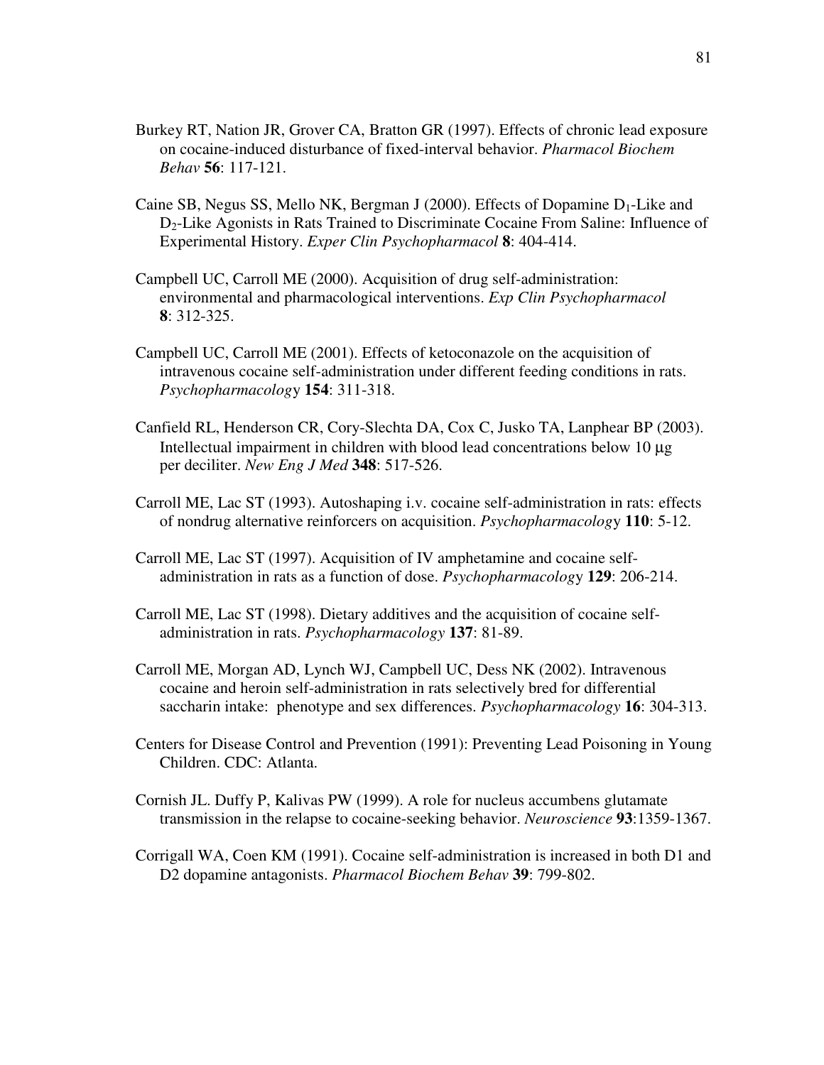Burkey RT, Nation JR, Grover CA, Bratton GR (1997). Effects of chronic lead exposure on cocaine-induced disturbance of fixed-interval behavior. *Pharmacol Biochem Behav* **56**: 117-121.

Caine SB, Negus SS, Mello NK, Bergman J (2000). Effects of Dopamine $D_1$-Like and $D_2$-Like Agonists in Rats Trained to Discriminate Cocaine From Saline: Influence of Experimental History. *Exper Clin Psychopharmacol* **8**: 404-414.

Campbell UC, Carroll ME (2000). Acquisition of drug self-administration: environmental and pharmacological interventions. *Exp Clin Psychopharmacol* **8**: 312-325.

Campbell UC, Carroll ME (2001). Effects of ketoconazole on the acquisition of intravenous cocaine self-administration under different feeding conditions in rats. *Psychopharmacology* **154**: 311-318.

Canfield RL, Henderson CR, Cory-Slechta DA, Cox C, Jusko TA, Lanphear BP (2003). Intellectual impairment in children with blood lead concentrations below 10 μg per deciliter. *New Eng J Med* **348**: 517-526.

Carroll ME, Lac ST (1993). Autoshaping i.v. cocaine self-administration in rats: effects of nondrug alternative reinforcers on acquisition. *Psychopharmacology* **110**: 5-12.

Carroll ME, Lac ST (1997). Acquisition of IV amphetamine and cocaine self-administration in rats as a function of dose. *Psychopharmacology* **129**: 206-214.

Carroll ME, Lac ST (1998). Dietary additives and the acquisition of cocaine self-administration in rats. *Psychopharmacology* **137**: 81-89.

Carroll ME, Morgan AD, Lynch WJ, Campbell UC, Dess NK (2002). Intravenous cocaine and heroin self-administration in rats selectively bred for differential saccharin intake: phenotype and sex differences. *Psychopharmacology* **16**: 304-313.

Centers for Disease Control and Prevention (1991): Preventing Lead Poisoning in Young Children. CDC: Atlanta.

Cornish JL. Duffy P, Kalivas PW (1999). A role for nucleus accumbens glutamate transmission in the relapse to cocaine-seeking behavior. *Neuroscience* **93**:1359-1367.

Corrigall WA, Coen KM (1991). Cocaine self-administration is increased in both D1 and D2 dopamine antagonists. *Pharmacol Biochem Behav* **39**: 799-802.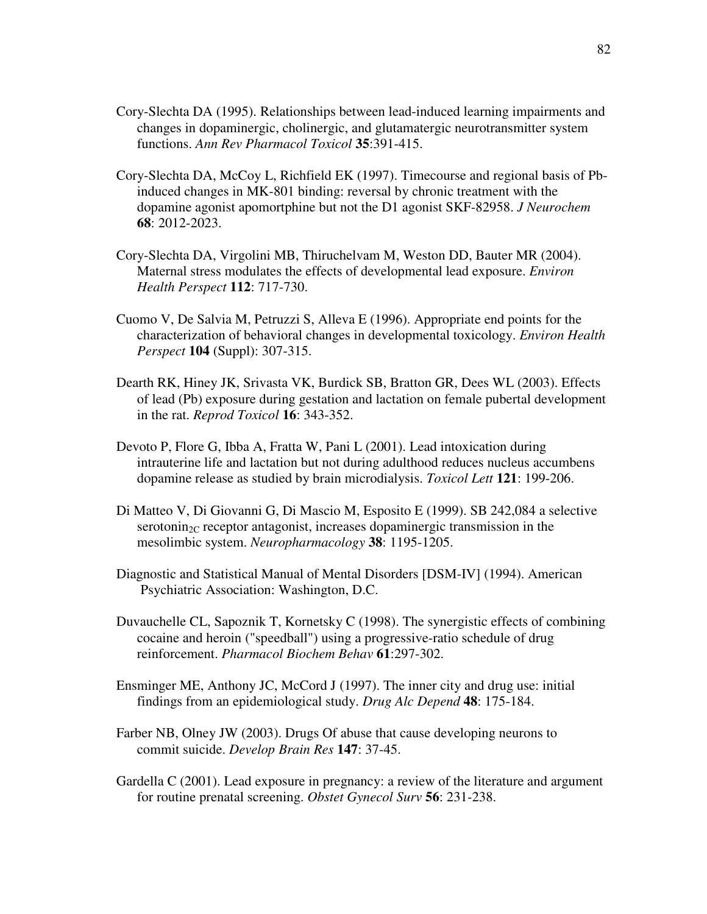Cory-Slechta DA (1995). Relationships between lead-induced learning impairments and changes in dopaminergic, cholinergic, and glutamatergic neurotransmitter system functions. *Ann Rev Pharmacol Toxicol* **35**:391-415.

Cory-Slechta DA, McCoy L, Richfield EK (1997). Timecourse and regional basis of Pb-induced changes in MK-801 binding: reversal by chronic treatment with the dopamine agonist apomortphine but not the D1 agonist SKF-82958. *J Neurochem* **68**: 2012-2023.

Cory-Slechta DA, Virgolini MB, Thiruchelvam M, Weston DD, Bauter MR (2004). Maternal stress modulates the effects of developmental lead exposure. *Environ Health Perspect* **112**: 717-730.

Cuomo V, De Salvia M, Petruzzi S, Alleva E (1996). Appropriate end points for the characterization of behavioral changes in developmental toxicology. *Environ Health Perspect* **104** (Suppl): 307-315.

Dearth RK, Hiney JK, Srivasta VK, Burdick SB, Bratton GR, Dees WL (2003). Effects of lead (Pb) exposure during gestation and lactation on female pubertal development in the rat. *Reprod Toxicol* **16**: 343-352.

Devoto P, Flore G, Ibba A, Fratta W, Pani L (2001). Lead intoxication during intrauterine life and lactation but not during adulthood reduces nucleus accumbens dopamine release as studied by brain microdialysis. *Toxicol Lett* **121**: 199-206.

Di Matteo V, Di Giovanni G, Di Mascio M, Esposito E (1999). SB 242,084 a selective serotonin$_{2C}$ receptor antagonist, increases dopaminergic transmission in the mesolimbic system. *Neuropharmacology* **38**: 1195-1205.

Diagnostic and Statistical Manual of Mental Disorders [DSM-IV] (1994). American Psychiatric Association: Washington, D.C.

Duvauchelle CL, Sapoznik T, Kornetsky C (1998). The synergistic effects of combining cocaine and heroin ("speedball") using a progressive-ratio schedule of drug reinforcement. *Pharmacol Biochem Behav* **61**:297-302.

Ensminger ME, Anthony JC, McCord J (1997). The inner city and drug use: initial findings from an epidemiological study. *Drug Alc Depend* **48**: 175-184.

Farber NB, Olney JW (2003). Drugs Of abuse that cause developing neurons to commit suicide. *Develop Brain Res* **147**: 37-45.

Gardella C (2001). Lead exposure in pregnancy: a review of the literature and argument for routine prenatal screening. *Obstet Gynecol Surv* **56**: 231-238.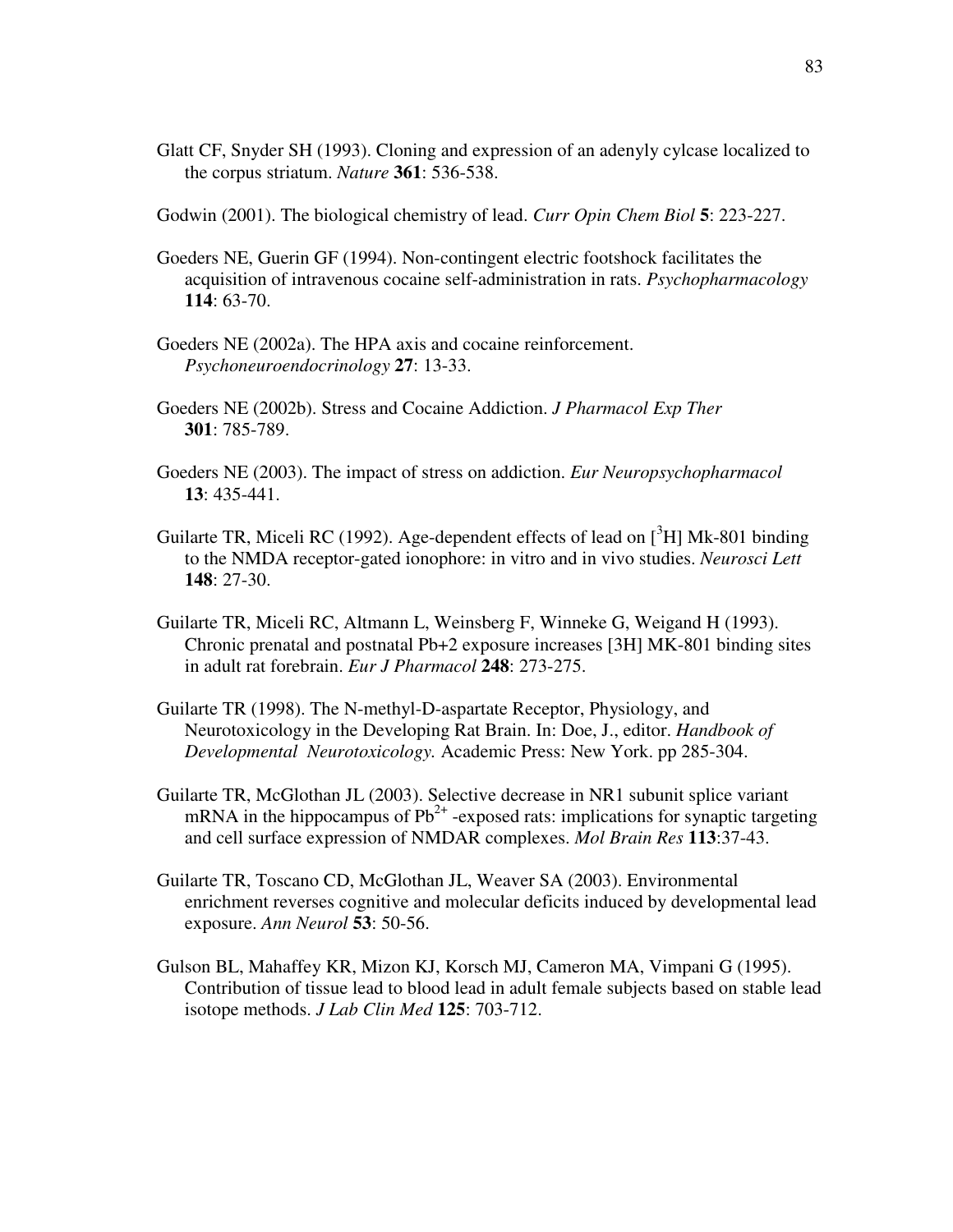Glatt CF, Snyder SH (1993). Cloning and expression of an adenyly cylcase localized to the corpus striatum. *Nature* **361**: 536-538.

Godwin (2001). The biological chemistry of lead. *Curr Opin Chem Biol* **5**: 223-227.

Goeders NE, Guerin GF (1994). Non-contingent electric footshock facilitates the acquisition of intravenous cocaine self-administration in rats. *Psychopharmacology* **114**: 63-70.

Goeders NE (2002a). The HPA axis and cocaine reinforcement. *Psychoneuroendocrinology* **27**: 13-33.

Goeders NE (2002b). Stress and Cocaine Addiction. *J Pharmacol Exp Ther* **301**: 785-789.

Goeders NE (2003). The impact of stress on addiction. *Eur Neuropsychopharmacol* **13**: 435-441.

Guilarte TR, Miceli RC (1992). Age-dependent effects of lead on [$^{3}$H] Mk-801 binding to the NMDA receptor-gated ionophore: in vitro and in vivo studies. *Neurosci Lett* **148**: 27-30.

Guilarte TR, Miceli RC, Altmann L, Weinsberg F, Winneke G, Weigand H (1993). Chronic prenatal and postnatal Pb+2 exposure increases [3H] MK-801 binding sites in adult rat forebrain. *Eur J Pharmacol* **248**: 273-275.

Guilarte TR (1998). The N-methyl-D-aspartate Receptor, Physiology, and Neurotoxicology in the Developing Rat Brain. In: Doe, J., editor. *Handbook of Developmental Neurotoxicology.* Academic Press: New York. pp 285-304.

Guilarte TR, McGlothan JL (2003). Selective decrease in NR1 subunit splice variant mRNA in the hippocampus of $Pb^{2+}$ -exposed rats: implications for synaptic targeting and cell surface expression of NMDAR complexes. *Mol Brain Res* **113**:37-43.

Guilarte TR, Toscano CD, McGlothan JL, Weaver SA (2003). Environmental enrichment reverses cognitive and molecular deficits induced by developmental lead exposure. *Ann Neurol* **53**: 50-56.

Gulson BL, Mahaffey KR, Mizon KJ, Korsch MJ, Cameron MA, Vimpani G (1995). Contribution of tissue lead to blood lead in adult female subjects based on stable lead isotope methods. *J Lab Clin Med* **125**: 703-712.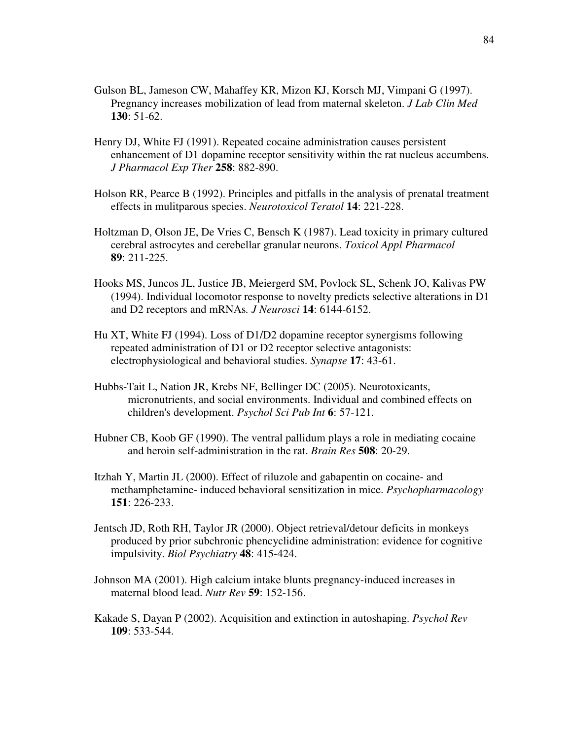Gulson BL, Jameson CW, Mahaffey KR, Mizon KJ, Korsch MJ, Vimpani G (1997). Pregnancy increases mobilization of lead from maternal skeleton. *J Lab Clin Med* **130**: 51-62.

Henry DJ, White FJ (1991). Repeated cocaine administration causes persistent enhancement of D1 dopamine receptor sensitivity within the rat nucleus accumbens. *J Pharmacol Exp Ther* **258**: 882-890.

Holson RR, Pearce B (1992). Principles and pitfalls in the analysis of prenatal treatment effects in mulitparous species. *Neurotoxicol Teratol* **14**: 221-228.

Holtzman D, Olson JE, De Vries C, Bensch K (1987). Lead toxicity in primary cultured cerebral astrocytes and cerebellar granular neurons. *Toxicol Appl Pharmacol* **89**: 211-225.

Hooks MS, Juncos JL, Justice JB, Meiergerd SM, Povlock SL, Schenk JO, Kalivas PW (1994). Individual locomotor response to novelty predicts selective alterations in D1 and D2 receptors and mRNAs. *J Neurosci* **14**: 6144-6152.

Hu XT, White FJ (1994). Loss of D1/D2 dopamine receptor synergisms following repeated administration of D1 or D2 receptor selective antagonists: electrophysiological and behavioral studies. *Synapse* **17**: 43-61.

Hubbs-Tait L, Nation JR, Krebs NF, Bellinger DC (2005). Neurotoxicants, micronutrients, and social environments. Individual and combined effects on children's development. *Psychol Sci Pub Int* **6**: 57-121.

Hubner CB, Koob GF (1990). The ventral pallidum plays a role in mediating cocaine and heroin self-administration in the rat. *Brain Res* **508**: 20-29.

Itzhah Y, Martin JL (2000). Effect of riluzole and gabapentin on cocaine- and methamphetamine- induced behavioral sensitization in mice. *Psychopharmacology* **151**: 226-233.

Jentsch JD, Roth RH, Taylor JR (2000). Object retrieval/detour deficits in monkeys produced by prior subchronic phencyclidine administration: evidence for cognitive impulsivity. *Biol Psychiatry* **48**: 415-424.

Johnson MA (2001). High calcium intake blunts pregnancy-induced increases in maternal blood lead. *Nutr Rev* **59**: 152-156.

Kakade S, Dayan P (2002). Acquisition and extinction in autoshaping. *Psychol Rev* **109**: 533-544.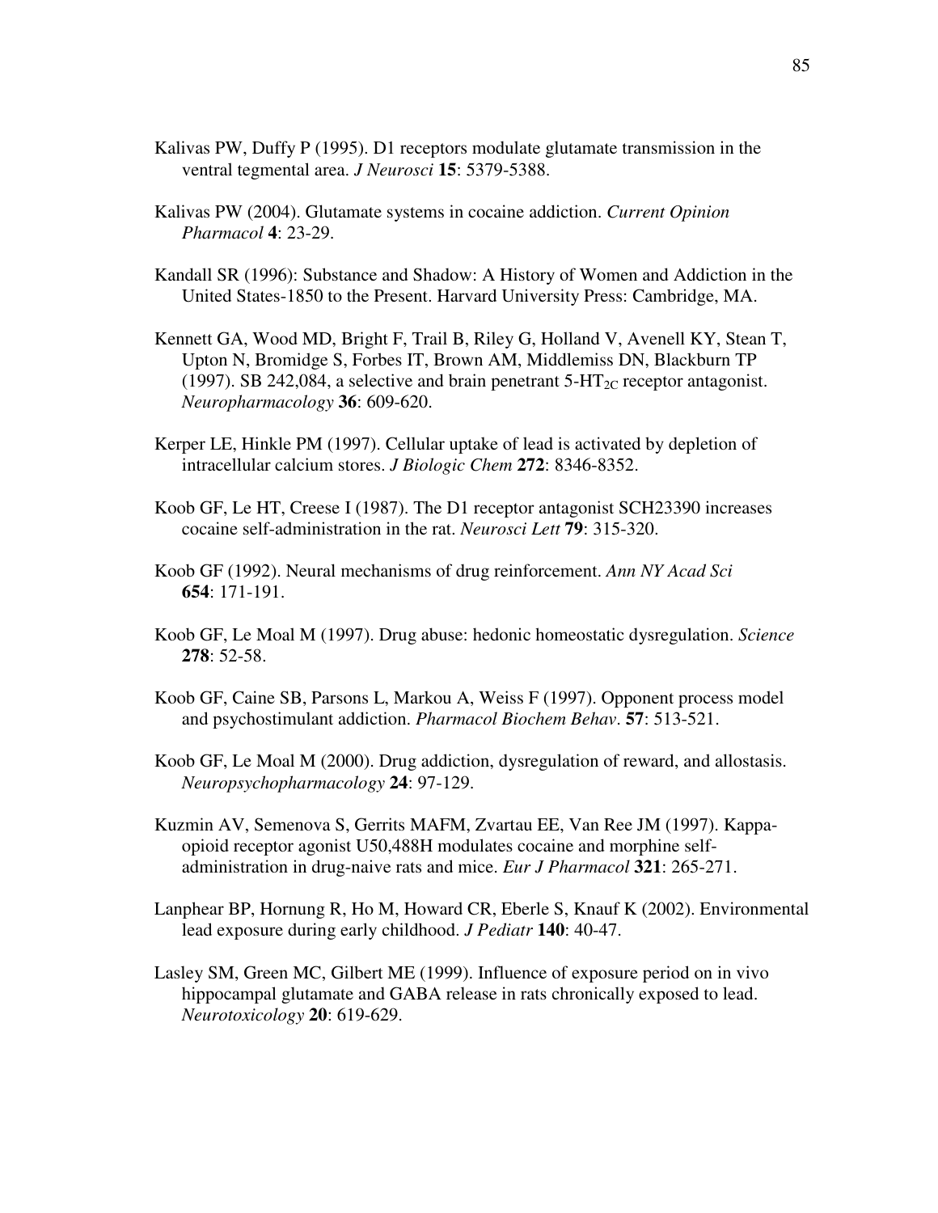Kalivas PW, Duffy P (1995). D1 receptors modulate glutamate transmission in the ventral tegmental area. *J Neurosci* **15**: 5379-5388.

Kalivas PW (2004). Glutamate systems in cocaine addiction. *Current Opinion Pharmacol* **4**: 23-29.

Kandall SR (1996): Substance and Shadow: A History of Women and Addiction in the United States-1850 to the Present. Harvard University Press: Cambridge, MA.

Kennett GA, Wood MD, Bright F, Trail B, Riley G, Holland V, Avenell KY, Stean T, Upton N, Bromidge S, Forbes IT, Brown AM, Middlemiss DN, Blackburn TP (1997). SB 242,084, a selective and brain penetrant 5-$HT_{2C}$ receptor antagonist. *Neuropharmacology* **36**: 609-620.

Kerper LE, Hinkle PM (1997). Cellular uptake of lead is activated by depletion of intracellular calcium stores. *J Biologic Chem* **272**: 8346-8352.

Koob GF, Le HT, Creese I (1987). The D1 receptor antagonist SCH23390 increases cocaine self-administration in the rat. *Neurosci Lett* **79**: 315-320.

Koob GF (1992). Neural mechanisms of drug reinforcement. *Ann NY Acad Sci* **654**: 171-191.

Koob GF, Le Moal M (1997). Drug abuse: hedonic homeostatic dysregulation. *Science* **278**: 52-58.

Koob GF, Caine SB, Parsons L, Markou A, Weiss F (1997). Opponent process model and psychostimulant addiction. *Pharmacol Biochem Behav*. **57**: 513-521.

Koob GF, Le Moal M (2000). Drug addiction, dysregulation of reward, and allostasis. *Neuropsychopharmacology* **24**: 97-129.

Kuzmin AV, Semenova S, Gerrits MAFM, Zvartau EE, Van Ree JM (1997). Kappa-opioid receptor agonist U50,488H modulates cocaine and morphine self-administration in drug-naive rats and mice. *Eur J Pharmacol* **321**: 265-271.

Lanphear BP, Hornung R, Ho M, Howard CR, Eberle S, Knauf K (2002). Environmental lead exposure during early childhood. *J Pediatr* **140**: 40-47.

Lasley SM, Green MC, Gilbert ME (1999). Influence of exposure period on in vivo hippocampal glutamate and GABA release in rats chronically exposed to lead. *Neurotoxicology* **20**: 619-629.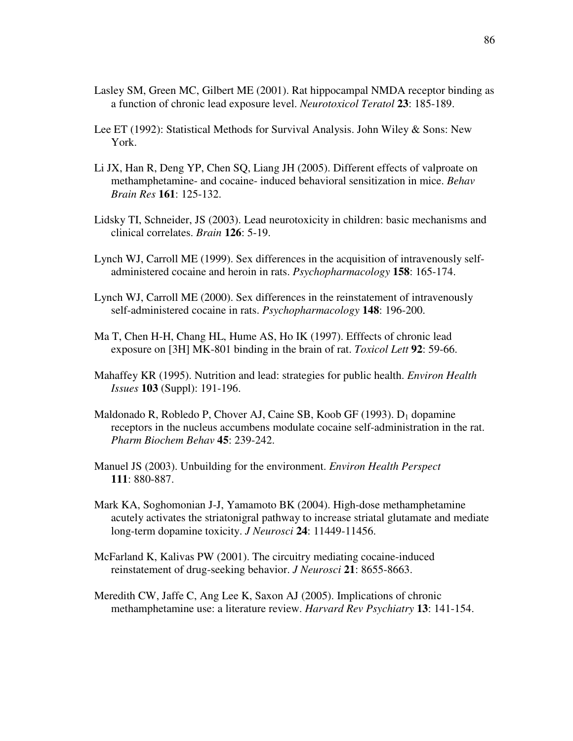Lasley SM, Green MC, Gilbert ME (2001). Rat hippocampal NMDA receptor binding as a function of chronic lead exposure level. *Neurotoxicol Teratol* **23**: 185-189.

Lee ET (1992): Statistical Methods for Survival Analysis. John Wiley & Sons: New York.

Li JX, Han R, Deng YP, Chen SQ, Liang JH (2005). Different effects of valproate on methamphetamine- and cocaine- induced behavioral sensitization in mice. *Behav Brain Res* **161**: 125-132.

Lidsky TI, Schneider, JS (2003). Lead neurotoxicity in children: basic mechanisms and clinical correlates. *Brain* **126**: 5-19.

Lynch WJ, Carroll ME (1999). Sex differences in the acquisition of intravenously self-administered cocaine and heroin in rats. *Psychopharmacology* **158**: 165-174.

Lynch WJ, Carroll ME (2000). Sex differences in the reinstatement of intravenously self-administered cocaine in rats. *Psychopharmacology* **148**: 196-200.

Ma T, Chen H-H, Chang HL, Hume AS, Ho IK (1997). Efffects of chronic lead exposure on [3H] MK-801 binding in the brain of rat. *Toxicol Lett* **92**: 59-66.

Mahaffey KR (1995). Nutrition and lead: strategies for public health. *Environ Health Issues* **103** (Suppl): 191-196.

Maldonado R, Robledo P, Chover AJ, Caine SB, Koob GF (1993). $D_1$ dopamine receptors in the nucleus accumbens modulate cocaine self-administration in the rat. *Pharm Biochem Behav* **45**: 239-242.

Manuel JS (2003). Unbuilding for the environment. *Environ Health Perspect* **111**: 880-887.

Mark KA, Soghomonian J-J, Yamamoto BK (2004). High-dose methamphetamine acutely activates the striatonigral pathway to increase striatal glutamate and mediate long-term dopamine toxicity. *J Neurosci* **24**: 11449-11456.

McFarland K, Kalivas PW (2001). The circuitry mediating cocaine-induced reinstatement of drug-seeking behavior. *J Neurosci* **21**: 8655-8663.

Meredith CW, Jaffe C, Ang Lee K, Saxon AJ (2005). Implications of chronic methamphetamine use: a literature review. *Harvard Rev Psychiatry* **13**: 141-154.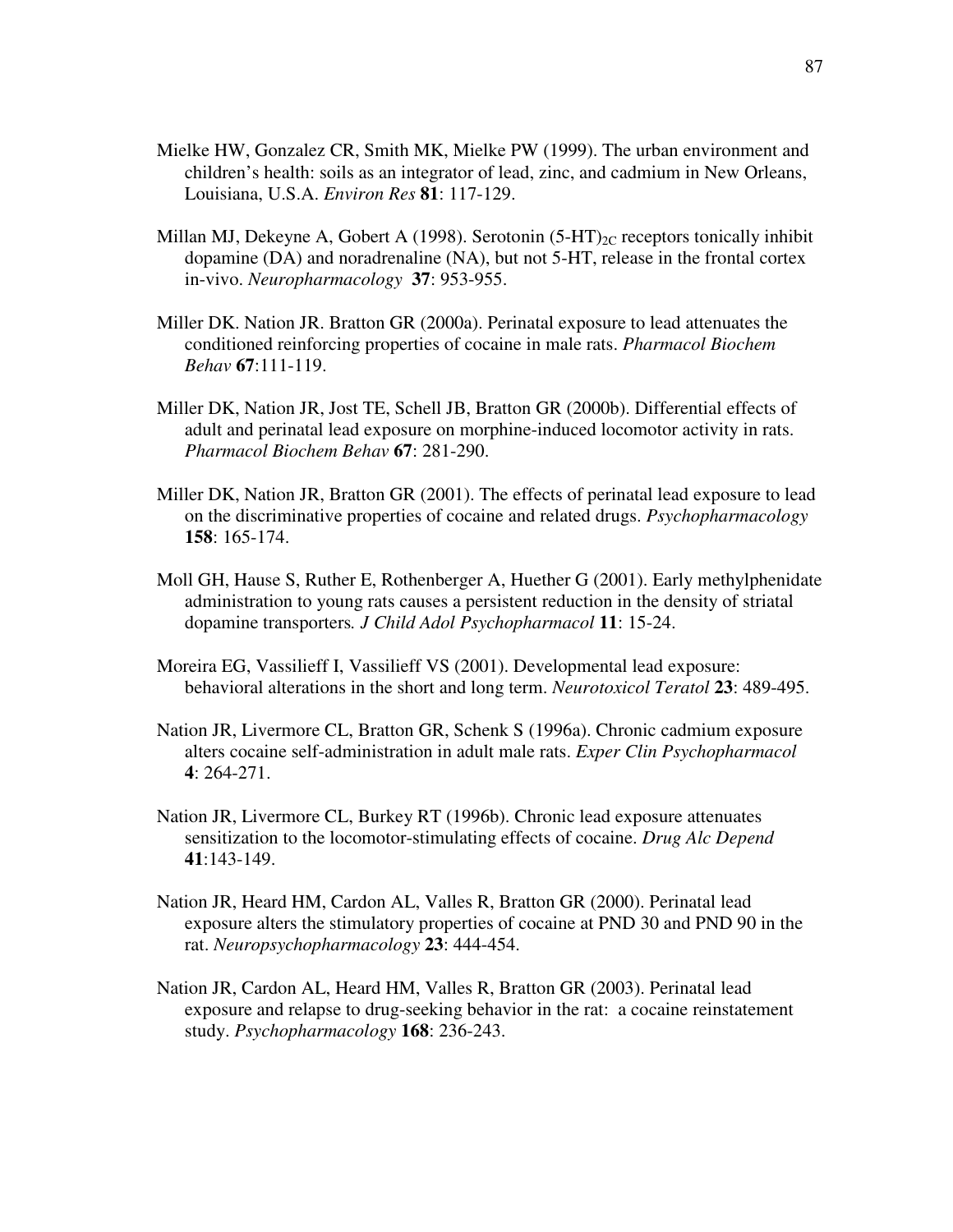Mielke HW, Gonzalez CR, Smith MK, Mielke PW (1999). The urban environment and children's health: soils as an integrator of lead, zinc, and cadmium in New Orleans, Louisiana, U.S.A. *Environ Res* **81**: 117-129.

Millan MJ, Dekeyne A, Gobert A (1998). Serotonin (5-HT)$_{2C}$ receptors tonically inhibit dopamine (DA) and noradrenaline (NA), but not 5-HT, release in the frontal cortex in-vivo. *Neuropharmacology* **37**: 953-955.

Miller DK. Nation JR. Bratton GR (2000a). Perinatal exposure to lead attenuates the conditioned reinforcing properties of cocaine in male rats. *Pharmacol Biochem Behav* **67**:111-119.

Miller DK, Nation JR, Jost TE, Schell JB, Bratton GR (2000b). Differential effects of adult and perinatal lead exposure on morphine-induced locomotor activity in rats. *Pharmacol Biochem Behav* **67**: 281-290.

Miller DK, Nation JR, Bratton GR (2001). The effects of perinatal lead exposure to lead on the discriminative properties of cocaine and related drugs. *Psychopharmacology* **158**: 165-174.

Moll GH, Hause S, Ruther E, Rothenberger A, Huether G (2001). Early methylphenidate administration to young rats causes a persistent reduction in the density of striatal dopamine transporters*. J Child Adol Psychopharmacol* **11**: 15-24.

Moreira EG, Vassilieff I, Vassilieff VS (2001). Developmental lead exposure: behavioral alterations in the short and long term. *Neurotoxicol Teratol* **23**: 489-495.

Nation JR, Livermore CL, Bratton GR, Schenk S (1996a). Chronic cadmium exposure alters cocaine self-administration in adult male rats. *Exper Clin Psychopharmacol* **4**: 264-271.

Nation JR, Livermore CL, Burkey RT (1996b). Chronic lead exposure attenuates sensitization to the locomotor-stimulating effects of cocaine. *Drug Alc Depend* **41**:143-149.

Nation JR, Heard HM, Cardon AL, Valles R, Bratton GR (2000). Perinatal lead exposure alters the stimulatory properties of cocaine at PND 30 and PND 90 in the rat. *Neuropsychopharmacology* **23**: 444-454.

Nation JR, Cardon AL, Heard HM, Valles R, Bratton GR (2003). Perinatal lead exposure and relapse to drug-seeking behavior in the rat: a cocaine reinstatement study. *Psychopharmacology* **168**: 236-243.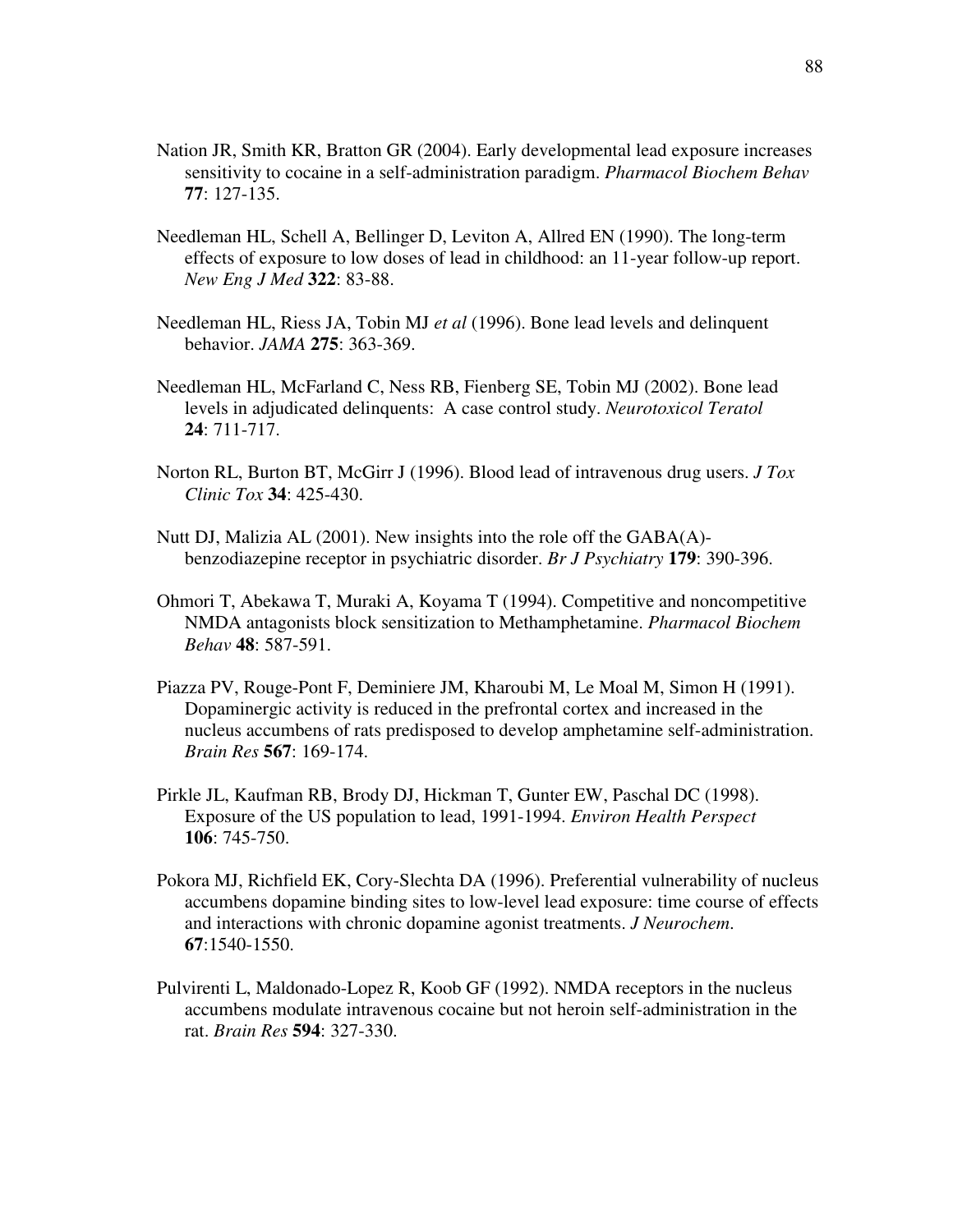Nation JR, Smith KR, Bratton GR (2004). Early developmental lead exposure increases sensitivity to cocaine in a self-administration paradigm. *Pharmacol Biochem Behav* **77**: 127-135.

Needleman HL, Schell A, Bellinger D, Leviton A, Allred EN (1990). The long-term effects of exposure to low doses of lead in childhood: an 11-year follow-up report. *New Eng J Med* **322**: 83-88.

Needleman HL, Riess JA, Tobin MJ *et al* (1996). Bone lead levels and delinquent behavior. *JAMA* **275**: 363-369.

Needleman HL, McFarland C, Ness RB, Fienberg SE, Tobin MJ (2002). Bone lead levels in adjudicated delinquents: A case control study. *Neurotoxicol Teratol* **24**: 711-717.

Norton RL, Burton BT, McGirr J (1996). Blood lead of intravenous drug users. *J Tox Clinic Tox* **34**: 425-430.

Nutt DJ, Malizia AL (2001). New insights into the role off the GABA(A)-benzodiazepine receptor in psychiatric disorder. *Br J Psychiatry* **179**: 390-396.

Ohmori T, Abekawa T, Muraki A, Koyama T (1994). Competitive and noncompetitive NMDA antagonists block sensitization to Methamphetamine. *Pharmacol Biochem Behav* **48**: 587-591.

Piazza PV, Rouge-Pont F, Deminiere JM, Kharoubi M, Le Moal M, Simon H (1991). Dopaminergic activity is reduced in the prefrontal cortex and increased in the nucleus accumbens of rats predisposed to develop amphetamine self-administration. *Brain Res* **567**: 169-174.

Pirkle JL, Kaufman RB, Brody DJ, Hickman T, Gunter EW, Paschal DC (1998). Exposure of the US population to lead, 1991-1994. *Environ Health Perspect* **106**: 745-750.

Pokora MJ, Richfield EK, Cory-Slechta DA (1996). Preferential vulnerability of nucleus accumbens dopamine binding sites to low-level lead exposure: time course of effects and interactions with chronic dopamine agonist treatments. *J Neurochem.* **67**:1540-1550.

Pulvirenti L, Maldonado-Lopez R, Koob GF (1992). NMDA receptors in the nucleus accumbens modulate intravenous cocaine but not heroin self-administration in the rat. *Brain Res* **594**: 327-330.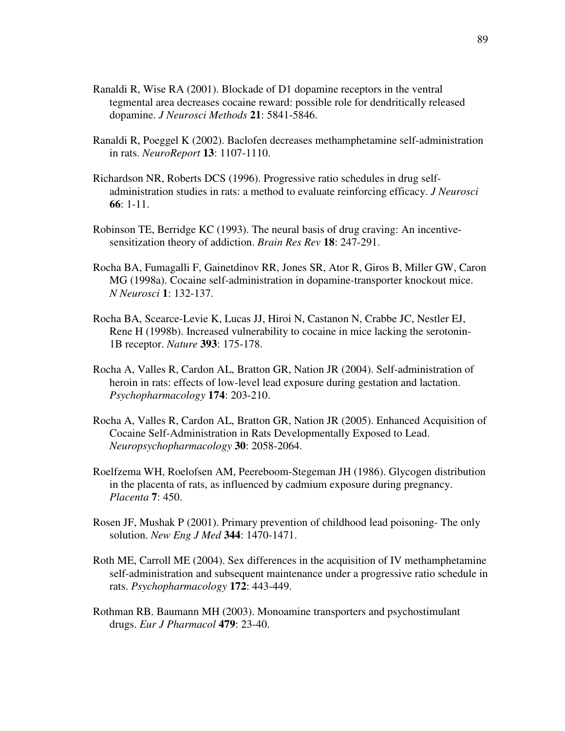Ranaldi R, Wise RA (2001). Blockade of D1 dopamine receptors in the ventral tegmental area decreases cocaine reward: possible role for dendritically released dopamine. *J Neurosci Methods* **21**: 5841-5846.

Ranaldi R, Poeggel K (2002). Baclofen decreases methamphetamine self-administration in rats. *NeuroReport* **13**: 1107-1110.

Richardson NR, Roberts DCS (1996). Progressive ratio schedules in drug self-administration studies in rats: a method to evaluate reinforcing efficacy. *J Neurosci* **66**: 1-11.

Robinson TE, Berridge KC (1993). The neural basis of drug craving: An incentive-sensitization theory of addiction. *Brain Res Rev* **18**: 247-291.

Rocha BA, Fumagalli F, Gainetdinov RR, Jones SR, Ator R, Giros B, Miller GW, Caron MG (1998a). Cocaine self-administration in dopamine-transporter knockout mice. *N Neurosci* **1**: 132-137.

Rocha BA, Scearce-Levie K, Lucas JJ, Hiroi N, Castanon N, Crabbe JC, Nestler EJ, Rene H (1998b). Increased vulnerability to cocaine in mice lacking the serotonin-1B receptor. *Nature* **393**: 175-178.

Rocha A, Valles R, Cardon AL, Bratton GR, Nation JR (2004). Self-administration of heroin in rats: effects of low-level lead exposure during gestation and lactation. *Psychopharmacology* **174**: 203-210.

Rocha A, Valles R, Cardon AL, Bratton GR, Nation JR (2005). Enhanced Acquisition of Cocaine Self-Administration in Rats Developmentally Exposed to Lead. *Neuropsychopharmacology* **30**: 2058-2064.

Roelfzema WH, Roelofsen AM, Peereboom-Stegeman JH (1986). Glycogen distribution in the placenta of rats, as influenced by cadmium exposure during pregnancy. *Placenta* **7**: 450.

Rosen JF, Mushak P (2001). Primary prevention of childhood lead poisoning- The only solution. *New Eng J Med* **344**: 1470-1471.

Roth ME, Carroll ME (2004). Sex differences in the acquisition of IV methamphetamine self-administration and subsequent maintenance under a progressive ratio schedule in rats. *Psychopharmacology* **172**: 443-449.

Rothman RB. Baumann MH (2003). Monoamine transporters and psychostimulant drugs. *Eur J Pharmacol* **479**: 23-40.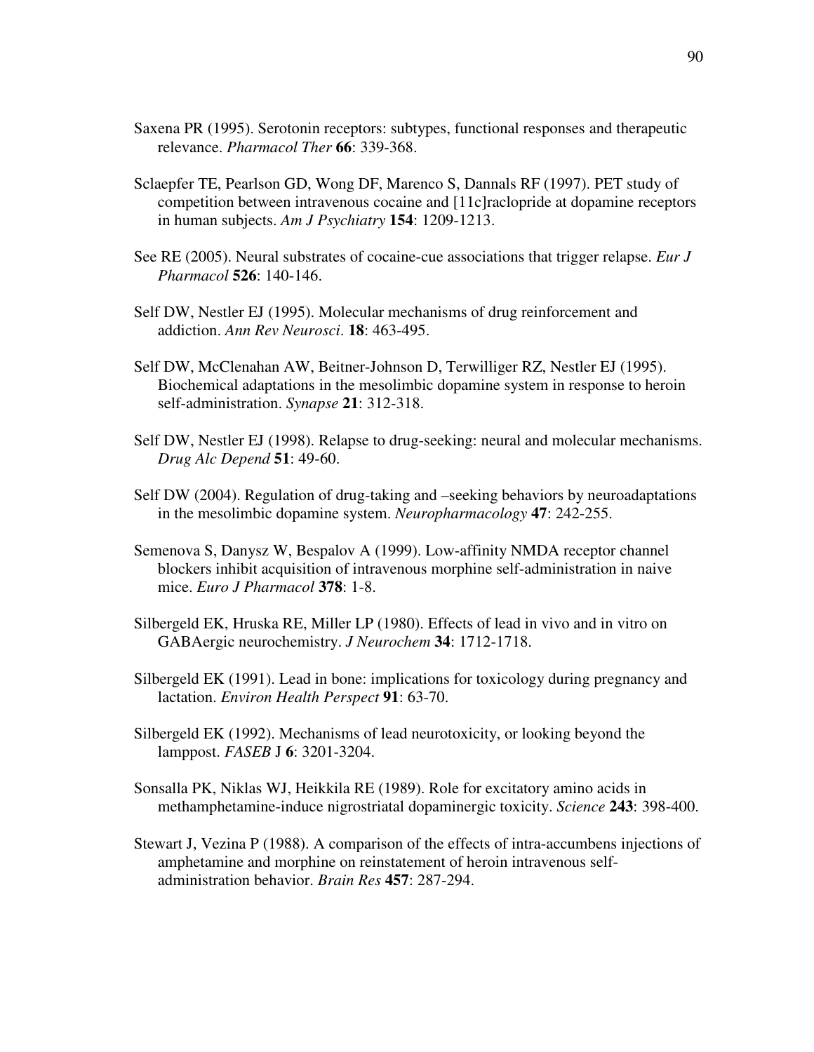Saxena PR (1995). Serotonin receptors: subtypes, functional responses and therapeutic relevance. *Pharmacol Ther* **66**: 339-368.

Sclaepfer TE, Pearlson GD, Wong DF, Marenco S, Dannals RF (1997). PET study of competition between intravenous cocaine and [11c]raclopride at dopamine receptors in human subjects. *Am J Psychiatry* **154**: 1209-1213.

See RE (2005). Neural substrates of cocaine-cue associations that trigger relapse. *Eur J Pharmacol* **526**: 140-146.

Self DW, Nestler EJ (1995). Molecular mechanisms of drug reinforcement and addiction. *Ann Rev Neurosci*. **18**: 463-495.

Self DW, McClenahan AW, Beitner-Johnson D, Terwilliger RZ, Nestler EJ (1995). Biochemical adaptations in the mesolimbic dopamine system in response to heroin self-administration. *Synapse* **21**: 312-318.

Self DW, Nestler EJ (1998). Relapse to drug-seeking: neural and molecular mechanisms. *Drug Alc Depend* **51**: 49-60.

Self DW (2004). Regulation of drug-taking and –seeking behaviors by neuroadaptations in the mesolimbic dopamine system. *Neuropharmacology* **47**: 242-255.

Semenova S, Danysz W, Bespalov A (1999). Low-affinity NMDA receptor channel blockers inhibit acquisition of intravenous morphine self-administration in naive mice. *Euro J Pharmacol* **378**: 1-8.

Silbergeld EK, Hruska RE, Miller LP (1980). Effects of lead in vivo and in vitro on GABAergic neurochemistry. *J Neurochem* **34**: 1712-1718.

Silbergeld EK (1991). Lead in bone: implications for toxicology during pregnancy and lactation. *Environ Health Perspect* **91**: 63-70.

Silbergeld EK (1992). Mechanisms of lead neurotoxicity, or looking beyond the lamppost. *FASEB* J **6**: 3201-3204.

Sonsalla PK, Niklas WJ, Heikkila RE (1989). Role for excitatory amino acids in methamphetamine-induce nigrostriatal dopaminergic toxicity. *Science* **243**: 398-400.

Stewart J, Vezina P (1988). A comparison of the effects of intra-accumbens injections of amphetamine and morphine on reinstatement of heroin intravenous self-administration behavior. *Brain Res* **457**: 287-294.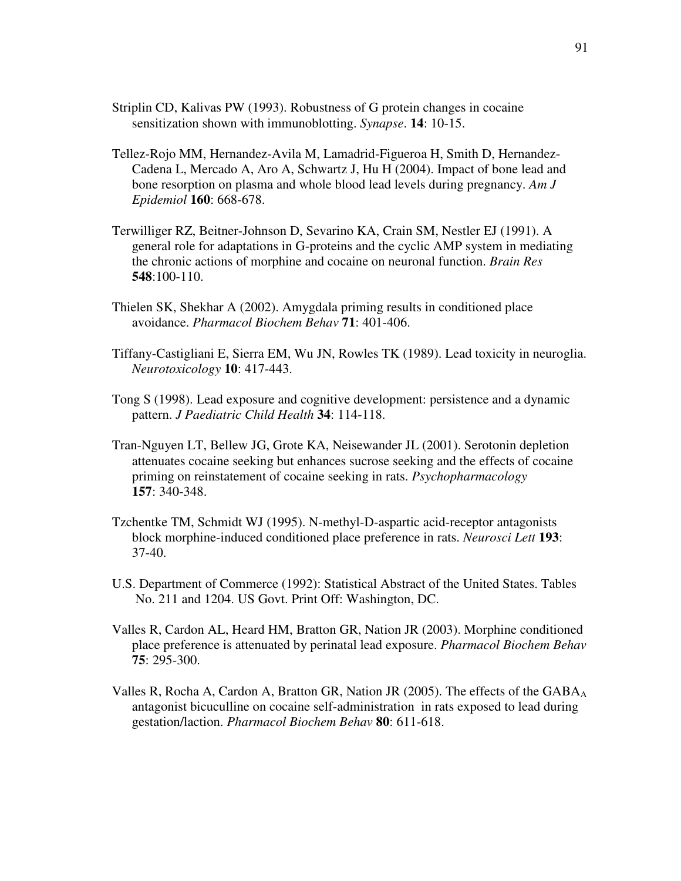Striplin CD, Kalivas PW (1993). Robustness of G protein changes in cocaine sensitization shown with immunoblotting. *Synapse*. **14**: 10-15.

Tellez-Rojo MM, Hernandez-Avila M, Lamadrid-Figueroa H, Smith D, Hernandez-Cadena L, Mercado A, Aro A, Schwartz J, Hu H (2004). Impact of bone lead and bone resorption on plasma and whole blood lead levels during pregnancy. *Am J Epidemiol* **160**: 668-678.

Terwilliger RZ, Beitner-Johnson D, Sevarino KA, Crain SM, Nestler EJ (1991). A general role for adaptations in G-proteins and the cyclic AMP system in mediating the chronic actions of morphine and cocaine on neuronal function. *Brain Res* **548**:100-110.

Thielen SK, Shekhar A (2002). Amygdala priming results in conditioned place avoidance. *Pharmacol Biochem Behav* **71**: 401-406.

Tiffany-Castigliani E, Sierra EM, Wu JN, Rowles TK (1989). Lead toxicity in neuroglia. *Neurotoxicology* **10**: 417-443.

Tong S (1998). Lead exposure and cognitive development: persistence and a dynamic pattern. *J Paediatric Child Health* **34**: 114-118.

Tran-Nguyen LT, Bellew JG, Grote KA, Neisewander JL (2001). Serotonin depletion attenuates cocaine seeking but enhances sucrose seeking and the effects of cocaine priming on reinstatement of cocaine seeking in rats. *Psychopharmacology* **157**: 340-348.

Tzchentke TM, Schmidt WJ (1995). N-methyl-D-aspartic acid-receptor antagonists block morphine-induced conditioned place preference in rats. *Neurosci Lett* **193**: 37-40.

U.S. Department of Commerce (1992): Statistical Abstract of the United States. Tables No. 211 and 1204. US Govt. Print Off: Washington, DC.

Valles R, Cardon AL, Heard HM, Bratton GR, Nation JR (2003). Morphine conditioned place preference is attenuated by perinatal lead exposure. *Pharmacol Biochem Behav* **75**: 295-300.

Valles R, Rocha A, Cardon A, Bratton GR, Nation JR (2005). The effects of the $GABA_A$ antagonist bicuculline on cocaine self-administration in rats exposed to lead during gestation/laction. *Pharmacol Biochem Behav* **80**: 611-618.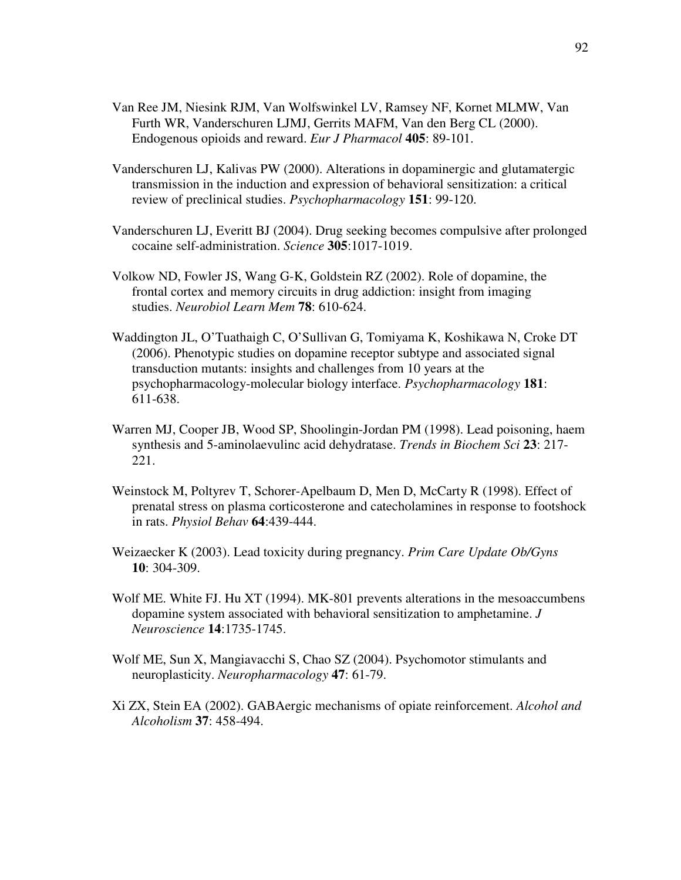Van Ree JM, Niesink RJM, Van Wolfswinkel LV, Ramsey NF, Kornet MLMW, Van Furth WR, Vanderschuren LJMJ, Gerrits MAFM, Van den Berg CL (2000). Endogenous opioids and reward. *Eur J Pharmacol* **405**: 89-101.

Vanderschuren LJ, Kalivas PW (2000). Alterations in dopaminergic and glutamatergic transmission in the induction and expression of behavioral sensitization: a critical review of preclinical studies. *Psychopharmacology* **151**: 99-120.

Vanderschuren LJ, Everitt BJ (2004). Drug seeking becomes compulsive after prolonged cocaine self-administration. *Science* **305**:1017-1019.

Volkow ND, Fowler JS, Wang G-K, Goldstein RZ (2002). Role of dopamine, the frontal cortex and memory circuits in drug addiction: insight from imaging studies. *Neurobiol Learn Mem* **78**: 610-624.

Waddington JL, O'Tuathaigh C, O'Sullivan G, Tomiyama K, Koshikawa N, Croke DT (2006). Phenotypic studies on dopamine receptor subtype and associated signal transduction mutants: insights and challenges from 10 years at the psychopharmacology-molecular biology interface. *Psychopharmacology* **181**: 611-638.

Warren MJ, Cooper JB, Wood SP, Shoolingin-Jordan PM (1998). Lead poisoning, haem synthesis and 5-aminolaevulinc acid dehydratase. *Trends in Biochem Sci* **23**: 217-221.

Weinstock M, Poltyrev T, Schorer-Apelbaum D, Men D, McCarty R (1998). Effect of prenatal stress on plasma corticosterone and catecholamines in response to footshock in rats. *Physiol Behav* **64**:439-444.

Weizaecker K (2003). Lead toxicity during pregnancy. *Prim Care Update Ob/Gyns* **10**: 304-309.

Wolf ME. White FJ. Hu XT (1994). MK-801 prevents alterations in the mesoaccumbens dopamine system associated with behavioral sensitization to amphetamine. *J Neuroscience* **14**:1735-1745.

Wolf ME, Sun X, Mangiavacchi S, Chao SZ (2004). Psychomotor stimulants and neuroplasticity. *Neuropharmacology* **47**: 61-79.

Xi ZX, Stein EA (2002). GABAergic mechanisms of opiate reinforcement. *Alcohol and Alcoholism* **37**: 458-494.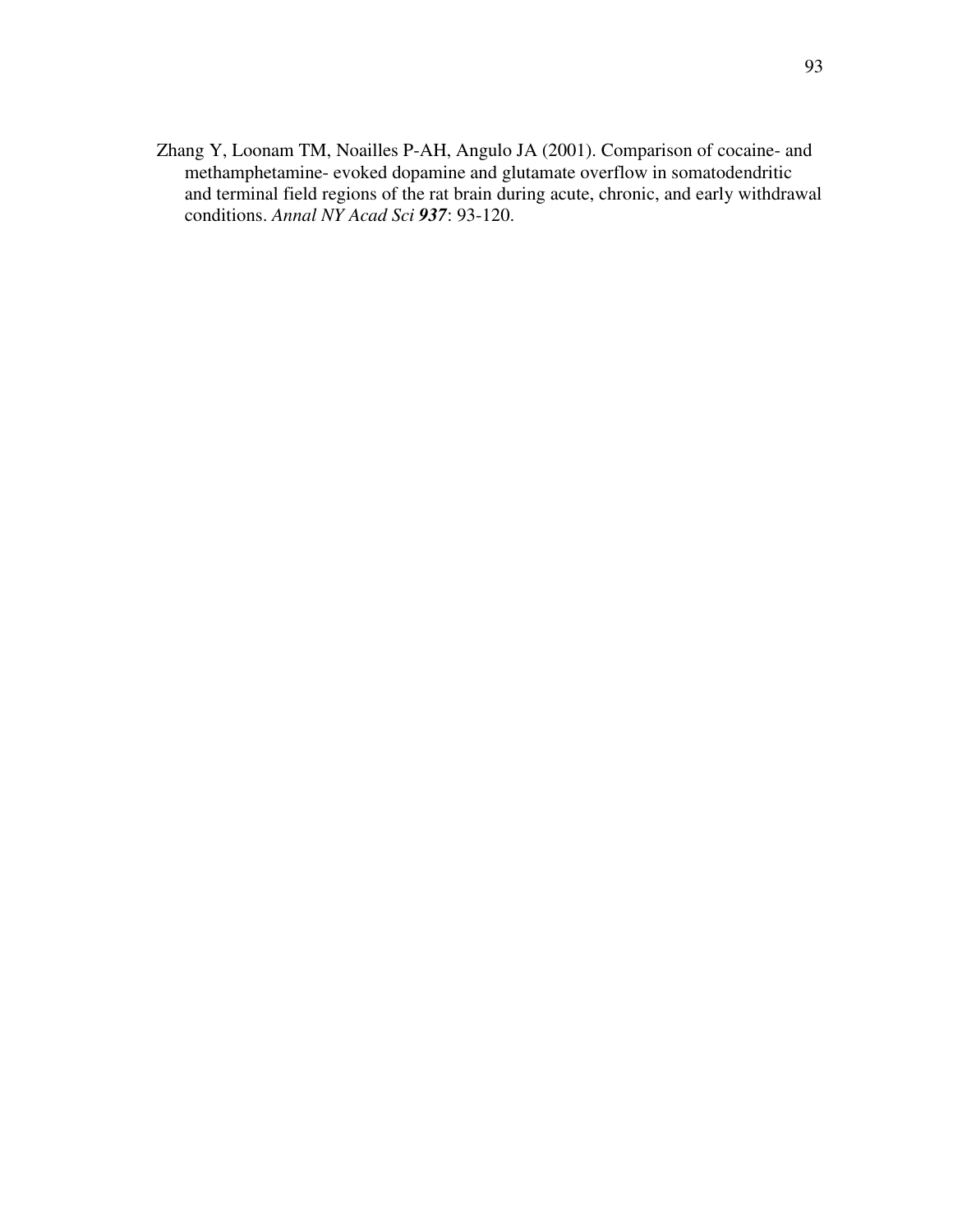Zhang Y, Loonam TM, Noailles P-AH, Angulo JA (2001). Comparison of cocaine- and methamphetamine- evoked dopamine and glutamate overflow in somatodendritic and terminal field regions of the rat brain during acute, chronic, and early withdrawal conditions. *Annal NY Acad Sci* ***937***: 93-120.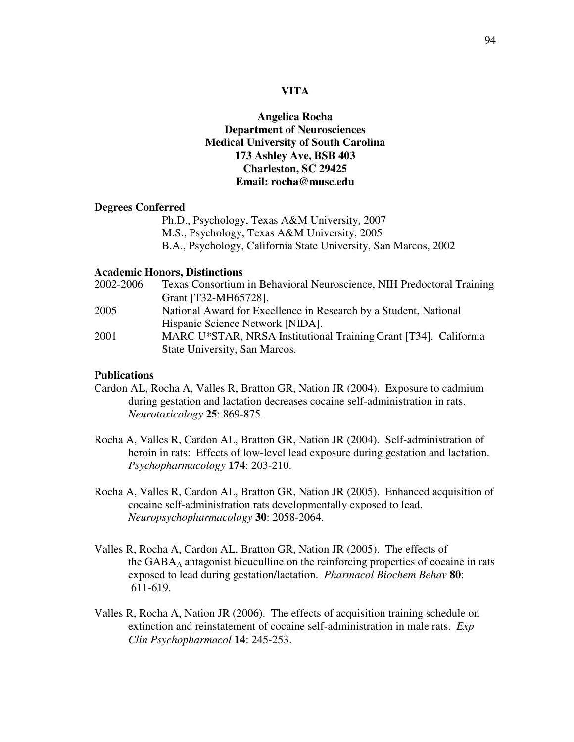# VITA

**Angelica Rocha**
**Department of Neurosciences**
**Medical University of South Carolina**
**173 Ashley Ave, BSB 403**
**Charleston, SC 29425**
**Email: rocha@musc.edu**

### Degrees Conferred

Ph.D., Psychology, Texas A&M University, 2007
M.S., Psychology, Texas A&M University, 2005
B.A., Psychology, California State University, San Marcos, 2002

### Academic Honors, Distinctions

| | |
|---|---|
| 2002-2006 | Texas Consortium in Behavioral Neuroscience, NIH Predoctoral Training Grant [T32-MH65728]. |
| 2005 | National Award for Excellence in Research by a Student, National Hispanic Science Network [NIDA]. |
| 2001 | MARC U*STAR, NRSA Institutional Training Grant [T34]. California State University, San Marcos. |

### Publications

Cardon AL, Rocha A, Valles R, Bratton GR, Nation JR (2004). Exposure to cadmium during gestation and lactation decreases cocaine self-administration in rats. *Neurotoxicology* **25**: 869-875.

Rocha A, Valles R, Cardon AL, Bratton GR, Nation JR (2004). Self-administration of heroin in rats: Effects of low-level lead exposure during gestation and lactation. *Psychopharmacology* **174**: 203-210.

Rocha A, Valles R, Cardon AL, Bratton GR, Nation JR (2005). Enhanced acquisition of cocaine self-administration rats developmentally exposed to lead. *Neuropsychopharmacology* **30**: 2058-2064.

Valles R, Rocha A, Cardon AL, Bratton GR, Nation JR (2005). The effects of the $GABA_A$ antagonist bicuculline on the reinforcing properties of cocaine in rats exposed to lead during gestation/lactation. *Pharmacol Biochem Behav* **80**: 611-619.

Valles R, Rocha A, Nation JR (2006). The effects of acquisition training schedule on extinction and reinstatement of cocaine self-administration in male rats. *Exp Clin Psychopharmacol* **14**: 245-253.